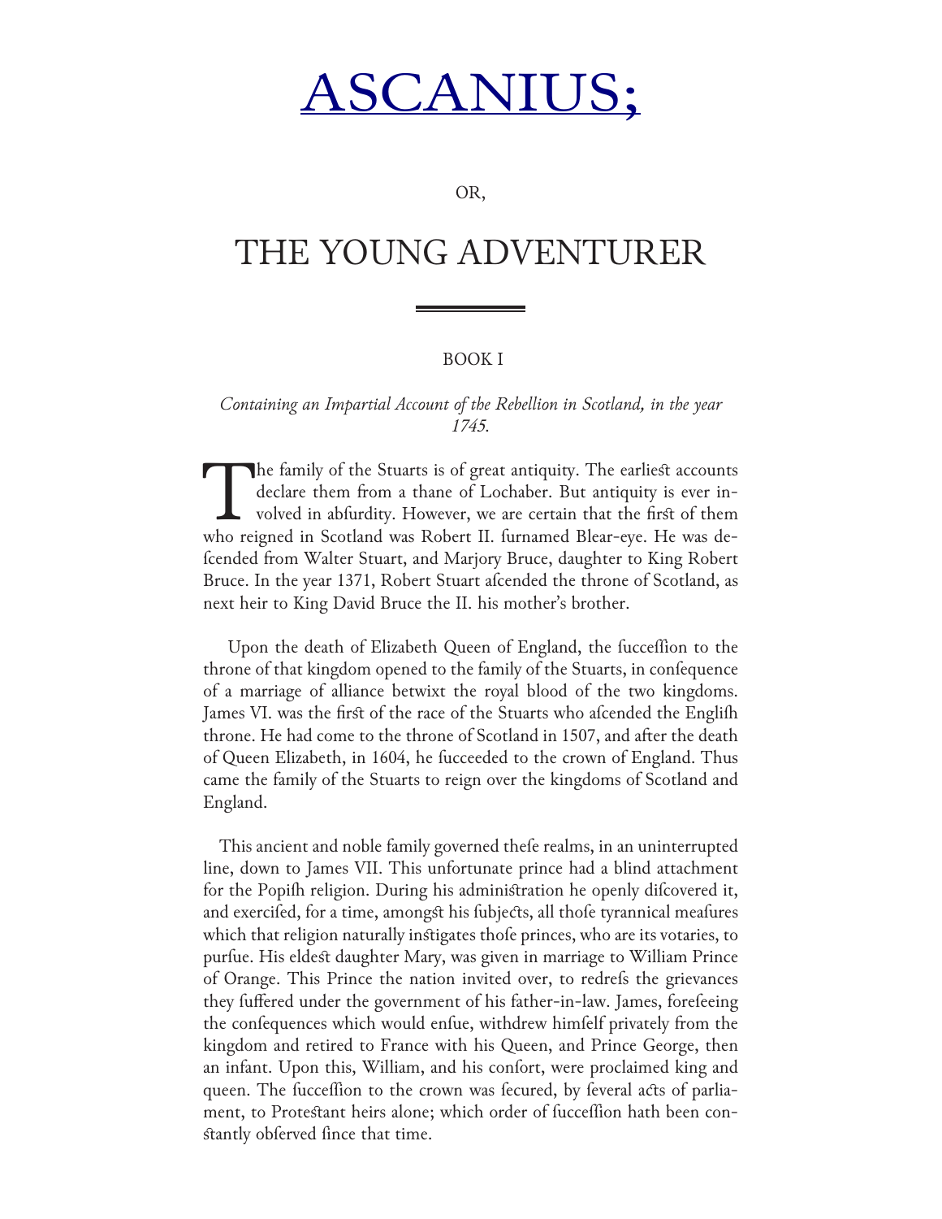# ASCANIUS;

OR,

# THE YOUNG ADVENTURER

## BOOK I

*Containing an Impartial Account of the Rebellion in Scotland, in the year 1745.*

The family of the Stuarts is of great antiquity. The earlieſt accounts declare them from a thane of Lochaber. But antiquity is ever involved in abſurdity. However, we are certain that the firſt of them who reigned in Scotland was Robert II. ſurnamed Blear-eye. He was deſcended from Walter Stuart, and Marjory Bruce, daughter to King Robert Bruce. In the year 1371, Robert Stuart aſcended the throne of Scotland, as next heir to King David Bruce the II. his mother's brother.

Upon the death of Elizabeth Queen of England, the ſucceſſion to the throne of that kingdom opened to the family of the Stuarts, in conſequence of a marriage of alliance betwixt the royal blood of the two kingdoms. James VI. was the firſt of the race of the Stuarts who aſcended the Engliſh throne. He had come to the throne of Scotland in 1507, and after the death of Queen Elizabeth, in 1604, he ſucceeded to the crown of England. Thus came the family of the Stuarts to reign over the kingdoms of Scotland and England.

This ancient and noble family governed theſe realms, in an uninterrupted line, down to James VII. This unfortunate prince had a blind attachment for the Popiſh religion. During his adminiſtration he openly diſcovered it, and exerciſed, for a time, amongſt his ſubjects, all thoſe tyrannical meaſures which that religion naturally inſtigates thoſe princes, who are its votaries, to purſue. His eldeſt daughter Mary, was given in marriage to William Prince of Orange. This Prince the nation invited over, to redreſs the grievances they ſuffered under the government of his father-in-law. James, foreſeeing the conſequences which would enſue, withdrew himſelf privately from the kingdom and retired to France with his Queen, and Prince George, then an infant. Upon this, William, and his conſort, were proclaimed king and queen. The ſucceſſion to the crown was ſecured, by ſeveral acts of parliament, to Proteſtant heirs alone; which order of ſucceſſion hath been conſtantly obſerved ſince that time.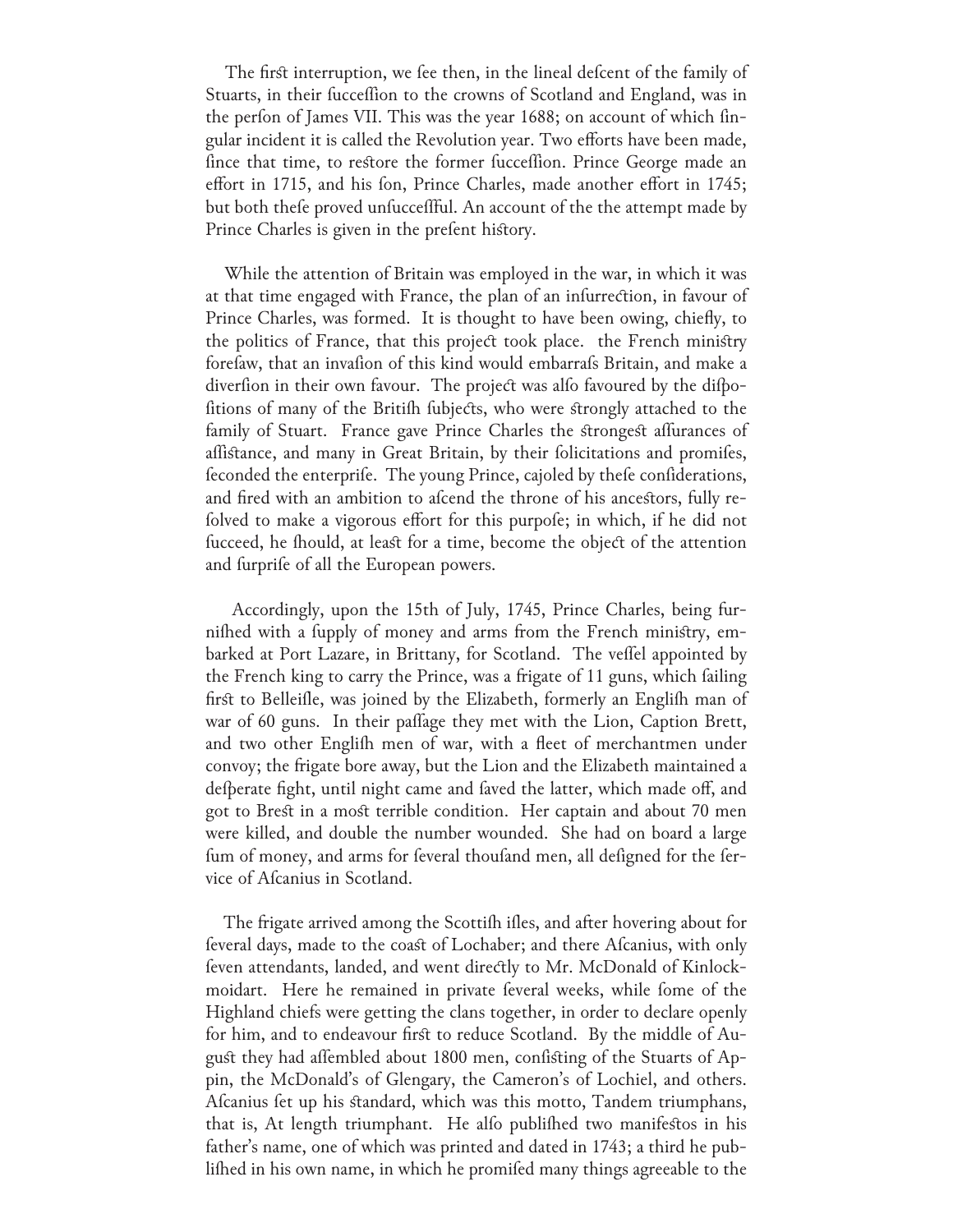The first interruption, we see then, in the lineal descent of the family of Stuarts, in their succession to the crowns of Scotland and England, was in the person of James VII. This was the year 1688; on account of which singular incident it is called the Revolution year. Two efforts have been made, since that time, to restore the former succession. Prince George made an effort in 1715, and his son, Prince Charles, made another effort in 1745; but both these proved unsuccessful. An account of the the attempt made by Prince Charles is given in the present history.

While the attention of Britain was employed in the war, in which it was at that time engaged with France, the plan of an insurrection, in favour of Prince Charles, was formed. It is thought to have been owing, chiefly, to the politics of France, that this project took place. the French ministry foresaw, that an invasion of this kind would embarrass Britain, and make a diversion in their own favour. The project was also favoured by the dispositions of many of the British subjects, who were strongly attached to the family of Stuart. France gave Prince Charles the strongest assurances of assistance, and many in Great Britain, by their solicitations and promises, seconded the enterprise. The young Prince, cajoled by these considerations, and fired with an ambition to ascend the throne of his ancestors, fully resolved to make a vigorous effort for this purpose; in which, if he did not succeed, he should, at least for a time, become the object of the attention and surprise of all the European powers.

Accordingly, upon the 15th of July, 1745, Prince Charles, being furnished with a supply of money and arms from the French ministry, embarked at Port Lazare, in Brittany, for Scotland. The vessel appointed by the French king to carry the Prince, was a frigate of 11 guns, which sailing first to Belleisle, was joined by the Elizabeth, formerly an English man of war of 60 guns. In their passage they met with the Lion, Caption Brett, and two other English men of war, with a fleet of merchantmen under convoy; the frigate bore away, but the Lion and the Elizabeth maintained a desperate fight, until night came and saved the latter, which made off, and got to Brest in a most terrible condition. Her captain and about 70 men were killed, and double the number wounded. She had on board a large sum of money, and arms for several thousand men, all designed for the service of Ascanius in Scotland.

The frigate arrived among the Scottish isles, and after hovering about for several days, made to the coast of Lochaber; and there Ascanius, with only seven attendants, landed, and went directly to Mr. McDonald of Kinlockmoidart. Here he remained in private several weeks, while some of the Highland chiefs were getting the clans together, in order to declare openly for him, and to endeavour first to reduce Scotland. By the middle of August they had assembled about 1800 men, consisting of the Stuarts of Appin, the McDonald's of Glengary, the Cameron's of Lochiel, and others. Ascanius set up his standard, which was this motto, Tandem triumphans, that is, At length triumphant. He also published two manifestos in his father's name, one of which was printed and dated in 1743; a third he published in his own name, in which he promised many things agreeable to the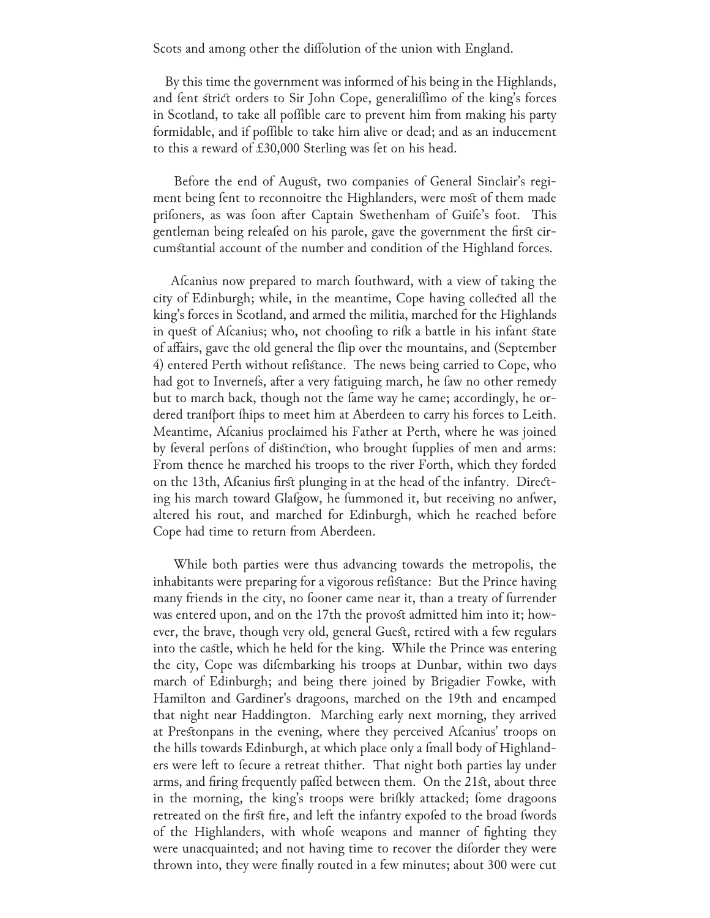Scots and among other the diſſolution of the union with England.

By this time the government was informed of his being in the Highlands, and ſent ſtrict orders to Sir John Cope, generaliſſimo of the king's forces in Scotland, to take all poſſible care to prevent him from making his party formidable, and if poſſible to take him alive or dead; and as an inducement to this a reward of £30,000 Sterling was ſet on his head.

Before the end of Auguſt, two companies of General Sinclair's regiment being ſent to reconnoitre the Highlanders, were moſt of them made priſoners, as was ſoon after Captain Swethenham of Guiſe's foot. This gentleman being releaſed on his parole, gave the government the firſt circumſtantial account of the number and condition of the Highland forces.

Aſcanius now prepared to march ſouthward, with a view of taking the city of Edinburgh; while, in the meantime, Cope having collected all the king's forces in Scotland, and armed the militia, marched for the Highlands in queſt of Aſcanius; who, not chooſing to riſk a battle in his infant ſtate of affairs, gave the old general the ſlip over the mountains, and (September 4) entered Perth without reſiſtance. The news being carried to Cope, who had got to Inverneſs, after a very fatiguing march, he ſaw no other remedy but to march back, though not the ſame way he came; accordingly, he ordered tranſport ſhips to meet him at Aberdeen to carry his forces to Leith. Meantime, Aſcanius proclaimed his Father at Perth, where he was joined by ſeveral perſons of diſtinction, who brought ſupplies of men and arms: From thence he marched his troops to the river Forth, which they forded on the 13th, Aſcanius firſt plunging in at the head of the infantry. Directing his march toward Glaſgow, he ſummoned it, but receiving no anſwer, altered his rout, and marched for Edinburgh, which he reached before Cope had time to return from Aberdeen.

While both parties were thus advancing towards the metropolis, the inhabitants were preparing for a vigorous reſiſtance: But the Prince having many friends in the city, no ſooner came near it, than a treaty of ſurrender was entered upon, and on the 17th the provoſt admitted him into it; however, the brave, though very old, general Gueſt, retired with a few regulars into the caſtle, which he held for the king. While the Prince was entering the city, Cope was diſembarking his troops at Dunbar, within two days march of Edinburgh; and being there joined by Brigadier Fowke, with Hamilton and Gardiner's dragoons, marched on the 19th and encamped that night near Haddington. Marching early next morning, they arrived at Preſtonpans in the evening, where they perceived Aſcanius' troops on the hills towards Edinburgh, at which place only a ſmall body of Highlanders were left to ſecure a retreat thither. That night both parties lay under arms, and firing frequently paſſed between them. On the 21ſt, about three in the morning, the king's troops were briſkly attacked; ſome dragoons retreated on the firſt fire, and left the infantry expoſed to the broad ſwords of the Highlanders, with whoſe weapons and manner of fighting they were unacquainted; and not having time to recover the diſorder they were thrown into, they were finally routed in a few minutes; about 300 were cut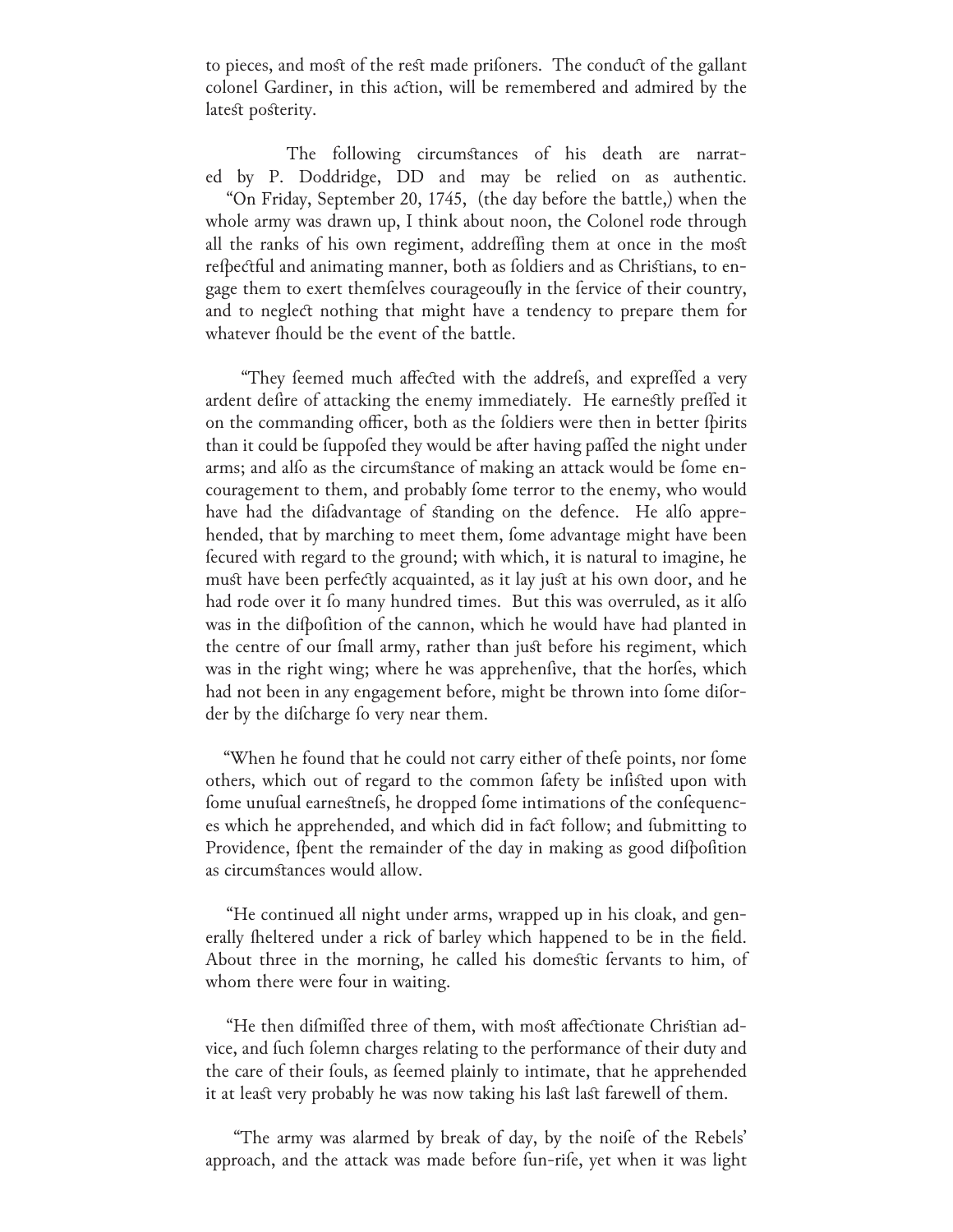to pieces, and most of the rest made prisoners. The conduct of the gallant colonel Gardiner, in this action, will be remembered and admired by the latest posterity.

The following circumstances of his death are narrated by P. Doddridge, DD and may be relied on as authentic. "On Friday, September 20, 1745, (the day before the battle,) when the whole army was drawn up, I think about noon, the Colonel rode through all the ranks of his own regiment, addressing them at once in the most respectful and animating manner, both as soldiers and as Christians, to engage them to exert themselves courageously in the service of their country, and to neglect nothing that might have a tendency to prepare them for whatever should be the event of the battle.

"They seemed much affected with the address, and expressed a very ardent desire of attacking the enemy immediately. He earnestly pressed it on the commanding officer, both as the soldiers were then in better spirits than it could be supposed they would be after having passed the night under arms; and also as the circumstance of making an attack would be some encouragement to them, and probably some terror to the enemy, who would have had the disadvantage of standing on the defence. He also apprehended, that by marching to meet them, some advantage might have been secured with regard to the ground; with which, it is natural to imagine, he must have been perfectly acquainted, as it lay just at his own door, and he had rode over it so many hundred times. But this was overruled, as it also was in the disposition of the cannon, which he would have had planted in the centre of our small army, rather than just before his regiment, which was in the right wing; where he was apprehensive, that the horses, which had not been in any engagement before, might be thrown into some disorder by the discharge so very near them.

"When he found that he could not carry either of these points, nor some others, which out of regard to the common safety be insisted upon with some unusual earnestness, he dropped some intimations of the consequences which he apprehended, and which did in fact follow; and submitting to Providence, spent the remainder of the day in making as good disposition as circumstances would allow.

"He continued all night under arms, wrapped up in his cloak, and generally sheltered under a rick of barley which happened to be in the field. About three in the morning, he called his domestic servants to him, of whom there were four in waiting.

"He then dismissed three of them, with most affectionate Christian advice, and such solemn charges relating to the performance of their duty and the care of their souls, as seemed plainly to intimate, that he apprehended it at least very probably he was now taking his last last farewell of them.

"The army was alarmed by break of day, by the noise of the Rebels' approach, and the attack was made before sun-rise, yet when it was light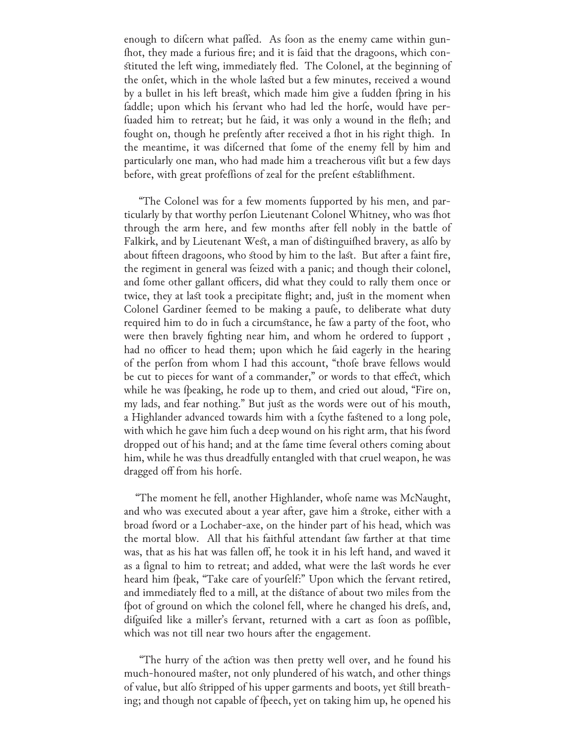enough to discern what passed. As soon as the enemy came within gun-shot, they made a furious fire; and it is said that the dragoons, which constituted the left wing, immediately fled. The Colonel, at the beginning of the onset, which in the whole lasted but a few minutes, received a wound by a bullet in his left breast, which made him give a sudden spring in his saddle; upon which his servant who had led the horse, would have persuaded him to retreat; but he said, it was only a wound in the flesh; and fought on, though he presently after received a shot in his right thigh. In the meantime, it was discerned that some of the enemy fell by him and particularly one man, who had made him a treacherous visit but a few days before, with great professions of zeal for the present establishment.

"The Colonel was for a few moments supported by his men, and particularly by that worthy person Lieutenant Colonel Whitney, who was shot through the arm here, and few months after fell nobly in the battle of Falkirk, and by Lieutenant West, a man of distinguished bravery, as also by about fifteen dragoons, who stood by him to the last. But after a faint fire, the regiment in general was seized with a panic; and though their colonel, and some other gallant officers, did what they could to rally them once or twice, they at last took a precipitate flight; and, just in the moment when Colonel Gardiner seemed to be making a pause, to deliberate what duty required him to do in such a circumstance, he saw a party of the foot, who were then bravely fighting near him, and whom he ordered to support , had no officer to head them; upon which he said eagerly in the hearing of the person from whom I had this account, "those brave fellows would be cut to pieces for want of a commander," or words to that effect, which while he was speaking, he rode up to them, and cried out aloud, "Fire on, my lads, and fear nothing." But just as the words were out of his mouth, a Highlander advanced towards him with a scythe fastened to a long pole, with which he gave him such a deep wound on his right arm, that his sword dropped out of his hand; and at the same time several others coming about him, while he was thus dreadfully entangled with that cruel weapon, he was dragged off from his horse.

"The moment he fell, another Highlander, whose name was McNaught, and who was executed about a year after, gave him a stroke, either with a broad sword or a Lochaber-axe, on the hinder part of his head, which was the mortal blow. All that his faithful attendant saw farther at that time was, that as his hat was fallen off, he took it in his left hand, and waved it as a signal to him to retreat; and added, what were the last words he ever heard him speak, "Take care of yourself:" Upon which the servant retired, and immediately fled to a mill, at the distance of about two miles from the spot of ground on which the colonel fell, where he changed his dress, and, disguised like a miller's servant, returned with a cart as soon as possible, which was not till near two hours after the engagement.

"The hurry of the action was then pretty well over, and he found his much-honoured master, not only plundered of his watch, and other things of value, but also stripped of his upper garments and boots, yet still breathing; and though not capable of speech, yet on taking him up, he opened his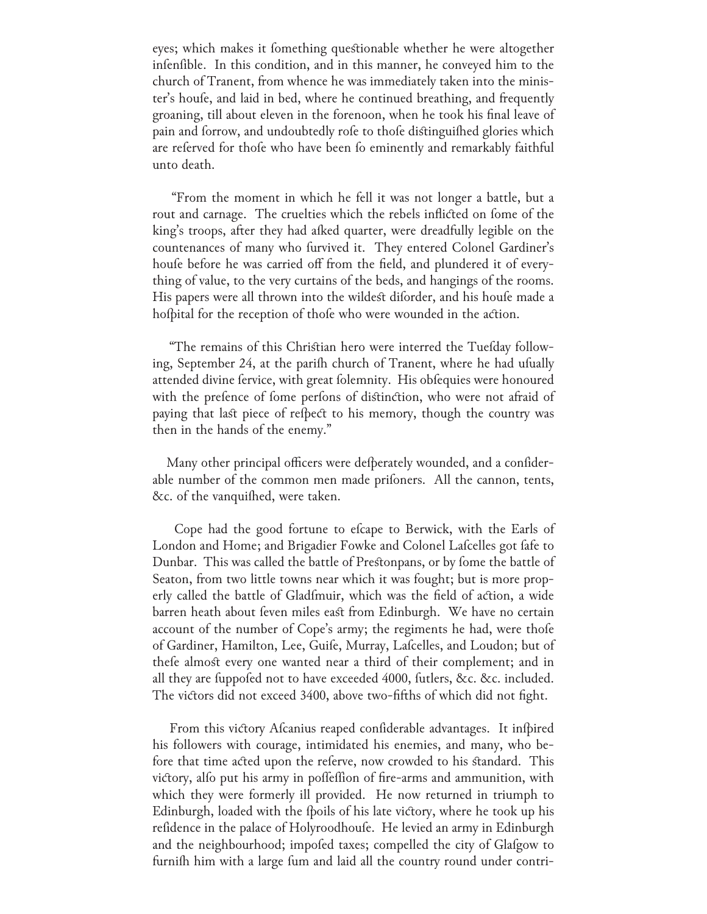eyes; which makes it ſomething queſtionable whether he were altogether inſenſible. In this condition, and in this manner, he conveyed him to the church of Tranent, from whence he was immediately taken into the miniſter's houſe, and laid in bed, where he continued breathing, and frequently groaning, till about eleven in the forenoon, when he took his final leave of pain and ſorrow, and undoubtedly roſe to thoſe diſtinguiſhed glories which are reſerved for thoſe who have been ſo eminently and remarkably faithful unto death.

"From the moment in which he fell it was not longer a battle, but a rout and carnage. The cruelties which the rebels inflicted on ſome of the king's troops, after they had aſked quarter, were dreadfully legible on the countenances of many who ſurvived it. They entered Colonel Gardiner's houſe before he was carried off from the field, and plundered it of everything of value, to the very curtains of the beds, and hangings of the rooms. His papers were all thrown into the wildeſt diſorder, and his houſe made a hoſpital for the reception of thoſe who were wounded in the action.

"The remains of this Chriſtian hero were interred the Tueſday following, September 24, at the pariſh church of Tranent, where he had uſually attended divine ſervice, with great ſolemnity. His obſequies were honoured with the preſence of ſome perſons of diſtinction, who were not afraid of paying that laſt piece of reſpect to his memory, though the country was then in the hands of the enemy."

Many other principal officers were deſperately wounded, and a conſiderable number of the common men made priſoners. All the cannon, tents, &c. of the vanquiſhed, were taken.

Cope had the good fortune to eſcape to Berwick, with the Earls of London and Home; and Brigadier Fowke and Colonel Laſcelles got ſafe to Dunbar. This was called the battle of Preſtonpans, or by ſome the battle of Seaton, from two little towns near which it was fought; but is more properly called the battle of Gladſmuir, which was the field of action, a wide barren heath about ſeven miles eaſt from Edinburgh. We have no certain account of the number of Cope's army; the regiments he had, were thoſe of Gardiner, Hamilton, Lee, Guiſe, Murray, Laſcelles, and Loudon; but of theſe almoſt every one wanted near a third of their complement; and in all they are ſuppoſed not to have exceeded 4000, ſutlers, &c. &c. included. The victors did not exceed 3400, above two-fifths of which did not fight.

From this victory Aſcanius reaped conſiderable advantages. It inſpired his followers with courage, intimidated his enemies, and many, who before that time acted upon the reſerve, now crowded to his ſtandard. This victory, alſo put his army in poſſeſſion of fire-arms and ammunition, with which they were formerly ill provided. He now returned in triumph to Edinburgh, loaded with the ſpoils of his late victory, where he took up his reſidence in the palace of Holyroodhouſe. He levied an army in Edinburgh and the neighbourhood; impoſed taxes; compelled the city of Glaſgow to furniſh him with a large ſum and laid all the country round under contri-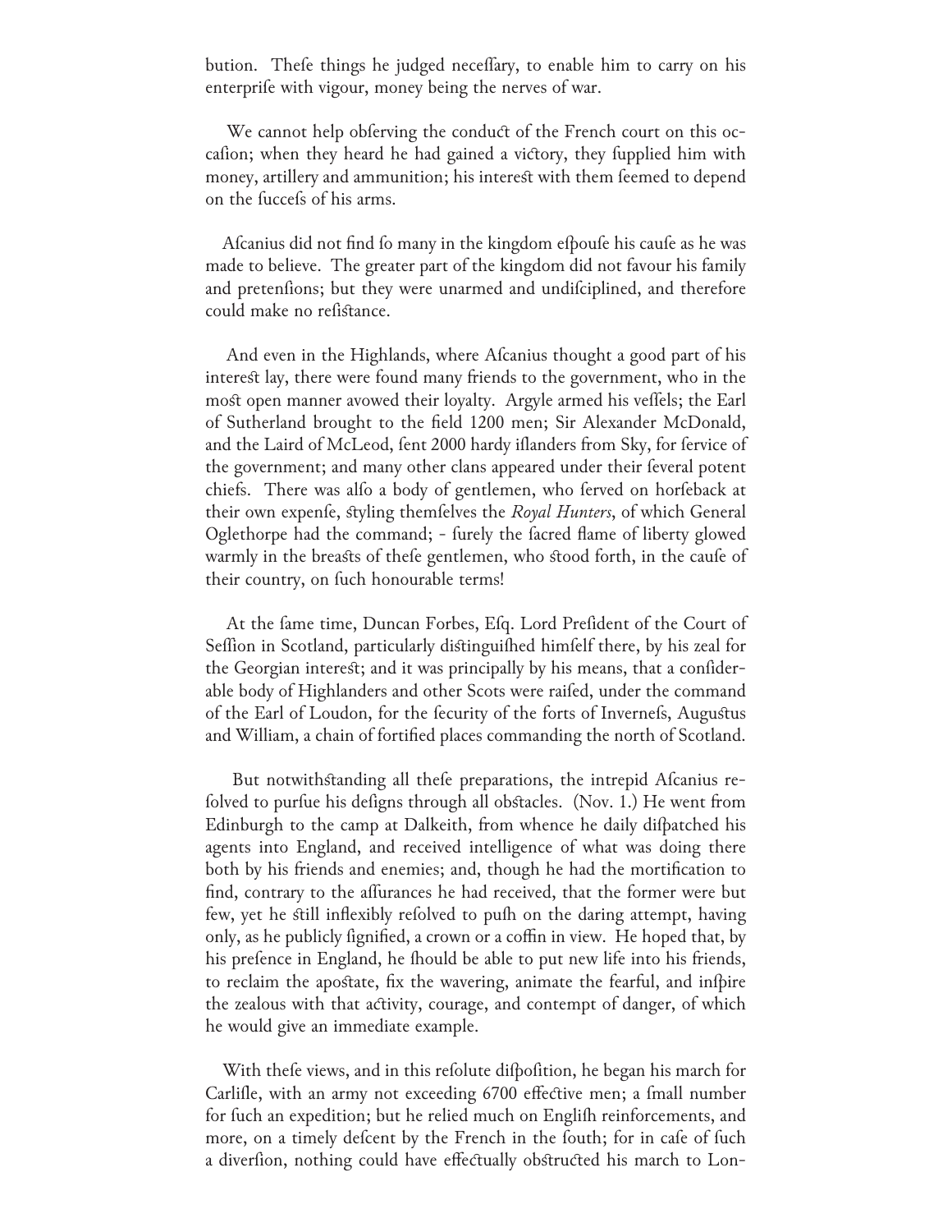bution. Thefe things he judged neceffary, to enable him to carry on his enterprife with vigour, money being the nerves of war.

We cannot help obferving the conduct of the French court on this occafion; when they heard he had gained a victory, they fupplied him with money, artillery and ammunition; his intereft with them feemed to depend on the fuccefs of his arms.

Afcanius did not find fo many in the kingdom efpoufe his caufe as he was made to believe. The greater part of the kingdom did not favour his family and pretenfions; but they were unarmed and undifciplined, and therefore could make no refiftance.

And even in the Highlands, where Afcanius thought a good part of his intereft lay, there were found many friends to the government, who in the moft open manner avowed their loyalty. Argyle armed his veffels; the Earl of Sutherland brought to the field 1200 men; Sir Alexander McDonald, and the Laird of McLeod, fent 2000 hardy iflanders from Sky, for fervice of the government; and many other clans appeared under their feveral potent chiefs. There was alfo a body of gentlemen, who ferved on horfeback at their own expenfe, ftyling themfelves the *Royal Hunters*, of which General Oglethorpe had the command; - furely the facred flame of liberty glowed warmly in the breafts of thefe gentlemen, who ftood forth, in the caufe of their country, on fuch honourable terms!

At the fame time, Duncan Forbes, Efq. Lord Prefident of the Court of Seffion in Scotland, particularly diftinguifhed himfelf there, by his zeal for the Georgian intereft; and it was principally by his means, that a confiderable body of Highlanders and other Scots were raifed, under the command of the Earl of Loudon, for the fecurity of the forts of Invernefs, Auguftus and William, a chain of fortified places commanding the north of Scotland.

But notwithftanding all thefe preparations, the intrepid Afcanius refolved to purfue his defigns through all obftacles. (Nov. 1.) He went from Edinburgh to the camp at Dalkeith, from whence he daily difpatched his agents into England, and received intelligence of what was doing there both by his friends and enemies; and, though he had the mortification to find, contrary to the affurances he had received, that the former were but few, yet he ftill inflexibly refolved to pufh on the daring attempt, having only, as he publicly fignified, a crown or a coffin in view. He hoped that, by his prefence in England, he fhould be able to put new life into his friends, to reclaim the apoftate, fix the wavering, animate the fearful, and infpire the zealous with that activity, courage, and contempt of danger, of which he would give an immediate example.

With thefe views, and in this refolute difpofition, he began his march for Carlifle, with an army not exceeding 6700 effective men; a fmall number for fuch an expedition; but he relied much on Englifh reinforcements, and more, on a timely defcent by the French in the fouth; for in cafe of fuch a diverfion, nothing could have effectually obftructed his march to Lon-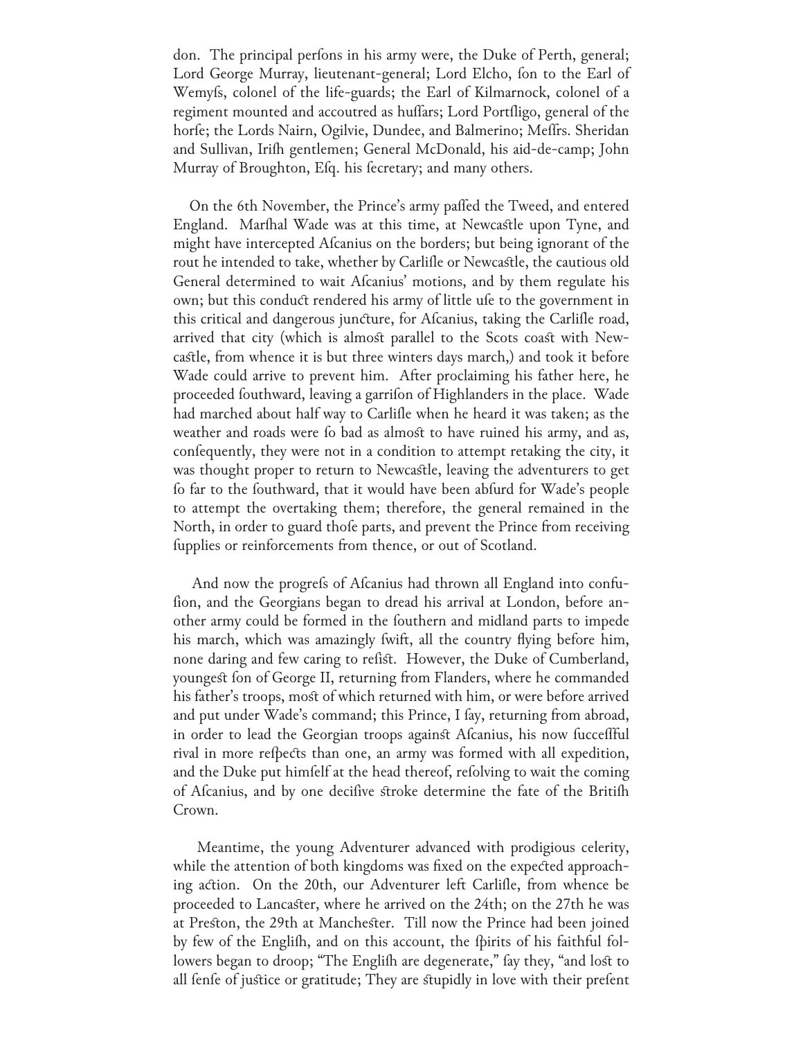don. The principal perſons in his army were, the Duke of Perth, general; Lord George Murray, lieutenant-general; Lord Elcho, ſon to the Earl of Wemyſs, colonel of the life-guards; the Earl of Kilmarnock, colonel of a regiment mounted and accoutred as huſſars; Lord Portſligo, general of the horſe; the Lords Nairn, Ogilvie, Dundee, and Balmerino; Meſſrs. Sheridan and Sullivan, Iriſh gentlemen; General McDonald, his aid-de-camp; John Murray of Broughton, Eſq. his ſecretary; and many others.

On the 6th November, the Prince's army paſſed the Tweed, and entered England. Marſhal Wade was at this time, at Newcaſtle upon Tyne, and might have intercepted Aſcanius on the borders; but being ignorant of the rout he intended to take, whether by Carliſle or Newcaſtle, the cautious old General determined to wait Aſcanius' motions, and by them regulate his own; but this conduct rendered his army of little uſe to the government in this critical and dangerous juncture, for Aſcanius, taking the Carliſle road, arrived that city (which is almoſt parallel to the Scots coaſt with Newcaſtle, from whence it is but three winters days march,) and took it before Wade could arrive to prevent him. After proclaiming his father here, he proceeded ſouthward, leaving a garriſon of Highlanders in the place. Wade had marched about half way to Carliſle when he heard it was taken; as the weather and roads were ſo bad as almoſt to have ruined his army, and as, conſequently, they were not in a condition to attempt retaking the city, it was thought proper to return to Newcaſtle, leaving the adventurers to get ſo far to the ſouthward, that it would have been abſurd for Wade's people to attempt the overtaking them; therefore, the general remained in the North, in order to guard thoſe parts, and prevent the Prince from receiving ſupplies or reinforcements from thence, or out of Scotland.

And now the progreſs of Aſcanius had thrown all England into confuſion, and the Georgians began to dread his arrival at London, before another army could be formed in the ſouthern and midland parts to impede his march, which was amazingly ſwift, all the country flying before him, none daring and few caring to reſiſt. However, the Duke of Cumberland, youngeſt ſon of George II, returning from Flanders, where he commanded his father's troops, moſt of which returned with him, or were before arrived and put under Wade's command; this Prince, I ſay, returning from abroad, in order to lead the Georgian troops againſt Aſcanius, his now ſucceſſful rival in more reſpects than one, an army was formed with all expedition, and the Duke put himſelf at the head thereof, reſolving to wait the coming of Aſcanius, and by one deciſive ſtroke determine the fate of the Britiſh Crown.

Meantime, the young Adventurer advanced with prodigious celerity, while the attention of both kingdoms was fixed on the expected approaching action. On the 20th, our Adventurer left Carliſle, from whence be proceeded to Lancaſter, where he arrived on the 24th; on the 27th he was at Preſton, the 29th at Mancheſter. Till now the Prince had been joined by few of the Engliſh, and on this account, the ſpirits of his faithful followers began to droop; "The Engliſh are degenerate," ſay they, "and loſt to all ſenſe of juſtice or gratitude; They are ſtupidly in love with their preſent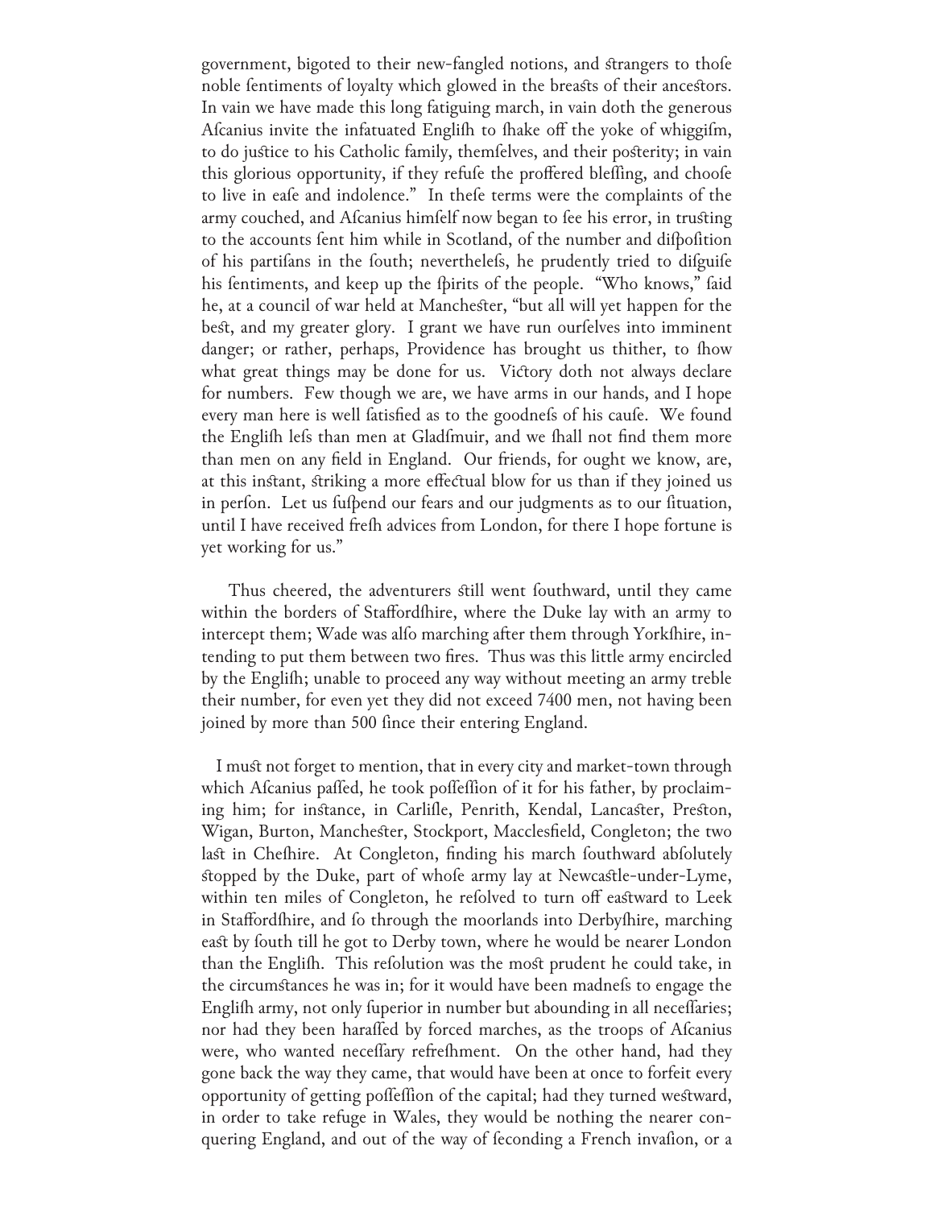government, bigoted to their new-fangled notions, and ſtrangers to thoſe noble ſentiments of loyalty which glowed in the breaſts of their anceſtors. In vain we have made this long fatiguing march, in vain doth the generous Aſcanius invite the infatuated Engliſh to ſhake off the yoke of whiggiſm, to do juſtice to his Catholic family, themſelves, and their poſterity; in vain this glorious opportunity, if they refuſe the proffered bleſſing, and chooſe to live in eaſe and indolence." In theſe terms were the complaints of the army couched, and Aſcanius himſelf now began to ſee his error, in truſting to the accounts ſent him while in Scotland, of the number and diſpoſition of his partiſans in the ſouth; neverthele&#383;s, he prudently tried to diſguiſe his ſentiments, and keep up the ſpirits of the people. "Who knows," ſaid he, at a council of war held at Mancheſter, "but all will yet happen for the beſt, and my greater glory. I grant we have run ourſelves into imminent danger; or rather, perhaps, Providence has brought us thither, to ſhow what great things may be done for us. Victory doth not always declare for numbers. Few though we are, we have arms in our hands, and I hope every man here is well ſatisfied as to the goodneſs of his cauſe. We found the Engliſh leſs than men at Gladſmuir, and we ſhall not find them more than men on any field in England. Our friends, for ought we know, are, at this inſtant, ſtriking a more effectual blow for us than if they joined us in perſon. Let us ſuſpend our fears and our judgments as to our ſituation, until I have received freſh advices from London, for there I hope fortune is yet working for us."

Thus cheered, the adventurers ſtill went ſouthward, until they came within the borders of Staffordſhire, where the Duke lay with an army to intercept them; Wade was alſo marching after them through Yorkſhire, intending to put them between two fires. Thus was this little army encircled by the Engliſh; unable to proceed any way without meeting an army treble their number, for even yet they did not exceed 7400 men, not having been joined by more than 500 ſince their entering England.

I muſt not forget to mention, that in every city and market-town through which Aſcanius paſſed, he took poſſeſſion of it for his father, by proclaiming him; for inſtance, in Carliſle, Penrith, Kendal, Lancaſter, Preſton, Wigan, Burton, Mancheſter, Stockport, Macclesfield, Congleton; the two laſt in Cheſhire. At Congleton, finding his march ſouthward abſolutely ſtopped by the Duke, part of whoſe army lay at Newcaſtle-under-Lyme, within ten miles of Congleton, he reſolved to turn off eaſtward to Leek in Staffordſhire, and ſo through the moorlands into Derbyſhire, marching eaſt by ſouth till he got to Derby town, where he would be nearer London than the Engliſh. This reſolution was the moſt prudent he could take, in the circumſtances he was in; for it would have been madneſs to engage the Engliſh army, not only ſuperior in number but abounding in all neceſſaries; nor had they been haraſſed by forced marches, as the troops of Aſcanius were, who wanted neceſſary refreſhment. On the other hand, had they gone back the way they came, that would have been at once to forfeit every opportunity of getting poſſeſſion of the capital; had they turned weſtward, in order to take refuge in Wales, they would be nothing the nearer conquering England, and out of the way of ſeconding a French invaſion, or a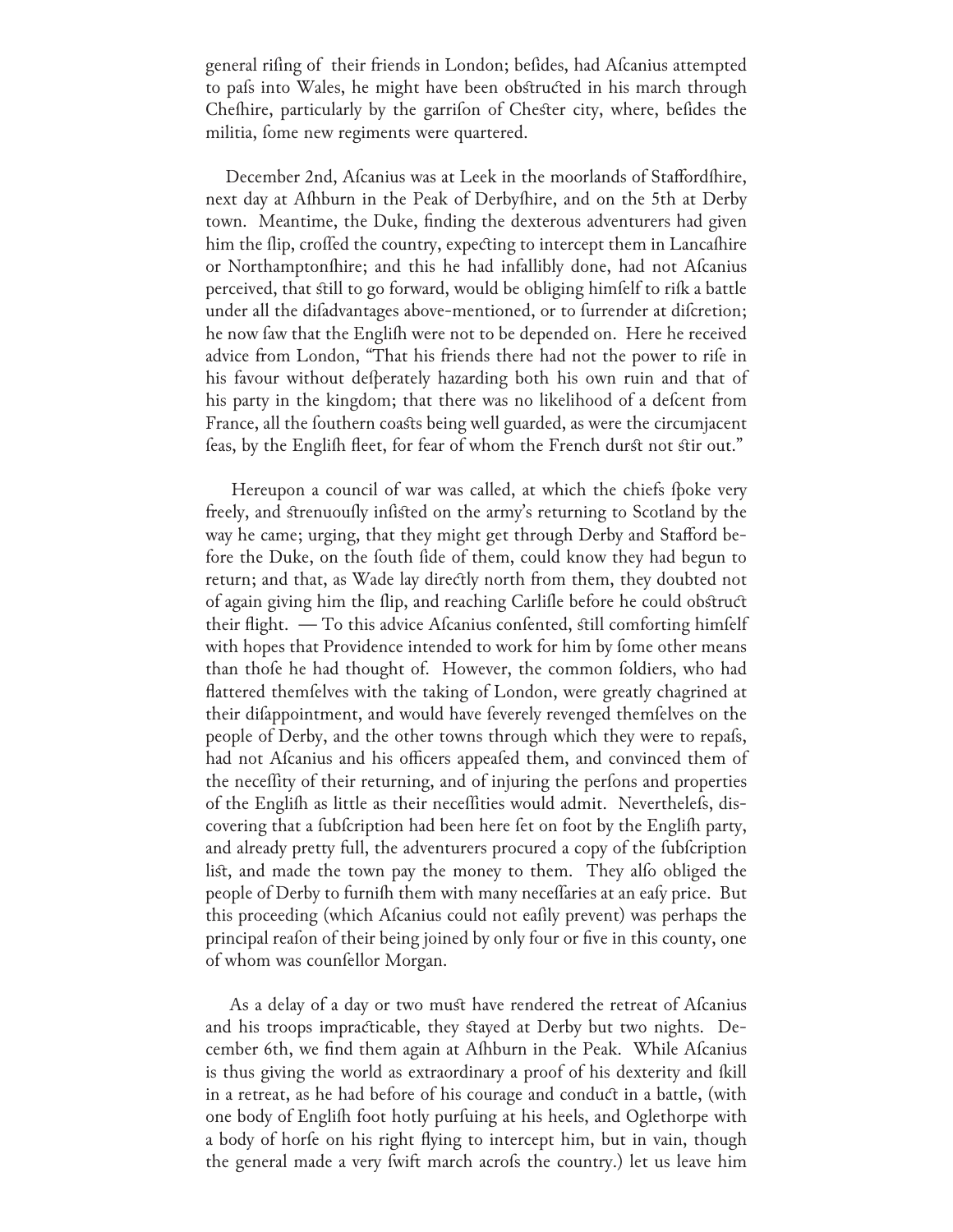general riſing of their friends in London; beſides, had Aſcanius attempted to paſs into Wales, he might have been obſtructed in his march through Cheſhire, particularly by the garriſon of Cheſter city, where, beſides the militia, ſome new regiments were quartered.

December 2nd, Aſcanius was at Leek in the moorlands of Staffordſhire, next day at Aſhburn in the Peak of Derbyſhire, and on the 5th at Derby town. Meantime, the Duke, finding the dexterous adventurers had given him the ſlip, croſſed the country, expecting to intercept them in Lancaſhire or Northamptonſhire; and this he had infallibly done, had not Aſcanius perceived, that ſtill to go forward, would be obliging himſelf to riſk a battle under all the diſadvantages above-mentioned, or to ſurrender at diſcretion; he now ſaw that the Engliſh were not to be depended on. Here he received advice from London, "That his friends there had not the power to riſe in his favour without deſperately hazarding both his own ruin and that of his party in the kingdom; that there was no likelihood of a deſcent from France, all the ſouthern coaſts being well guarded, as were the circumjacent ſeas, by the Engliſh fleet, for fear of whom the French durſt not ſtir out."

Hereupon a council of war was called, at which the chiefs ſpoke very freely, and ſtrenuouſly inſiſted on the army's returning to Scotland by the way he came; urging, that they might get through Derby and Stafford before the Duke, on the ſouth ſide of them, could know they had begun to return; and that, as Wade lay directly north from them, they doubted not of again giving him the ſlip, and reaching Carliſle before he could obſtruct their flight. — To this advice Aſcanius conſented, ſtill comforting himſelf with hopes that Providence intended to work for him by ſome other means than thoſe he had thought of. However, the common ſoldiers, who had flattered themſelves with the taking of London, were greatly chagrined at their diſappointment, and would have ſeverely revenged themſelves on the people of Derby, and the other towns through which they were to repaſs, had not Aſcanius and his officers appeaſed them, and convinced them of the neceſſity of their returning, and of injuring the perſons and properties of the Engliſh as little as their neceſſities would admit. Neverthleſs, diſcovering that a ſubſcription had been here ſet on foot by the Engliſh party, and already pretty full, the adventurers procured a copy of the ſubſcription liſt, and made the town pay the money to them. They alſo obliged the people of Derby to furniſh them with many neceſſaries at an eaſy price. But this proceeding (which Aſcanius could not eaſily prevent) was perhaps the principal reaſon of their being joined by only four or five in this county, one of whom was counſellor Morgan.

As a delay of a day or two muſt have rendered the retreat of Aſcanius and his troops impracticable, they ſtayed at Derby but two nights. December 6th, we find them again at Aſhburn in the Peak. While Aſcanius is thus giving the world as extraordinary a proof of his dexterity and ſkill in a retreat, as he had before of his courage and conduct in a battle, (with one body of Engliſh foot hotly purſuing at his heels, and Oglethorpe with a body of horſe on his right flying to intercept him, but in vain, though the general made a very ſwift march acroſs the country.) let us leave him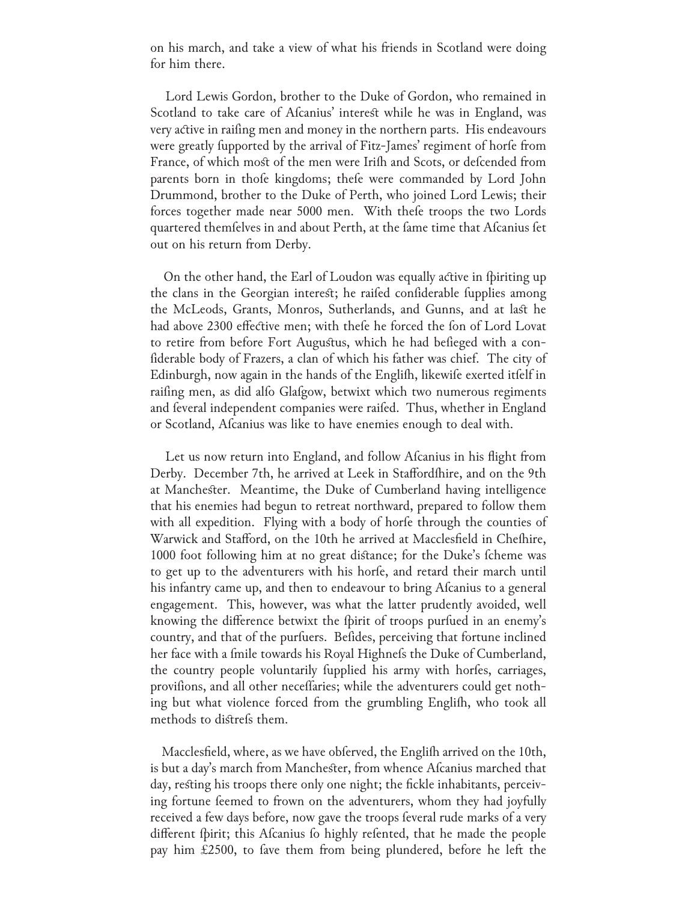on his march, and take a view of what his friends in Scotland were doing for him there.

Lord Lewis Gordon, brother to the Duke of Gordon, who remained in Scotland to take care of Aſcanius' intereſt while he was in England, was very active in raiſing men and money in the northern parts. His endeavours were greatly ſupported by the arrival of Fitz-James' regiment of horſe from France, of which moſt of the men were Iriſh and Scots, or deſcended from parents born in thoſe kingdoms; theſe were commanded by Lord John Drummond, brother to the Duke of Perth, who joined Lord Lewis; their forces together made near 5000 men. With theſe troops the two Lords quartered themſelves in and about Perth, at the ſame time that Aſcanius ſet out on his return from Derby.

On the other hand, the Earl of Loudon was equally active in ſpiriting up the clans in the Georgian intereſt; he raiſed conſiderable ſupplies among the McLeods, Grants, Monros, Sutherlands, and Gunns, and at laſt he had above 2300 effective men; with theſe he forced the ſon of Lord Lovat to retire from before Fort Auguſtus, which he had beſieged with a conſiderable body of Frazers, a clan of which his father was chief. The city of Edinburgh, now again in the hands of the Engliſh, likewiſe exerted itſelf in raiſing men, as did alſo Glaſgow, betwixt which two numerous regiments and ſeveral independent companies were raiſed. Thus, whether in England or Scotland, Aſcanius was like to have enemies enough to deal with.

Let us now return into England, and follow Aſcanius in his flight from Derby. December 7th, he arrived at Leek in Staffordſhire, and on the 9th at Mancheſter. Meantime, the Duke of Cumberland having intelligence that his enemies had begun to retreat northward, prepared to follow them with all expedition. Flying with a body of horſe through the counties of Warwick and Stafford, on the 10th he arrived at Macclesfield in Cheſhire, 1000 foot following him at no great diſtance; for the Duke's ſcheme was to get up to the adventurers with his horſe, and retard their march until his infantry came up, and then to endeavour to bring Aſcanius to a general engagement. This, however, was what the latter prudently avoided, well knowing the difference betwixt the ſpirit of troops purſued in an enemy's country, and that of the purſuers. Beſides, perceiving that fortune inclined her face with a ſmile towards his Royal Highneſs the Duke of Cumberland, the country people voluntarily ſupplied his army with horſes, carriages, proviſions, and all other neceſſaries; while the adventurers could get nothing but what violence forced from the grumbling Engliſh, who took all methods to diſtreſs them.

Macclesfield, where, as we have obſerved, the Engliſh arrived on the 10th, is but a day's march from Mancheſter, from whence Aſcanius marched that day, reſting his troops there only one night; the fickle inhabitants, perceiving fortune ſeemed to frown on the adventurers, whom they had joyfully received a few days before, now gave the troops ſeveral rude marks of a very different ſpirit; this Aſcanius ſo highly reſented, that he made the people pay him £2500, to ſave them from being plundered, before he left the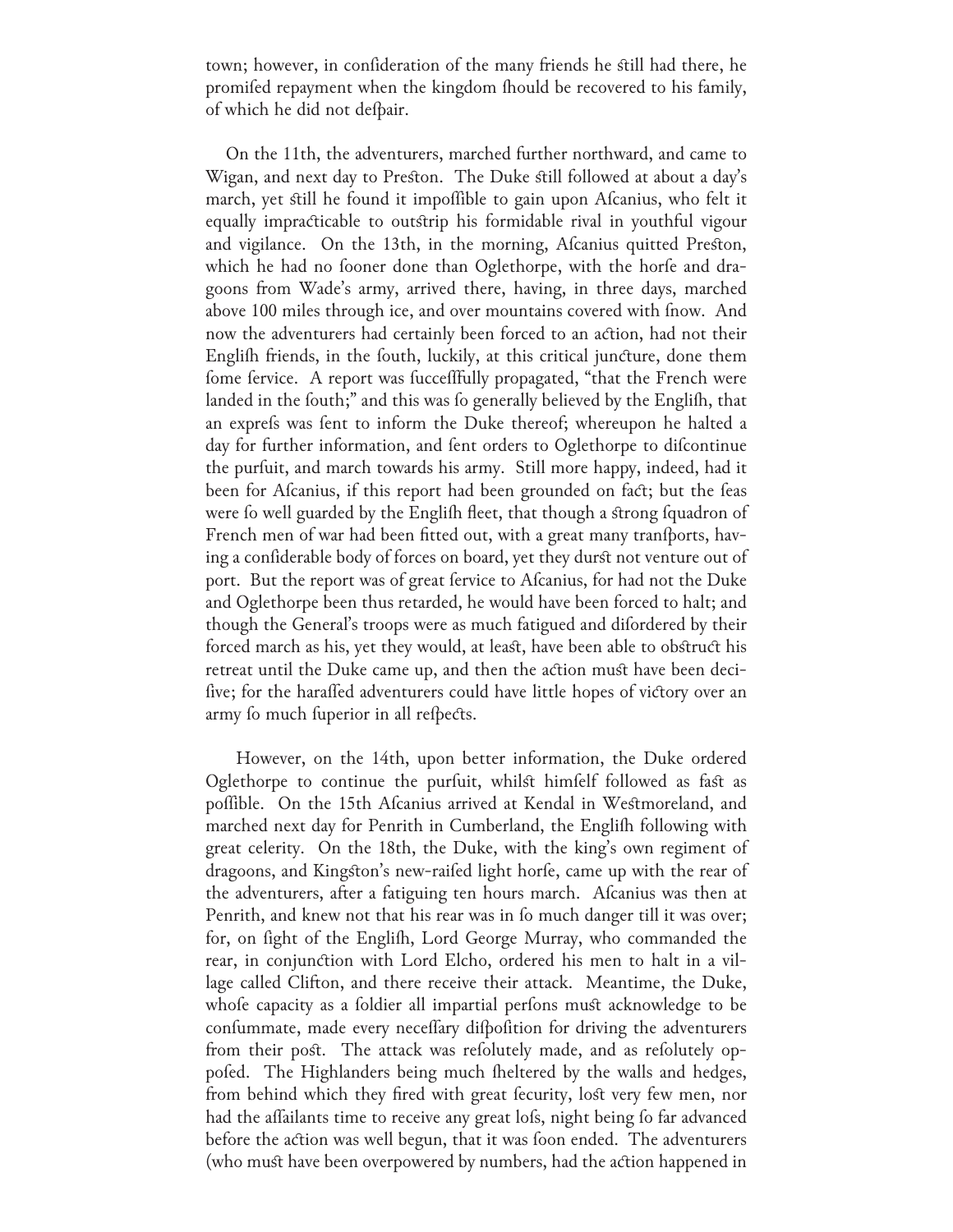town; however, in consideration of the many friends he still had there, he promised repayment when the kingdom should be recovered to his family, of which he did not despair.

On the 11th, the adventurers, marched further northward, and came to Wigan, and next day to Preston. The Duke still followed at about a day's march, yet still he found it impossible to gain upon Ascanius, who felt it equally impracticable to outstrip his formidable rival in youthful vigour and vigilance. On the 13th, in the morning, Ascanius quitted Preston, which he had no sooner done than Oglethorpe, with the horse and dragoons from Wade's army, arrived there, having, in three days, marched above 100 miles through ice, and over mountains covered with snow. And now the adventurers had certainly been forced to an action, had not their English friends, in the south, luckily, at this critical juncture, done them some service. A report was successfully propagated, "that the French were landed in the south;" and this was so generally believed by the English, that an express was sent to inform the Duke thereof; whereupon he halted a day for further information, and sent orders to Oglethorpe to discontinue the pursuit, and march towards his army. Still more happy, indeed, had it been for Ascanius, if this report had been grounded on fact; but the seas were so well guarded by the English fleet, that though a strong squadron of French men of war had been fitted out, with a great many transports, having a considerable body of forces on board, yet they durst not venture out of port. But the report was of great service to Ascanius, for had not the Duke and Oglethorpe been thus retarded, he would have been forced to halt; and though the General's troops were as much fatigued and disordered by their forced march as his, yet they would, at least, have been able to obstruct his retreat until the Duke came up, and then the action must have been decisive; for the harassed adventurers could have little hopes of victory over an army so much superior in all respects.

However, on the 14th, upon better information, the Duke ordered Oglethorpe to continue the pursuit, whilst himself followed as fast as possible. On the 15th Ascanius arrived at Kendal in Westmoreland, and marched next day for Penrith in Cumberland, the English following with great celerity. On the 18th, the Duke, with the king's own regiment of dragoons, and Kingston's new-raised light horse, came up with the rear of the adventurers, after a fatiguing ten hours march. Ascanius was then at Penrith, and knew not that his rear was in so much danger till it was over; for, on sight of the English, Lord George Murray, who commanded the rear, in conjunction with Lord Elcho, ordered his men to halt in a village called Clifton, and there receive their attack. Meantime, the Duke, whose capacity as a soldier all impartial persons must acknowledge to be consummate, made every necessary disposition for driving the adventurers from their post. The attack was resolutely made, and as resolutely opposed. The Highlanders being much sheltered by the walls and hedges, from behind which they fired with great security, lost very few men, nor had the assailants time to receive any great loss, night being so far advanced before the action was well begun, that it was soon ended. The adventurers (who must have been overpowered by numbers, had the action happened in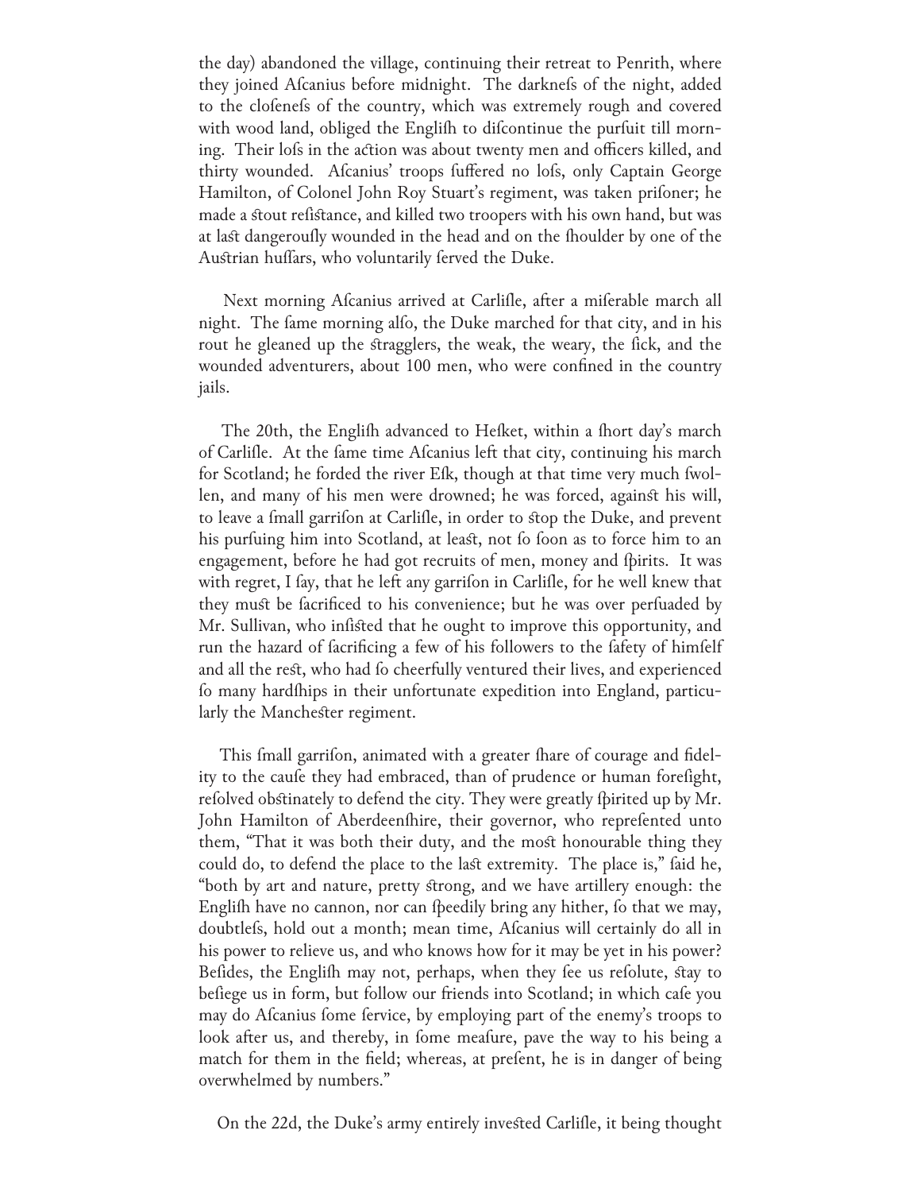the day) abandoned the village, continuing their retreat to Penrith, where they joined Afcanius before midnight. The darknefs of the night, added to the clofenefs of the country, which was extremely rough and covered with wood land, obliged the Englifh to difcontinue the purfuit till morning. Their lofs in the action was about twenty men and officers killed, and thirty wounded. Afcanius' troops fuffered no lofs, only Captain George Hamilton, of Colonel John Roy Stuart's regiment, was taken prifoner; he made a ftout refiftance, and killed two troopers with his own hand, but was at laft dangeroufly wounded in the head and on the fhoulder by one of the Auftrian huffars, who voluntarily ferved the Duke.

Next morning Afcanius arrived at Carlifle, after a miferable march all night. The fame morning alfo, the Duke marched for that city, and in his rout he gleaned up the ftragglers, the weak, the weary, the fick, and the wounded adventurers, about 100 men, who were confined in the country jails.

The 20th, the Englifh advanced to Hefket, within a fhort day's march of Carlifle. At the fame time Afcanius left that city, continuing his march for Scotland; he forded the river Efk, though at that time very much fwollen, and many of his men were drowned; he was forced, againft his will, to leave a fmall garrifon at Carlifle, in order to ftop the Duke, and prevent his purfuing him into Scotland, at leaft, not fo foon as to force him to an engagement, before he had got recruits of men, money and fpirits. It was with regret, I fay, that he left any garrifon in Carlifle, for he well knew that they muft be facrificed to his convenience; but he was over perfuaded by Mr. Sullivan, who infifted that he ought to improve this opportunity, and run the hazard of facrificing a few of his followers to the fafety of himfelf and all the reft, who had fo cheerfully ventured their lives, and experienced fo many hardfhips in their unfortunate expedition into England, particularly the Manchefter regiment.

This fmall garrifon, animated with a greater fhare of courage and fidelity to the caufe they had embraced, than of prudence or human forefight, refolved obftinately to defend the city. They were greatly fpirited up by Mr. John Hamilton of Aberdeenfhire, their governor, who reprefented unto them, "That it was both their duty, and the moft honourable thing they could do, to defend the place to the laft extremity. The place is," faid he, "both by art and nature, pretty ftrong, and we have artillery enough: the Englifh have no cannon, nor can fpeedily bring any hither, fo that we may, doubtlefs, hold out a month; mean time, Afcanius will certainly do all in his power to relieve us, and who knows how for it may be yet in his power? Befides, the Englifh may not, perhaps, when they fee us refolute, ftay to befiege us in form, but follow our friends into Scotland; in which cafe you may do Afcanius fome fervice, by employing part of the enemy's troops to look after us, and thereby, in fome meafure, pave the way to his being a match for them in the field; whereas, at prefent, he is in danger of being overwhelmed by numbers."

On the 22d, the Duke's army entirely invefted Carlifle, it being thought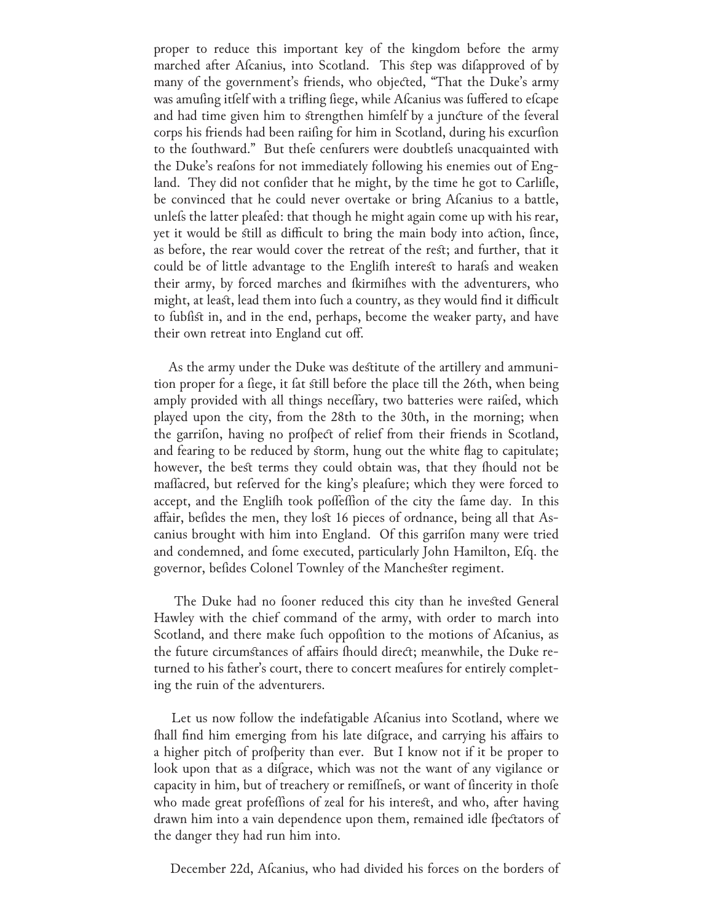proper to reduce this important key of the kingdom before the army marched after Aſcanius, into Scotland. This ſtep was diſapproved of by many of the government's friends, who objected, "That the Duke's army was amuſing itſelf with a trifling ſiege, while Aſcanius was ſuffered to eſcape and had time given him to ſtrengthen himſelf by a juncture of the ſeveral corps his friends had been raiſing for him in Scotland, during his excurſion to the ſouthward." But theſe cenſurers were doubtleſs unacquainted with the Duke's reaſons for not immediately following his enemies out of England. They did not conſider that he might, by the time he got to Carliſle, be convinced that he could never overtake or bring Aſcanius to a battle, unleſs the latter pleaſed: that though he might again come up with his rear, yet it would be ſtill as difficult to bring the main body into action, ſince, as before, the rear would cover the retreat of the reſt; and further, that it could be of little advantage to the Engliſh intereſt to haraſs and weaken their army, by forced marches and ſkirmiſhes with the adventurers, who might, at leaſt, lead them into ſuch a country, as they would find it difficult to ſubſiſt in, and in the end, perhaps, become the weaker party, and have their own retreat into England cut off.

As the army under the Duke was deſtitute of the artillery and ammunition proper for a ſiege, it ſat ſtill before the place till the 26th, when being amply provided with all things neceſſary, two batteries were raiſed, which played upon the city, from the 28th to the 30th, in the morning; when the garriſon, having no proſpect of relief from their friends in Scotland, and fearing to be reduced by ſtorm, hung out the white flag to capitulate; however, the beſt terms they could obtain was, that they ſhould not be maſſacred, but reſerved for the king's pleaſure; which they were forced to accept, and the Engliſh took poſſeſſion of the city the ſame day. In this affair, beſides the men, they loſt 16 pieces of ordnance, being all that Aſcanius brought with him into England. Of this garriſon many were tried and condemned, and ſome executed, particularly John Hamilton, Eſq. the governor, beſides Colonel Townley of the Mancheſter regiment.

The Duke had no ſooner reduced this city than he inveſted General Hawley with the chief command of the army, with order to march into Scotland, and there make ſuch oppoſition to the motions of Aſcanius, as the future circumſtances of affairs ſhould direct; meanwhile, the Duke returned to his father's court, there to concert meaſures for entirely completing the ruin of the adventurers.

Let us now follow the indefatigable Aſcanius into Scotland, where we ſhall find him emerging from his late diſgrace, and carrying his affairs to a higher pitch of proſperity than ever. But I know not if it be proper to look upon that as a diſgrace, which was not the want of any vigilance or capacity in him, but of treachery or remiſſneſs, or want of ſincerity in thoſe who made great profeſſions of zeal for his intereſt, and who, after having drawn him into a vain dependence upon them, remained idle ſpectators of the danger they had run him into.

December 22d, Aſcanius, who had divided his forces on the borders of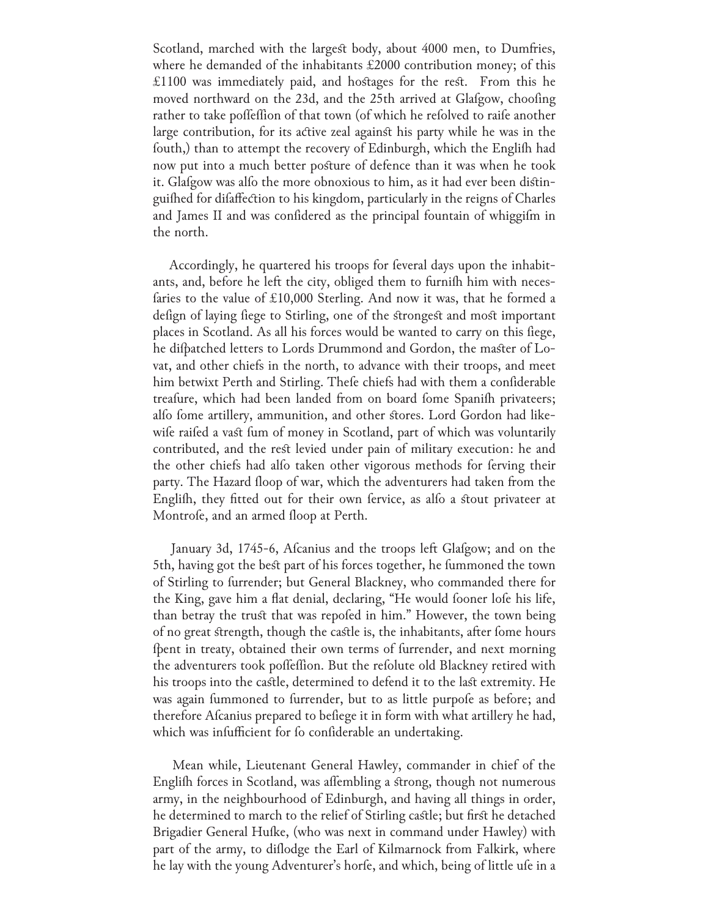Scotland, marched with the largeſt body, about 4000 men, to Dumfries, where he demanded of the inhabitants £2000 contribution money; of this £1100 was immediately paid, and hoſtages for the reſt. From this he moved northward on the 23d, and the 25th arrived at Glaſgow, chooſing rather to take poſſeſſion of that town (of which he reſolved to raiſe another large contribution, for its active zeal againſt his party while he was in the ſouth,) than to attempt the recovery of Edinburgh, which the Engliſh had now put into a much better poſture of defence than it was when he took it. Glaſgow was alſo the more obnoxious to him, as it had ever been diſtinguiſhed for diſaffection to his kingdom, particularly in the reigns of Charles and James II and was conſidered as the principal fountain of whiggiſm in the north.

Accordingly, he quartered his troops for ſeveral days upon the inhabitants, and, before he left the city, obliged them to furniſh him with neceſſaries to the value of £10,000 Sterling. And now it was, that he formed a deſign of laying ſiege to Stirling, one of the ſtrongeſt and moſt important places in Scotland. As all his forces would be wanted to carry on this ſiege, he diſpatched letters to Lords Drummond and Gordon, the maſter of Lovat, and other chiefs in the north, to advance with their troops, and meet him betwixt Perth and Stirling. Theſe chiefs had with them a conſiderable treaſure, which had been landed from on board ſome Spaniſh privateers; alſo ſome artillery, ammunition, and other ſtores. Lord Gordon had likewiſe raiſed a vaſt ſum of money in Scotland, part of which was voluntarily contributed, and the reſt levied under pain of military execution: he and the other chiefs had alſo taken other vigorous methods for ſerving their party. The Hazard ſloop of war, which the adventurers had taken from the Engliſh, they fitted out for their own ſervice, as alſo a ſtout privateer at Montroſe, and an armed ſloop at Perth.

January 3d, 1745-6, Aſcanius and the troops left Glaſgow; and on the 5th, having got the beſt part of his forces together, he ſummoned the town of Stirling to ſurrender; but General Blackney, who commanded there for the King, gave him a flat denial, declaring, "He would ſooner loſe his life, than betray the truſt that was repoſed in him." However, the town being of no great ſtrength, though the caſtle is, the inhabitants, after ſome hours ſpent in treaty, obtained their own terms of ſurrender, and next morning the adventurers took poſſeſſion. But the reſolute old Blackney retired with his troops into the caſtle, determined to defend it to the laſt extremity. He was again ſummoned to ſurrender, but to as little purpoſe as before; and therefore Aſcanius prepared to beſiege it in form with what artillery he had, which was inſufficient for ſo conſiderable an undertaking.

Mean while, Lieutenant General Hawley, commander in chief of the Engliſh forces in Scotland, was aſſembling a ſtrong, though not numerous army, in the neighbourhood of Edinburgh, and having all things in order, he determined to march to the relief of Stirling caſtle; but firſt he detached Brigadier General Huſke, (who was next in command under Hawley) with part of the army, to diſlodge the Earl of Kilmarnock from Falkirk, where he lay with the young Adventurer's horſe, and which, being of little uſe in a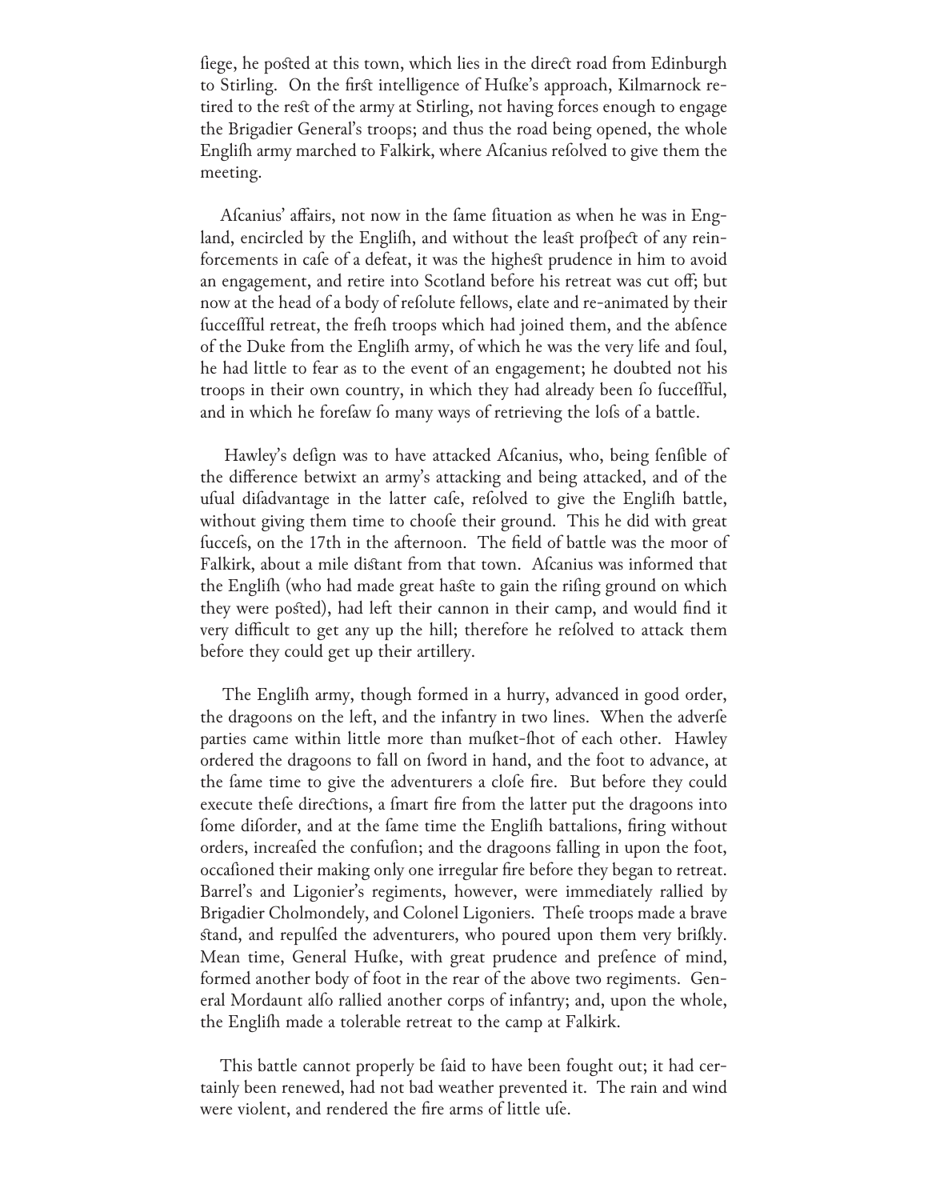fiege, he posted at this town, which lies in the direct road from Edinburgh to Stirling. On the first intelligence of Hufke's approach, Kilmarnock retired to the rest of the army at Stirling, not having forces enough to engage the Brigadier General's troops; and thus the road being opened, the whole English army marched to Falkirk, where Afcanius refolved to give them the meeting.

Afcanius' affairs, not now in the fame fituation as when he was in England, encircled by the Englifh, and without the leaft profpect of any reinforcements in cafe of a defeat, it was the higheft prudence in him to avoid an engagement, and retire into Scotland before his retreat was cut off; but now at the head of a body of refolute fellows, elate and re-animated by their fucceffful retreat, the frefh troops which had joined them, and the abfence of the Duke from the Englifh army, of which he was the very life and foul, he had little to fear as to the event of an engagement; he doubted not his troops in their own country, in which they had already been fo fucceffful, and in which he forefaw fo many ways of retrieving the lofs of a battle.

Hawley's defign was to have attacked Afcanius, who, being fenfible of the difference betwixt an army's attacking and being attacked, and of the ufual difadvantage in the latter cafe, refolved to give the Englifh battle, without giving them time to choofe their ground. This he did with great fuccefs, on the 17th in the afternoon. The field of battle was the moor of Falkirk, about a mile diftant from that town. Afcanius was informed that the Englifh (who had made great hafte to gain the rifing ground on which they were pofted), had left their cannon in their camp, and would find it very difficult to get any up the hill; therefore he refolved to attack them before they could get up their artillery.

The Englifh army, though formed in a hurry, advanced in good order, the dragoons on the left, and the infantry in two lines. When the adverfe parties came within little more than mufket-fhot of each other. Hawley ordered the dragoons to fall on fword in hand, and the foot to advance, at the fame time to give the adventurers a clofe fire. But before they could execute thefe directions, a fmart fire from the latter put the dragoons into fome diforder, and at the fame time the Englifh battalions, firing without orders, increafed the confufion; and the dragoons falling in upon the foot, occafioned their making only one irregular fire before they began to retreat. Barrel's and Ligonier's regiments, however, were immediately rallied by Brigadier Cholmondely, and Colonel Ligoniers. Thefe troops made a brave ftand, and repulfed the adventurers, who poured upon them very brifkly. Mean time, General Hufke, with great prudence and prefence of mind, formed another body of foot in the rear of the above two regiments. General Mordaunt alfo rallied another corps of infantry; and, upon the whole, the Englifh made a tolerable retreat to the camp at Falkirk.

This battle cannot properly be faid to have been fought out; it had certainly been renewed, had not bad weather prevented it. The rain and wind were violent, and rendered the fire arms of little ufe.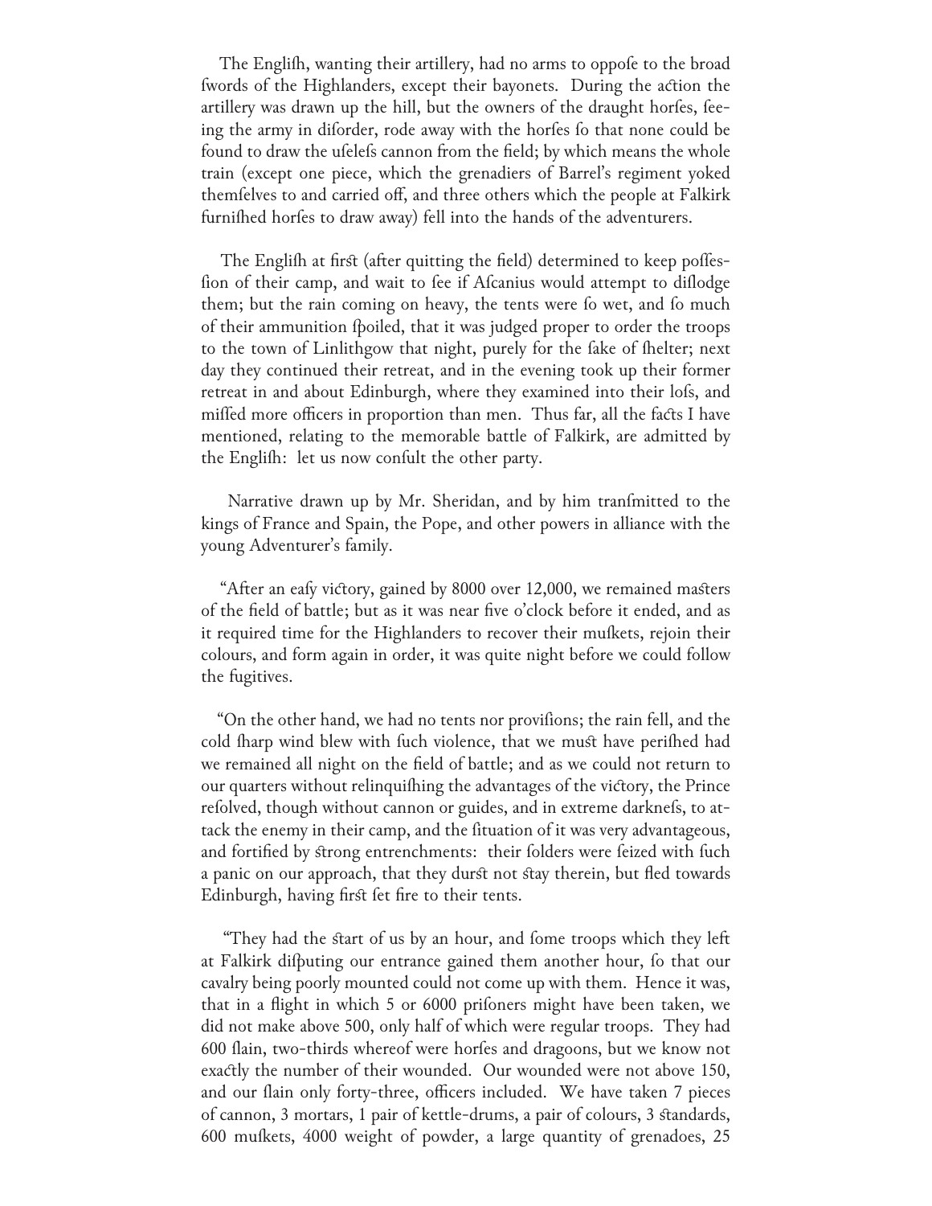The Engliſh, wanting their artillery, had no arms to oppoſe to the broad ſwords of the Highlanders, except their bayonets. During the action the artillery was drawn up the hill, but the owners of the draught horſes, ſeeing the army in diſorder, rode away with the horſes ſo that none could be found to draw the uſeleſs cannon from the field; by which means the whole train (except one piece, which the grenadiers of Barrel's regiment yoked themſelves to and carried off, and three others which the people at Falkirk furniſhed horſes to draw away) fell into the hands of the adventurers.

The Engliſh at firſt (after quitting the field) determined to keep poſſeſſion of their camp, and wait to ſee if Aſcanius would attempt to diſlodge them; but the rain coming on heavy, the tents were ſo wet, and ſo much of their ammunition ſpoiled, that it was judged proper to order the troops to the town of Linlithgow that night, purely for the ſake of ſhelter; next day they continued their retreat, and in the evening took up their former retreat in and about Edinburgh, where they examined into their loſs, and miſſed more officers in proportion than men. Thus far, all the facts I have mentioned, relating to the memorable battle of Falkirk, are admitted by the Engliſh: let us now conſult the other party.

Narrative drawn up by Mr. Sheridan, and by him tranſmitted to the kings of France and Spain, the Pope, and other powers in alliance with the young Adventurer's family.

"After an eaſy victory, gained by 8000 over 12,000, we remained maſters of the field of battle; but as it was near five o'clock before it ended, and as it required time for the Highlanders to recover their muſkets, rejoin their colours, and form again in order, it was quite night before we could follow the fugitives.

"On the other hand, we had no tents nor proviſions; the rain fell, and the cold ſharp wind blew with ſuch violence, that we muſt have periſhed had we remained all night on the field of battle; and as we could not return to our quarters without relinquiſhing the advantages of the victory, the Prince reſolved, though without cannon or guides, and in extreme darkneſs, to attack the enemy in their camp, and the ſituation of it was very advantageous, and fortified by ſtrong entrenchments: their ſolders were ſeized with ſuch a panic on our approach, that they durſt not ſtay therein, but fled towards Edinburgh, having firſt ſet fire to their tents.

"They had the ſtart of us by an hour, and ſome troops which they left at Falkirk diſputing our entrance gained them another hour, ſo that our cavalry being poorly mounted could not come up with them. Hence it was, that in a flight in which 5 or 6000 priſoners might have been taken, we did not make above 500, only half of which were regular troops. They had 600 ſlain, two-thirds whereof were horſes and dragoons, but we know not exactly the number of their wounded. Our wounded were not above 150, and our ſlain only forty-three, officers included. We have taken 7 pieces of cannon, 3 mortars, 1 pair of kettle-drums, a pair of colours, 3 ſtandards, 600 muſkets, 4000 weight of powder, a large quantity of grenadoes, 25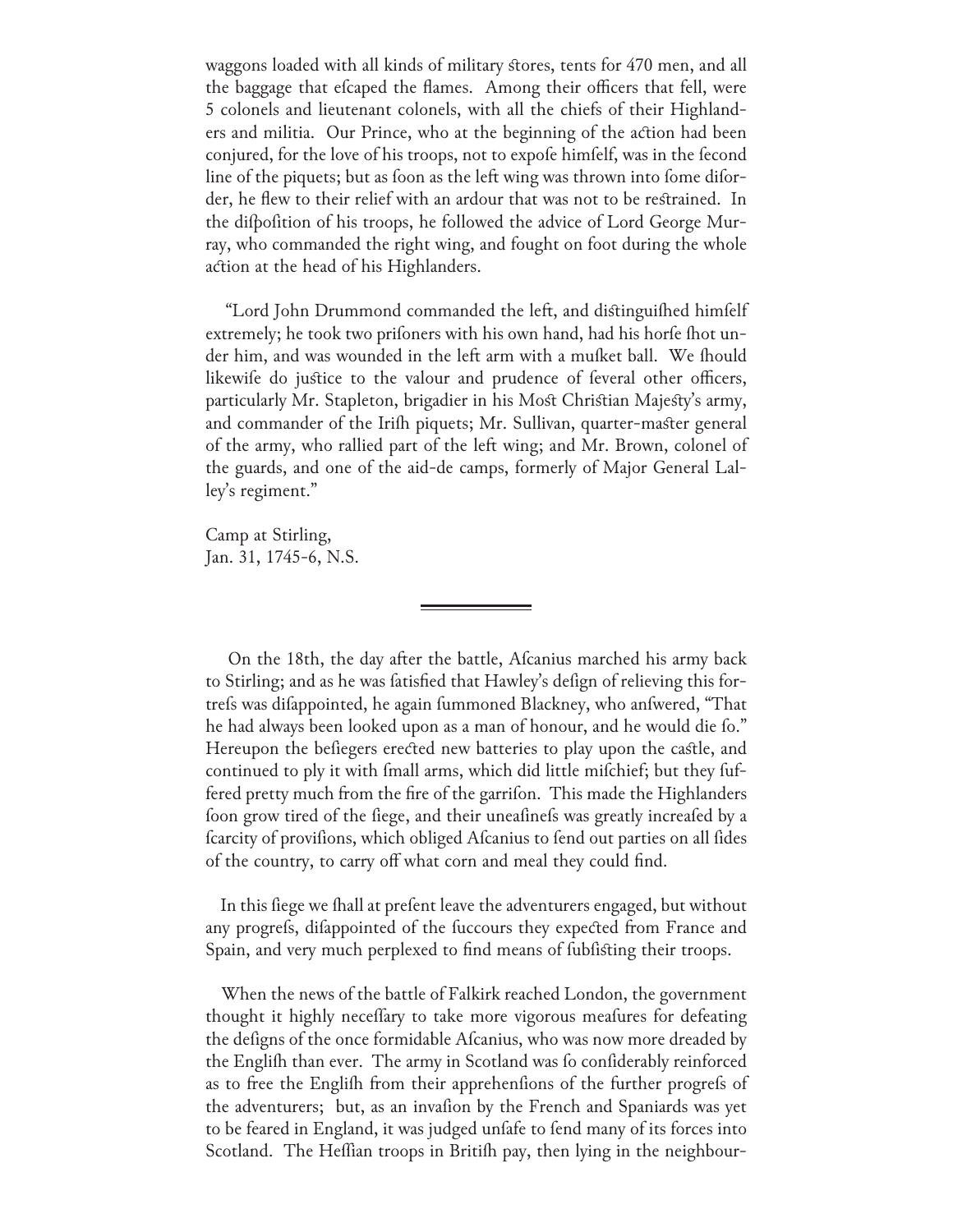waggons loaded with all kinds of military ſtores, tents for 470 men, and all the baggage that eſcaped the flames. Among their officers that fell, were 5 colonels and lieutenant colonels, with all the chiefs of their Highlanders and militia. Our Prince, who at the beginning of the action had been conjured, for the love of his troops, not to expoſe himſelf, was in the ſecond line of the piquets; but as ſoon as the left wing was thrown into ſome diſorder, he flew to their relief with an ardour that was not to be reſtrained. In the diſpoſition of his troops, he followed the advice of Lord George Murray, who commanded the right wing, and fought on foot during the whole action at the head of his Highlanders.

"Lord John Drummond commanded the left, and diſtinguiſhed himſelf extremely; he took two priſoners with his own hand, had his horſe ſhot under him, and was wounded in the left arm with a muſket ball. We ſhould likewiſe do juſtice to the valour and prudence of ſeveral other officers, particularly Mr. Stapleton, brigadier in his Moſt Chriſtian Majeſty's army, and commander of the Iriſh piquets; Mr. Sullivan, quarter-maſter general of the army, who rallied part of the left wing; and Mr. Brown, colonel of the guards, and one of the aid-de camps, formerly of Major General Lalley's regiment."

Camp at Stirling,
Jan. 31, 1745-6, N.S.

---

On the 18th, the day after the battle, Aſcanius marched his army back to Stirling; and as he was ſatisfied that Hawley's deſign of relieving this fortreſs was diſappointed, he again ſummoned Blackney, who anſwered, "That he had always been looked upon as a man of honour, and he would die ſo." Hereupon the beſiegers erected new batteries to play upon the caſtle, and continued to ply it with ſmall arms, which did little miſchief; but they ſuffered pretty much from the fire of the garriſon. This made the Highlanders ſoon grow tired of the ſiege, and their uneaſineſs was greatly increaſed by a ſcarcity of proviſions, which obliged Aſcanius to ſend out parties on all ſides of the country, to carry off what corn and meal they could find.

In this ſiege we ſhall at preſent leave the adventurers engaged, but without any progreſs, diſappointed of the ſuccours they expected from France and Spain, and very much perplexed to find means of ſubſiſting their troops.

When the news of the battle of Falkirk reached London, the government thought it highly neceſſary to take more vigorous meaſures for defeating the deſigns of the once formidable Aſcanius, who was now more dreaded by the Engliſh than ever. The army in Scotland was ſo conſiderably reinforced as to free the Engliſh from their apprehenſions of the further progreſs of the adventurers; but, as an invaſion by the French and Spaniards was yet to be feared in England, it was judged unſafe to ſend many of its forces into Scotland. The Heſſian troops in Britiſh pay, then lying in the neighbour-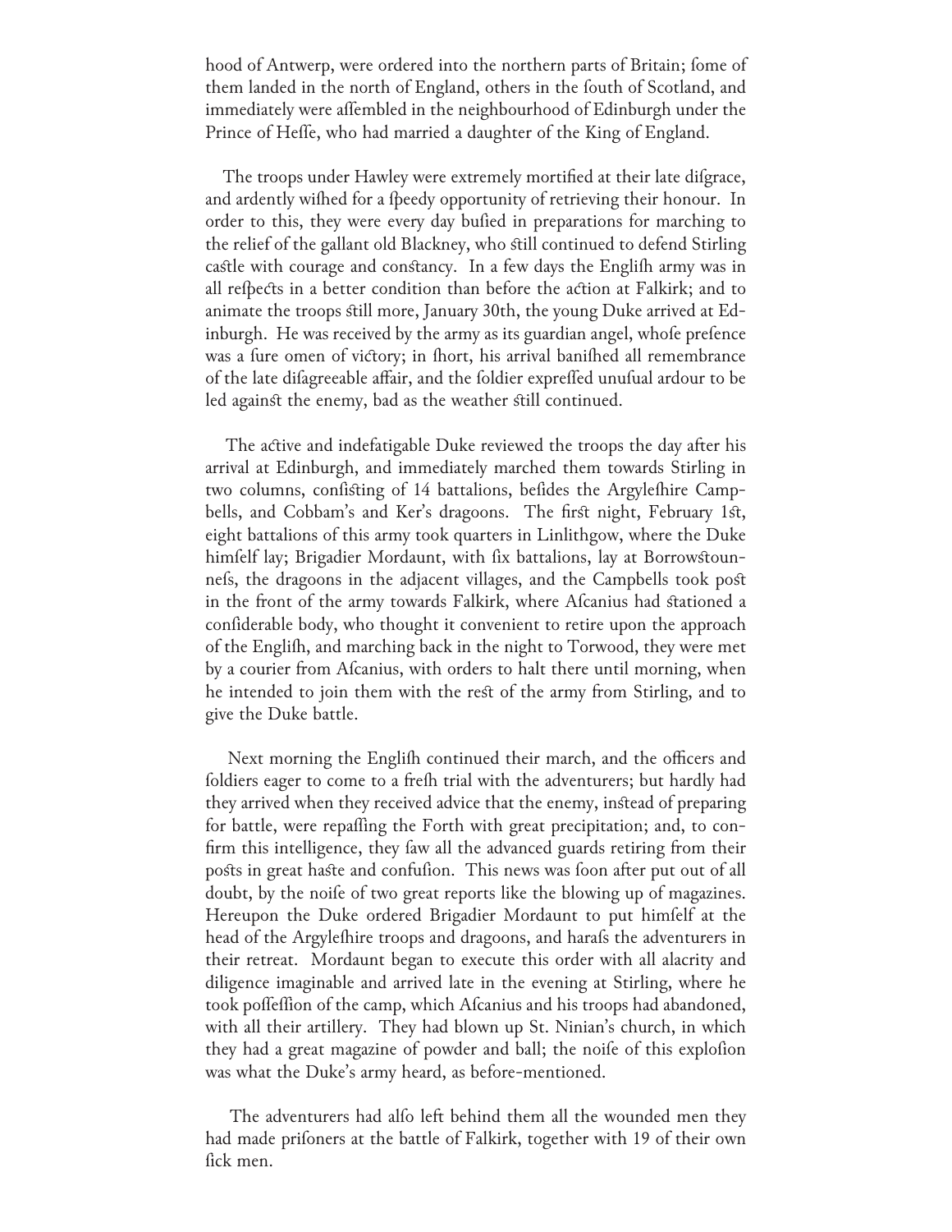hood of Antwerp, were ordered into the northern parts of Britain; ſome of them landed in the north of England, others in the ſouth of Scotland, and immediately were aſſembled in the neighbourhood of Edinburgh under the Prince of Heſſe, who had married a daughter of the King of England.

The troops under Hawley were extremely mortified at their late diſgrace, and ardently wiſhed for a ſpeedy opportunity of retrieving their honour. In order to this, they were every day buſied in preparations for marching to the relief of the gallant old Blackney, who ſtill continued to defend Stirling caſtle with courage and conſtancy. In a few days the Engliſh army was in all reſpects in a better condition than before the action at Falkirk; and to animate the troops ſtill more, January 30th, the young Duke arrived at Edinburgh. He was received by the army as its guardian angel, whoſe preſence was a ſure omen of victory; in ſhort, his arrival baniſhed all remembrance of the late diſagreeable affair, and the ſoldier expreſſed unuſual ardour to be led againſt the enemy, bad as the weather ſtill continued.

The active and indefatigable Duke reviewed the troops the day after his arrival at Edinburgh, and immediately marched them towards Stirling in two columns, conſiſting of 14 battalions, beſides the Argyleſhire Campbells, and Cobbam's and Ker's dragoons. The firſt night, February 1ſt, eight battalions of this army took quarters in Linlithgow, where the Duke himſelf lay; Brigadier Mordaunt, with ſix battalions, lay at Borrowſtounneſs, the dragoons in the adjacent villages, and the Campbells took poſt in the front of the army towards Falkirk, where Aſcanius had ſtationed a conſiderable body, who thought it convenient to retire upon the approach of the Engliſh, and marching back in the night to Torwood, they were met by a courier from Aſcanius, with orders to halt there until morning, when he intended to join them with the reſt of the army from Stirling, and to give the Duke battle.

Next morning the Engliſh continued their march, and the officers and ſoldiers eager to come to a freſh trial with the adventurers; but hardly had they arrived when they received advice that the enemy, inſtead of preparing for battle, were repaſſing the Forth with great precipitation; and, to confirm this intelligence, they ſaw all the advanced guards retiring from their poſts in great haſte and confuſion. This news was ſoon after put out of all doubt, by the noiſe of two great reports like the blowing up of magazines. Hereupon the Duke ordered Brigadier Mordaunt to put himſelf at the head of the Argyleſhire troops and dragoons, and haraſs the adventurers in their retreat. Mordaunt began to execute this order with all alacrity and diligence imaginable and arrived late in the evening at Stirling, where he took poſſeſſion of the camp, which Aſcanius and his troops had abandoned, with all their artillery. They had blown up St. Ninian's church, in which they had a great magazine of powder and ball; the noiſe of this exploſion was what the Duke's army heard, as before-mentioned.

The adventurers had alſo left behind them all the wounded men they had made priſoners at the battle of Falkirk, together with 19 of their own ſick men.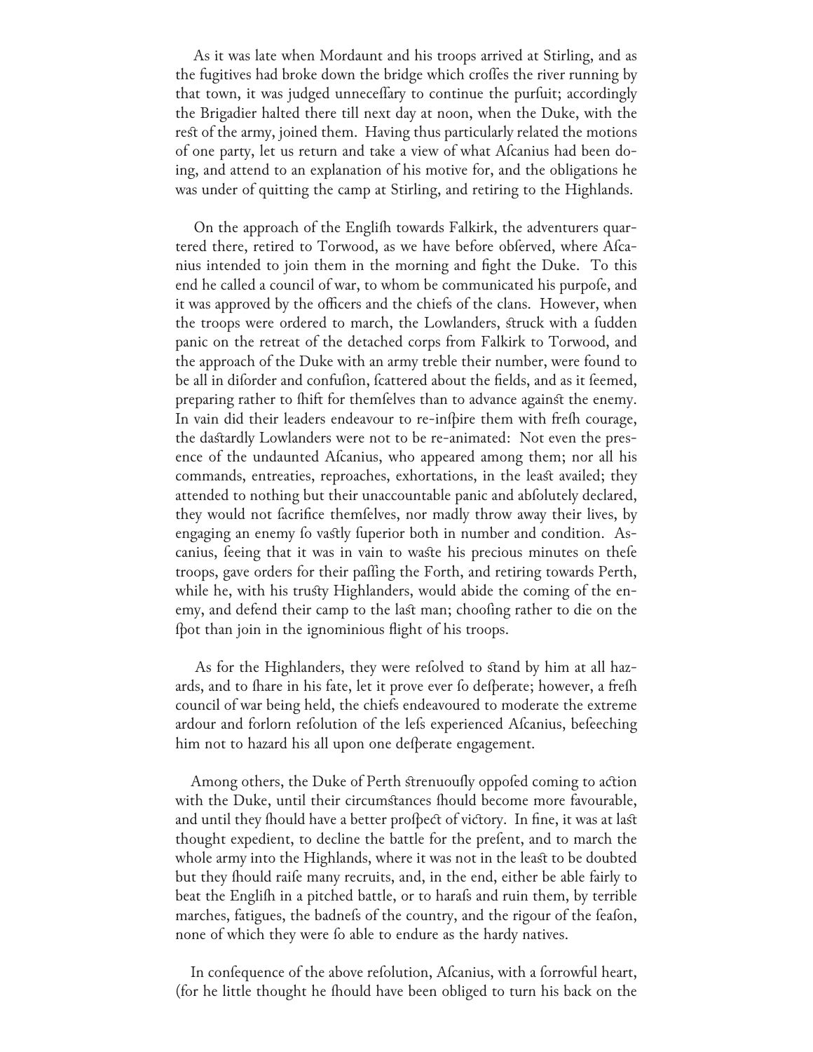As it was late when Mordaunt and his troops arrived at Stirling, and as the fugitives had broke down the bridge which croſſes the river running by that town, it was judged unneceſſary to continue the purſuit; accordingly the Brigadier halted there till next day at noon, when the Duke, with the reſt of the army, joined them. Having thus particularly related the motions of one party, let us return and take a view of what Aſcanius had been doing, and attend to an explanation of his motive for, and the obligations he was under of quitting the camp at Stirling, and retiring to the Highlands.

On the approach of the Engliſh towards Falkirk, the adventurers quartered there, retired to Torwood, as we have before obſerved, where Aſcanius intended to join them in the morning and fight the Duke. To this end he called a council of war, to whom be communicated his purpoſe, and it was approved by the officers and the chiefs of the clans. However, when the troops were ordered to march, the Lowlanders, ſtruck with a ſudden panic on the retreat of the detached corps from Falkirk to Torwood, and the approach of the Duke with an army treble their number, were found to be all in diſorder and confuſion, ſcattered about the fields, and as it ſeemed, preparing rather to ſhift for themſelves than to advance againſt the enemy. In vain did their leaders endeavour to re-inſpire them with freſh courage, the daſtardly Lowlanders were not to be re-animated: Not even the presence of the undaunted Aſcanius, who appeared among them; nor all his commands, entreaties, reproaches, exhortations, in the leaſt availed; they attended to nothing but their unaccountable panic and abſolutely declared, they would not ſacrifice themſelves, nor madly throw away their lives, by engaging an enemy ſo vaſtly ſuperior both in number and condition. Ascanius, ſeeing that it was in vain to waſte his precious minutes on theſe troops, gave orders for their paſſing the Forth, and retiring towards Perth, while he, with his truſty Highlanders, would abide the coming of the enemy, and defend their camp to the laſt man; chooſing rather to die on the ſpot than join in the ignominious flight of his troops.

As for the Highlanders, they were reſolved to ſtand by him at all hazards, and to ſhare in his fate, let it prove ever ſo deſperate; however, a freſh council of war being held, the chiefs endeavoured to moderate the extreme ardour and forlorn reſolution of the leſs experienced Aſcanius, beſeeching him not to hazard his all upon one deſperate engagement.

Among others, the Duke of Perth ſtrenuouſly oppoſed coming to action with the Duke, until their circumſtances ſhould become more favourable, and until they ſhould have a better proſpect of victory. In fine, it was at laſt thought expedient, to decline the battle for the preſent, and to march the whole army into the Highlands, where it was not in the leaſt to be doubted but they ſhould raiſe many recruits, and, in the end, either be able fairly to beat the Engliſh in a pitched battle, or to haraſs and ruin them, by terrible marches, fatigues, the badneſs of the country, and the rigour of the ſeaſon, none of which they were ſo able to endure as the hardy natives.

In conſequence of the above reſolution, Aſcanius, with a ſorrowful heart, (for he little thought he ſhould have been obliged to turn his back on the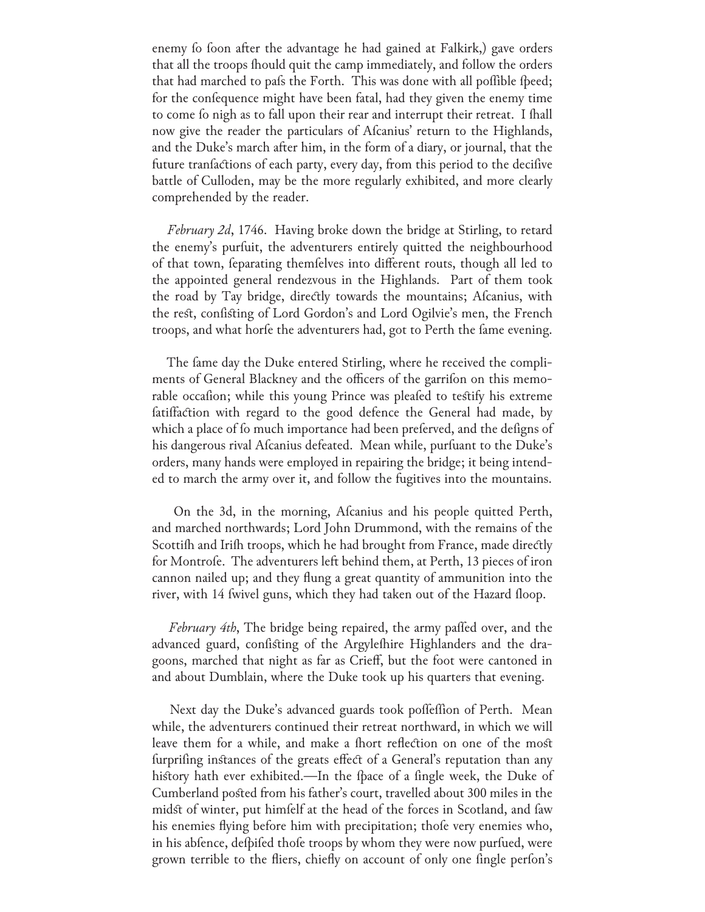enemy ſo ſoon after the advantage he had gained at Falkirk,) gave orders that all the troops ſhould quit the camp immediately, and follow the orders that had marched to paſs the Forth. This was done with all poſſible ſpeed; for the conſequence might have been fatal, had they given the enemy time to come ſo nigh as to fall upon their rear and interrupt their retreat. I ſhall now give the reader the particulars of Aſcanius' return to the Highlands, and the Duke's march after him, in the form of a diary, or journal, that the future tranſactions of each party, every day, from this period to the deciſive battle of Culloden, may be the more regularly exhibited, and more clearly comprehended by the reader.

*February 2d*, 1746. Having broke down the bridge at Stirling, to retard the enemy's purſuit, the adventurers entirely quitted the neighbourhood of that town, ſeparating themſelves into different routs, though all led to the appointed general rendezvous in the Highlands. Part of them took the road by Tay bridge, directly towards the mountains; Aſcanius, with the reſt, conſiſting of Lord Gordon's and Lord Ogilvie's men, the French troops, and what horſe the adventurers had, got to Perth the ſame evening.

The ſame day the Duke entered Stirling, where he received the compliments of General Blackney and the officers of the garriſon on this memorable occaſion; while this young Prince was pleaſed to teſtify his extreme ſatiſfaction with regard to the good defence the General had made, by which a place of ſo much importance had been preſerved, and the deſigns of his dangerous rival Aſcanius defeated. Mean while, purſuant to the Duke's orders, many hands were employed in repairing the bridge; it being intended to march the army over it, and follow the fugitives into the mountains.

On the 3d, in the morning, Aſcanius and his people quitted Perth, and marched northwards; Lord John Drummond, with the remains of the Scottiſh and Iriſh troops, which he had brought from France, made directly for Montroſe. The adventurers left behind them, at Perth, 13 pieces of iron cannon nailed up; and they flung a great quantity of ammunition into the river, with 14 ſwivel guns, which they had taken out of the Hazard ſloop.

*February 4th*, The bridge being repaired, the army paſſed over, and the advanced guard, conſiſting of the Argyleſhire Highlanders and the dragoons, marched that night as far as Crieff, but the foot were cantoned in and about Dumblain, where the Duke took up his quarters that evening.

Next day the Duke's advanced guards took poſſeſſion of Perth. Mean while, the adventurers continued their retreat northward, in which we will leave them for a while, and make a ſhort reflection on one of the moſt ſurpriſing inſtances of the greats effect of a General's reputation than any hiſtory hath ever exhibited.—In the ſpace of a ſingle week, the Duke of Cumberland poſted from his father's court, travelled about 300 miles in the midſt of winter, put himſelf at the head of the forces in Scotland, and ſaw his enemies flying before him with precipitation; thoſe very enemies who, in his abſence, deſpiſed thoſe troops by whom they were now purſued, were grown terrible to the fliers, chiefly on account of only one ſingle perſon's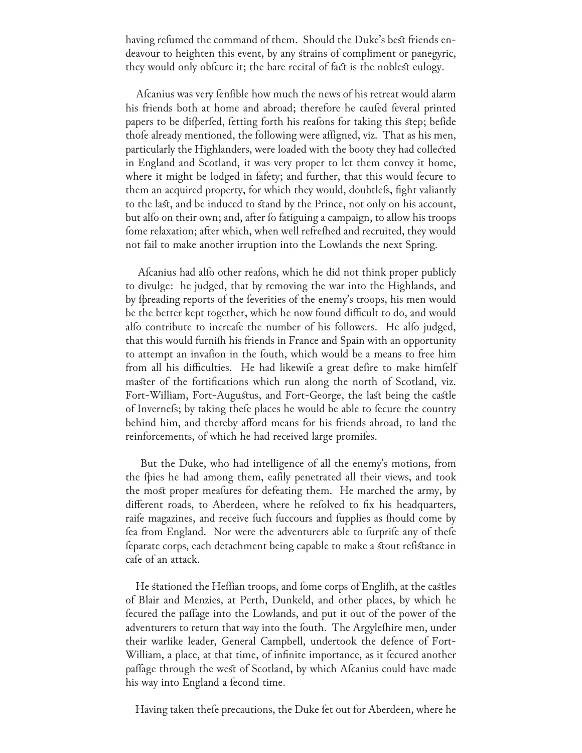having refumed the command of them. Should the Duke's beft friends endeavour to heighten this event, by any ftrains of compliment or panegyric, they would only obfcure it; the bare recital of fact is the nobleft eulogy.

Afcanius was very fenfible how much the news of his retreat would alarm his friends both at home and abroad; therefore he caufed feveral printed papers to be difperfed, fetting forth his reafons for taking this ftep; befide thofe already mentioned, the following were affigned, viz. That as his men, particularly the Highlanders, were loaded with the booty they had collected in England and Scotland, it was very proper to let them convey it home, where it might be lodged in fafety; and further, that this would fecure to them an acquired property, for which they would, doubtlefs, fight valiantly to the laft, and be induced to ftand by the Prince, not only on his account, but alfo on their own; and, after fo fatiguing a campaign, to allow his troops fome relaxation; after which, when well refrefhed and recruited, they would not fail to make another irruption into the Lowlands the next Spring.

Afcanius had alfo other reafons, which he did not think proper publicly to divulge: he judged, that by removing the war into the Highlands, and by fpreading reports of the feverities of the enemy's troops, his men would be the better kept together, which he now found difficult to do, and would alfo contribute to increafe the number of his followers. He alfo judged, that this would furnifh his friends in France and Spain with an opportunity to attempt an invafion in the fouth, which would be a means to free him from all his difficulties. He had likewife a great defire to make himfelf mafter of the fortifications which run along the north of Scotland, viz. Fort-William, Fort-Auguftus, and Fort-George, the laft being the caftle of Invernefs; by taking thefe places he would be able to fecure the country behind him, and thereby afford means for his friends abroad, to land the reinforcements, of which he had received large promifes.

But the Duke, who had intelligence of all the enemy's motions, from the fpies he had among them, eafily penetrated all their views, and took the moft proper meafures for defeating them. He marched the army, by different roads, to Aberdeen, where he refolved to fix his headquarters, raife magazines, and receive fuch fuccours and fupplies as fhould come by fea from England. Nor were the adventurers able to furprife any of thefe feparate corps, each detachment being capable to make a ftout refiftance in cafe of an attack.

He ftationed the Heffian troops, and fome corps of Englifh, at the caftles of Blair and Menzies, at Perth, Dunkeld, and other places, by which he fecured the paffage into the Lowlands, and put it out of the power of the adventurers to return that way into the fouth. The Argylefhire men, under their warlike leader, General Campbell, undertook the defence of Fort-William, a place, at that time, of infinite importance, as it fecured another paffage through the weft of Scotland, by which Afcanius could have made his way into England a fecond time.

Having taken thefe precautions, the Duke fet out for Aberdeen, where he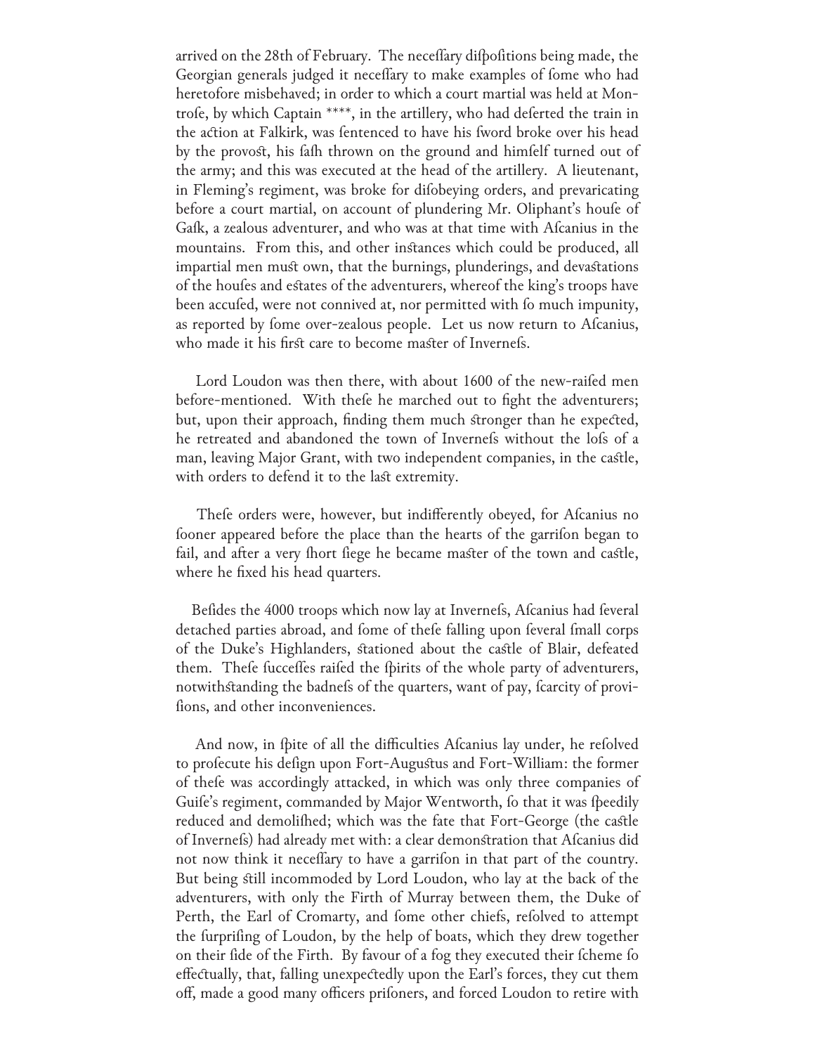arrived on the 28th of February. The neceſſary diſpoſitions being made, the Georgian generals judged it neceſſary to make examples of ſome who had heretofore misbehaved; in order to which a court martial was held at Montroſe, by which Captain ****, in the artillery, who had deſerted the train in the action at Falkirk, was ſentenced to have his ſword broke over his head by the provoſt, his ſaſh thrown on the ground and himſelf turned out of the army; and this was executed at the head of the artillery. A lieutenant, in Fleming's regiment, was broke for diſobeying orders, and prevaricating before a court martial, on account of plundering Mr. Oliphant's houſe of Gaſk, a zealous adventurer, and who was at that time with Aſcanius in the mountains. From this, and other inſtances which could be produced, all impartial men muſt own, that the burnings, plunderings, and devaſtations of the houſes and eſtates of the adventurers, whereof the king's troops have been accuſed, were not connived at, nor permitted with ſo much impunity, as reported by ſome over-zealous people. Let us now return to Aſcanius, who made it his firſt care to become maſter of Inverneſs.

Lord Loudon was then there, with about 1600 of the new-raiſed men before-mentioned. With theſe he marched out to fight the adventurers; but, upon their approach, finding them much ſtronger than he expected, he retreated and abandoned the town of Inverneſs without the loſs of a man, leaving Major Grant, with two independent companies, in the caſtle, with orders to defend it to the laſt extremity.

Theſe orders were, however, but indifferently obeyed, for Aſcanius no ſooner appeared before the place than the hearts of the garriſon began to fail, and after a very ſhort ſiege he became maſter of the town and caſtle, where he fixed his head quarters.

Beſides the 4000 troops which now lay at Inverneſs, Aſcanius had ſeveral detached parties abroad, and ſome of theſe falling upon ſeveral ſmall corps of the Duke's Highlanders, ſtationed about the caſtle of Blair, defeated them. Theſe ſucceſſes raiſed the ſpirits of the whole party of adventurers, notwithſtanding the badneſs of the quarters, want of pay, ſcarcity of proviſions, and other inconveniences.

And now, in ſpite of all the difficulties Aſcanius lay under, he reſolved to proſecute his deſign upon Fort-Auguſtus and Fort-William: the former of theſe was accordingly attacked, in which was only three companies of Guiſe's regiment, commanded by Major Wentworth, ſo that it was ſpeedily reduced and demoliſhed; which was the fate that Fort-George (the caſtle of Inverneſs) had already met with: a clear demonſtration that Aſcanius did not now think it neceſſary to have a garriſon in that part of the country. But being ſtill incommoded by Lord Loudon, who lay at the back of the adventurers, with only the Firth of Murray between them, the Duke of Perth, the Earl of Cromarty, and ſome other chiefs, reſolved to attempt the ſurpriſing of Loudon, by the help of boats, which they drew together on their ſide of the Firth. By favour of a fog they executed their ſcheme ſo effectually, that, falling unexpectedly upon the Earl's forces, they cut them off, made a good many officers priſoners, and forced Loudon to retire with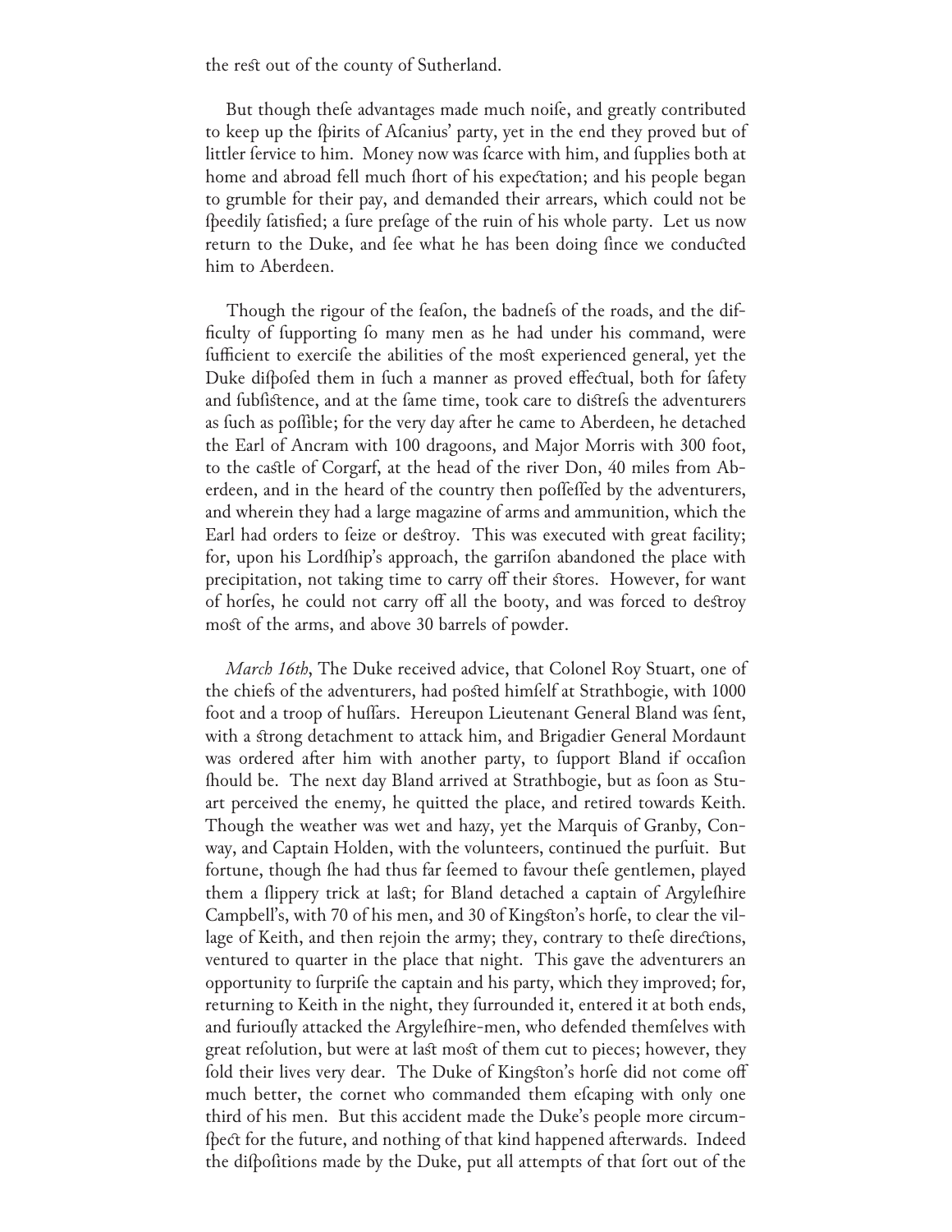the reſt out of the county of Sutherland.

But though theſe advantages made much noiſe, and greatly contributed to keep up the ſpirits of Aſcanius' party, yet in the end they proved but of littler ſervice to him. Money now was ſcarce with him, and ſupplies both at home and abroad fell much ſhort of his expectation; and his people began to grumble for their pay, and demanded their arrears, which could not be ſpeedily ſatisfied; a ſure preſage of the ruin of his whole party. Let us now return to the Duke, and ſee what he has been doing ſince we conducted him to Aberdeen.

Though the rigour of the ſeaſon, the badneſs of the roads, and the difficulty of ſupporting ſo many men as he had under his command, were ſufficient to exerciſe the abilities of the moſt experienced general, yet the Duke diſpoſed them in ſuch a manner as proved effectual, both for ſafety and ſubſiſtence, and at the ſame time, took care to diſtreſs the adventurers as ſuch as poſſible; for the very day after he came to Aberdeen, he detached the Earl of Ancram with 100 dragoons, and Major Morris with 300 foot, to the caſtle of Corgarf, at the head of the river Don, 40 miles from Aberdeen, and in the heard of the country then poſſeſſed by the adventurers, and wherein they had a large magazine of arms and ammunition, which the Earl had orders to ſeize or deſtroy. This was executed with great facility; for, upon his Lordſhip's approach, the garriſon abandoned the place with precipitation, not taking time to carry off their ſtores. However, for want of horſes, he could not carry off all the booty, and was forced to deſtroy moſt of the arms, and above 30 barrels of powder.

*March 16th*, The Duke received advice, that Colonel Roy Stuart, one of the chiefs of the adventurers, had poſted himſelf at Strathbogie, with 1000 foot and a troop of huſſars. Hereupon Lieutenant General Bland was ſent, with a ſtrong detachment to attack him, and Brigadier General Mordaunt was ordered after him with another party, to ſupport Bland if occaſion ſhould be. The next day Bland arrived at Strathbogie, but as ſoon as Stuart perceived the enemy, he quitted the place, and retired towards Keith. Though the weather was wet and hazy, yet the Marquis of Granby, Conway, and Captain Holden, with the volunteers, continued the purſuit. But fortune, though ſhe had thus far ſeemed to favour theſe gentlemen, played them a ſlippery trick at laſt; for Bland detached a captain of Argyleſhire Campbell's, with 70 of his men, and 30 of Kingſton's horſe, to clear the village of Keith, and then rejoin the army; they, contrary to theſe directions, ventured to quarter in the place that night. This gave the adventurers an opportunity to ſurpriſe the captain and his party, which they improved; for, returning to Keith in the night, they ſurrounded it, entered it at both ends, and furiouſly attacked the Argyleſhire-men, who defended themſelves with great reſolution, but were at laſt moſt of them cut to pieces; however, they ſold their lives very dear. The Duke of Kingſton's horſe did not come off much better, the cornet who commanded them eſcaping with only one third of his men. But this accident made the Duke's people more circumſpect for the future, and nothing of that kind happened afterwards. Indeed the diſpoſitions made by the Duke, put all attempts of that ſort out of the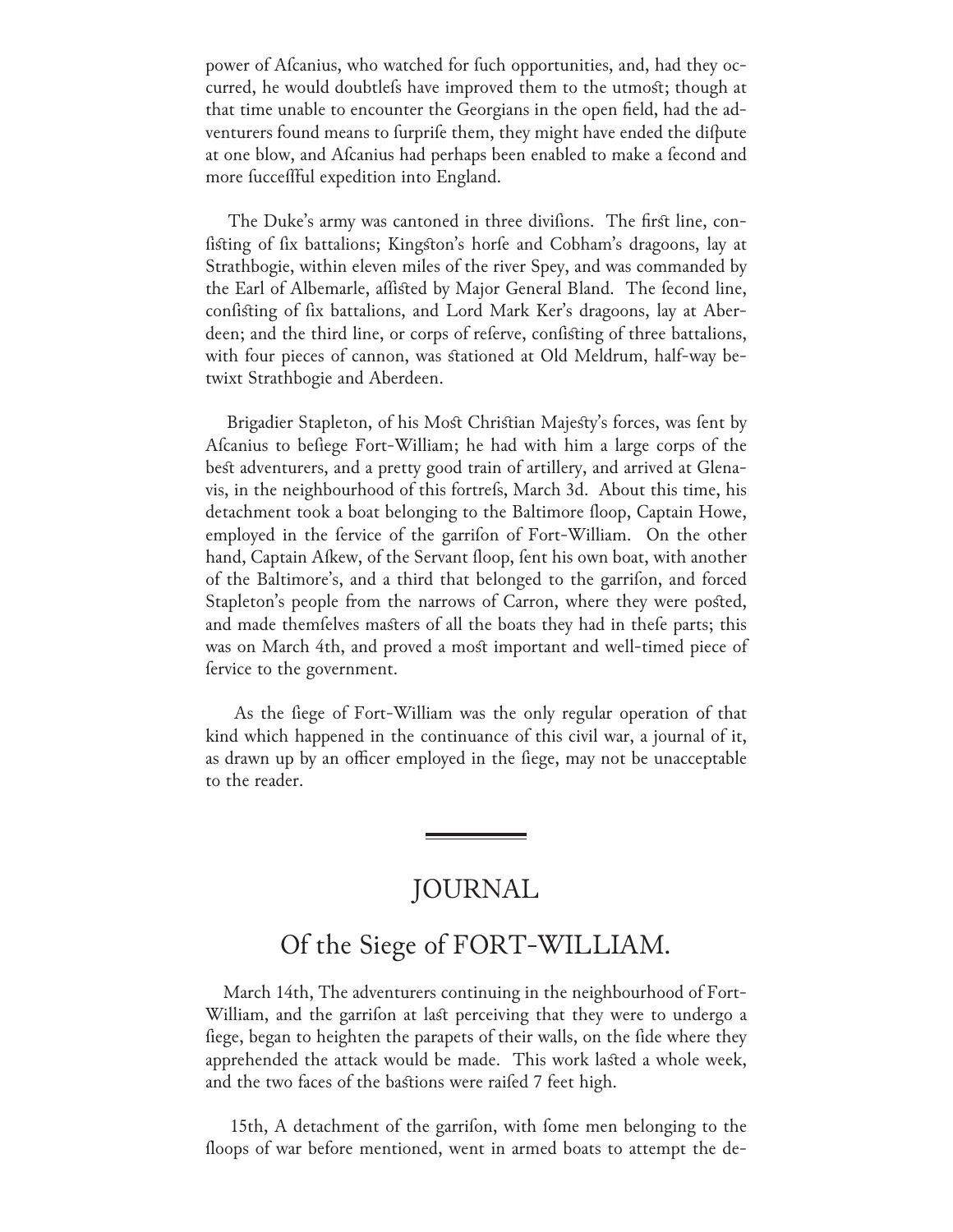power of Afcanius, who watched for fuch opportunities, and, had they occurred, he would doubtlefs have improved them to the utmoſt; though at that time unable to encounter the Georgians in the open field, had the adventurers found means to furprife them, they might have ended the difpute at one blow, and Afcanius had perhaps been enabled to make a fecond and more fucceffful expedition into England.

The Duke's army was cantoned in three divifions. The firſt line, confiſting of fix battalions; Kingſton's horfe and Cobham's dragoons, lay at Strathbogie, within eleven miles of the river Spey, and was commanded by the Earl of Albemarle, affiſted by Major General Bland. The fecond line, confiſting of fix battalions, and Lord Mark Ker's dragoons, lay at Aberdeen; and the third line, or corps of referve, confiſting of three battalions, with four pieces of cannon, was ſtationed at Old Meldrum, half-way betwixt Strathbogie and Aberdeen.

Brigadier Stapleton, of his Moſt Chriſtian Majeſty's forces, was fent by Afcanius to befiege Fort-William; he had with him a large corps of the beſt adventurers, and a pretty good train of artillery, and arrived at Glenavis, in the neighbourhood of this fortrefs, March 3d. About this time, his detachment took a boat belonging to the Baltimore floop, Captain Howe, employed in the fervice of the garrifon of Fort-William. On the other hand, Captain Afkew, of the Servant floop, fent his own boat, with another of the Baltimore's, and a third that belonged to the garrifon, and forced Stapleton's people from the narrows of Carron, where they were poſted, and made themfelves maſters of all the boats they had in thefe parts; this was on March 4th, and proved a moſt important and well-timed piece of fervice to the government.

As the fiege of Fort-William was the only regular operation of that kind which happened in the continuance of this civil war, a journal of it, as drawn up by an officer employed in the fiege, may not be unacceptable to the reader.

---

## JOURNAL

## Of the Siege of FORT-WILLIAM.

March 14th, The adventurers continuing in the neighbourhood of Fort-William, and the garrifon at laſt perceiving that they were to undergo a fiege, began to heighten the parapets of their walls, on the fide where they apprehended the attack would be made. This work laſted a whole week, and the two faces of the baſtions were raifed 7 feet high.

15th, A detachment of the garrifon, with fome men belonging to the floops of war before mentioned, went in armed boats to attempt the de-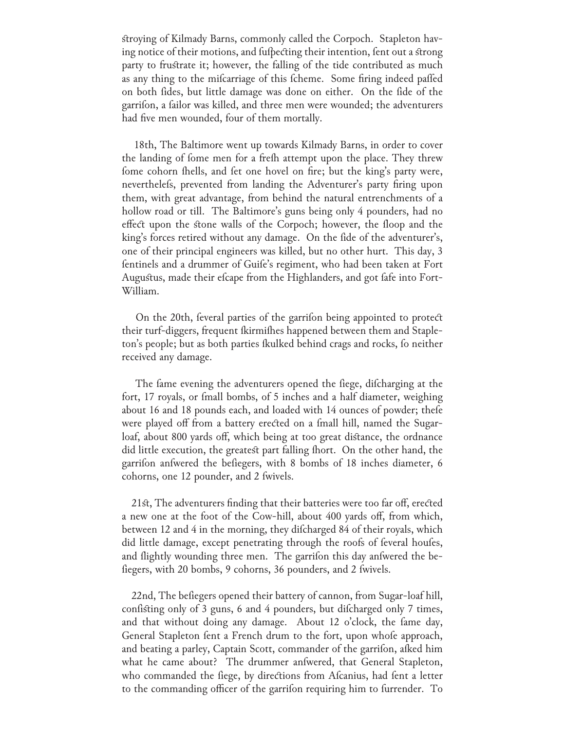ſtroying of Kilmady Barns, commonly called the Corpoch. Stapleton having notice of their motions, and ſuſpecting their intention, ſent out a ſtrong party to fruſtrate it; however, the falling of the tide contributed as much as any thing to the miſcarriage of this ſcheme. Some firing indeed paſſed on both ſides, but little damage was done on either. On the ſide of the garriſon, a ſailor was killed, and three men were wounded; the adventurers had five men wounded, four of them mortally.

18th, The Baltimore went up towards Kilmady Barns, in order to cover the landing of ſome men for a freſh attempt upon the place. They threw ſome cohorn ſhells, and ſet one hovel on fire; but the king's party were, neverthleſs, prevented from landing the Adventurer's party firing upon them, with great advantage, from behind the natural entrenchments of a hollow road or till. The Baltimore's guns being only 4 pounders, had no effect upon the ſtone walls of the Corpoch; however, the ſloop and the king's forces retired without any damage. On the ſide of the adventurer's, one of their principal engineers was killed, but no other hurt. This day, 3 ſentinels and a drummer of Guiſe's regiment, who had been taken at Fort Auguſtus, made their eſcape from the Highlanders, and got ſafe into Fort-William.

On the 20th, ſeveral parties of the garriſon being appointed to protect their turf-diggers, frequent ſkirmiſhes happened between them and Stapleton's people; but as both parties ſkulked behind crags and rocks, ſo neither received any damage.

The ſame evening the adventurers opened the ſiege, diſcharging at the fort, 17 royals, or ſmall bombs, of 5 inches and a half diameter, weighing about 16 and 18 pounds each, and loaded with 14 ounces of powder; theſe were played off from a battery erected on a ſmall hill, named the Sugar-loaf, about 800 yards off, which being at too great diſtance, the ordnance did little execution, the greateſt part falling ſhort. On the other hand, the garriſon anſwered the beſiegers, with 8 bombs of 18 inches diameter, 6 cohorns, one 12 pounder, and 2 ſwivels.

21ſt, The adventurers finding that their batteries were too far off, erected a new one at the foot of the Cow-hill, about 400 yards off, from which, between 12 and 4 in the morning, they diſcharged 84 of their royals, which did little damage, except penetrating through the roofs of ſeveral houſes, and ſlightly wounding three men. The garriſon this day anſwered the beſiegers, with 20 bombs, 9 cohorns, 36 pounders, and 2 ſwivels.

22nd, The beſiegers opened their battery of cannon, from Sugar-loaf hill, conſiſting only of 3 guns, 6 and 4 pounders, but diſcharged only 7 times, and that without doing any damage. About 12 o'clock, the ſame day, General Stapleton ſent a French drum to the fort, upon whoſe approach, and beating a parley, Captain Scott, commander of the garriſon, aſked him what he came about? The drummer anſwered, that General Stapleton, who commanded the ſiege, by directions from Aſcanius, had ſent a letter to the commanding officer of the garriſon requiring him to ſurrender. To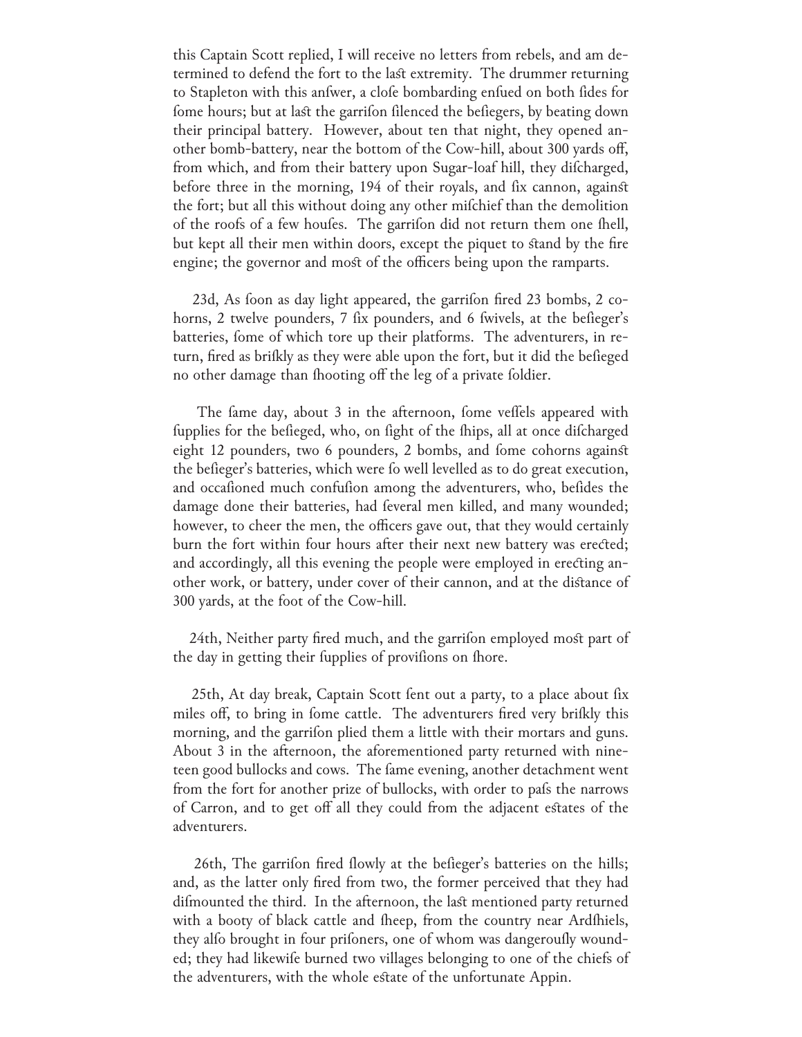this Captain Scott replied, I will receive no letters from rebels, and am determined to defend the fort to the laſt extremity. The drummer returning to Stapleton with this anſwer, a cloſe bombarding enſued on both ſides for ſome hours; but at laſt the garriſon ſilenced the beſiegers, by beating down their principal battery. However, about ten that night, they opened another bomb-battery, near the bottom of the Cow-hill, about 300 yards off, from which, and from their battery upon Sugar-loaf hill, they diſcharged, before three in the morning, 194 of their royals, and ſix cannon, againſt the fort; but all this without doing any other miſchief than the demolition of the roofs of a few houſes. The garriſon did not return them one ſhell, but kept all their men within doors, except the piquet to ſtand by the fire engine; the governor and moſt of the officers being upon the ramparts.

23d, As ſoon as day light appeared, the garriſon fired 23 bombs, 2 cohorns, 2 twelve pounders, 7 ſix pounders, and 6 ſwivels, at the beſieger's batteries, ſome of which tore up their platforms. The adventurers, in return, fired as briſkly as they were able upon the fort, but it did the beſieged no other damage than ſhooting off the leg of a private ſoldier.

The ſame day, about 3 in the afternoon, ſome veſſels appeared with ſupplies for the beſieged, who, on ſight of the ſhips, all at once diſcharged eight 12 pounders, two 6 pounders, 2 bombs, and ſome cohorns againſt the beſieger's batteries, which were ſo well levelled as to do great execution, and occaſioned much confuſion among the adventurers, who, beſides the damage done their batteries, had ſeveral men killed, and many wounded; however, to cheer the men, the officers gave out, that they would certainly burn the fort within four hours after their next new battery was erected; and accordingly, all this evening the people were employed in erecting another work, or battery, under cover of their cannon, and at the diſtance of 300 yards, at the foot of the Cow-hill.

24th, Neither party fired much, and the garriſon employed moſt part of the day in getting their ſupplies of proviſions on ſhore.

25th, At day break, Captain Scott ſent out a party, to a place about ſix miles off, to bring in ſome cattle. The adventurers fired very briſkly this morning, and the garriſon plied them a little with their mortars and guns. About 3 in the afternoon, the aforementioned party returned with nineteen good bullocks and cows. The ſame evening, another detachment went from the fort for another prize of bullocks, with order to paſs the narrows of Carron, and to get off all they could from the adjacent eſtates of the adventurers.

26th, The garriſon fired ſlowly at the beſieger's batteries on the hills; and, as the latter only fired from two, the former perceived that they had diſmounted the third. In the afternoon, the laſt mentioned party returned with a booty of black cattle and ſheep, from the country near Ardſhiels, they alſo brought in four priſoners, one of whom was dangerouſly wounded; they had likewiſe burned two villages belonging to one of the chiefs of the adventurers, with the whole eſtate of the unfortunate Appin.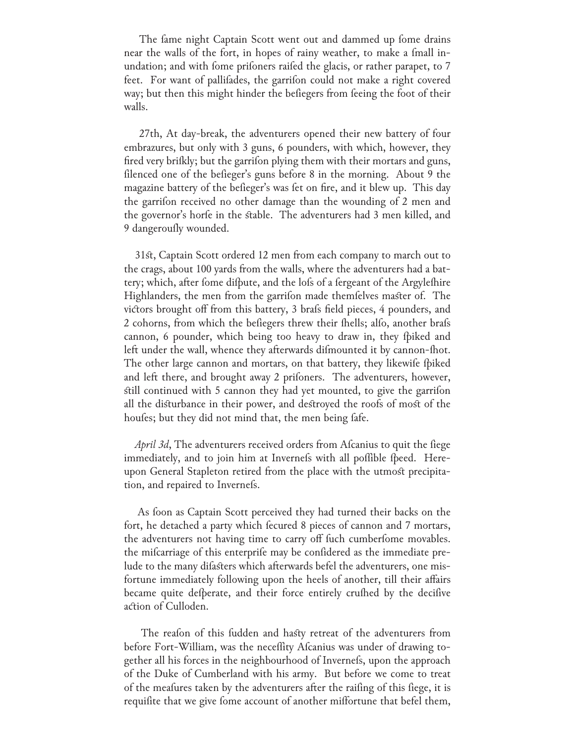The fame night Captain Scott went out and dammed up fome drains near the walls of the fort, in hopes of rainy weather, to make a fmall inundation; and with fome prifoners raifed the glacis, or rather parapet, to 7 feet. For want of pallifades, the garrifon could not make a right covered way; but then this might hinder the befiegers from feeing the foot of their walls.

27th, At day-break, the adventurers opened their new battery of four embrazures, but only with 3 guns, 6 pounders, with which, however, they fired very brifkly; but the garrifon plying them with their mortars and guns, filenced one of the befieger's guns before 8 in the morning. About 9 the magazine battery of the befieger's was fet on fire, and it blew up. This day the garrifon received no other damage than the wounding of 2 men and the governor's horfe in the ftable. The adventurers had 3 men killed, and 9 dangeroufly wounded.

31ft, Captain Scott ordered 12 men from each company to march out to the crags, about 100 yards from the walls, where the adventurers had a battery; which, after fome difpute, and the lofs of a fergeant of the Argylefhire Highlanders, the men from the garrifon made themfelves mafter of. The victors brought off from this battery, 3 brafs field pieces, 4 pounders, and 2 cohorns, from which the befiegers threw their fhells; alfo, another brafs cannon, 6 pounder, which being too heavy to draw in, they fpiked and left under the wall, whence they afterwards difmounted it by cannon-fhot. The other large cannon and mortars, on that battery, they likewife fpiked and left there, and brought away 2 prifoners. The adventurers, however, ftill continued with 5 cannon they had yet mounted, to give the garrifon all the difturbance in their power, and deftroyed the roofs of moft of the houfes; but they did not mind that, the men being fafe.

*April 3d*, The adventurers received orders from Afcanius to quit the fiege immediately, and to join him at Invernefs with all poffible fpeed. Hereupon General Stapleton retired from the place with the utmoft precipitation, and repaired to Invernefs.

As foon as Captain Scott perceived they had turned their backs on the fort, he detached a party which fecured 8 pieces of cannon and 7 mortars, the adventurers not having time to carry off fuch cumberfome movables. the mifcarriage of this enterprife may be confidered as the immediate prelude to the many difafters which afterwards befel the adventurers, one misfortune immediately following upon the heels of another, till their affairs became quite defperate, and their force entirely crufhed by the decifive action of Culloden.

The reafon of this fudden and hafty retreat of the adventurers from before Fort-William, was the neceffity Afcanius was under of drawing together all his forces in the neighbourhood of Invernefs, upon the approach of the Duke of Cumberland with his army. But before we come to treat of the meafures taken by the adventurers after the raifing of this fiege, it is requifite that we give fome account of another misfortune that befel them,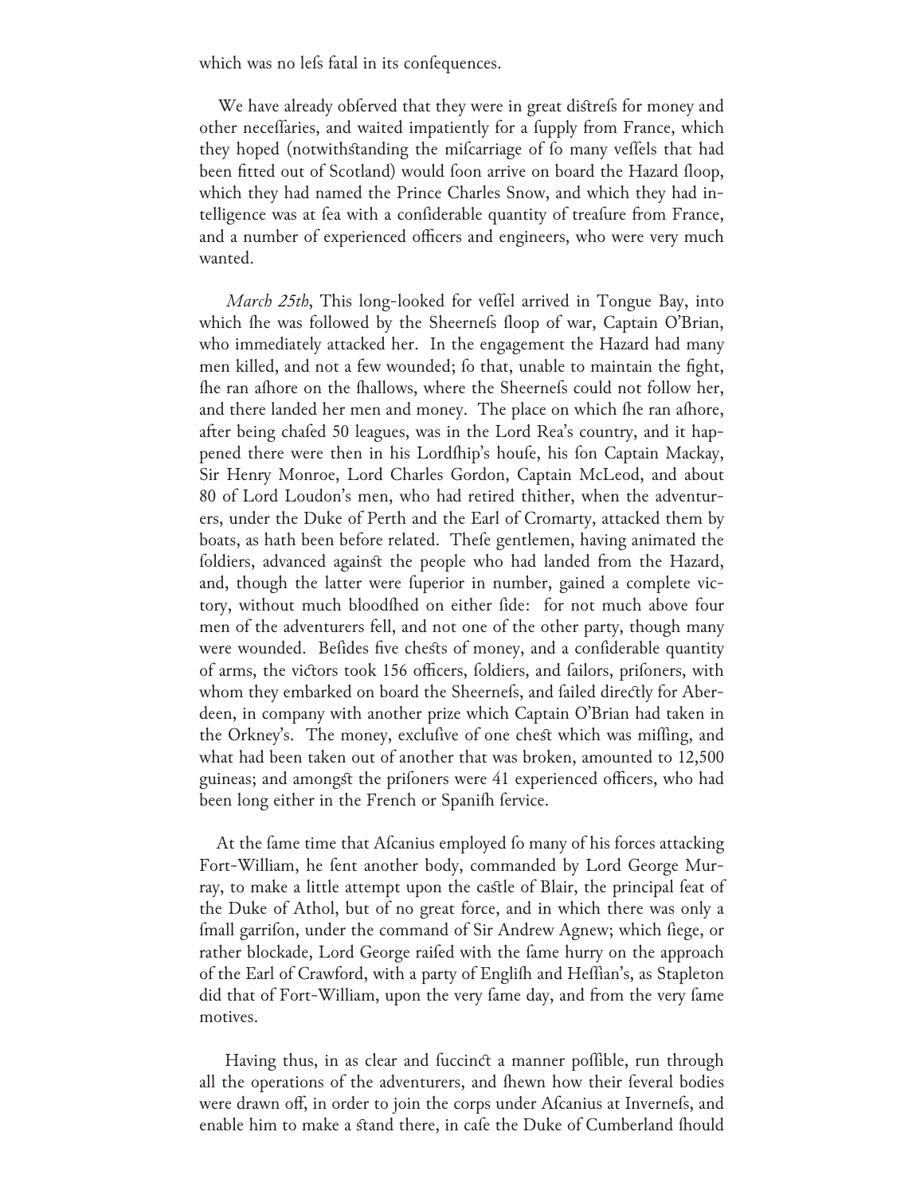which was no lefs fatal in its confequences.

We have already obferved that they were in great diftrefs for money and other neceffaries, and waited impatiently for a fupply from France, which they hoped (notwithftanding the mifcarriage of fo many veffels that had been fitted out of Scotland) would foon arrive on board the Hazard floop, which they had named the Prince Charles Snow, and which they had intelligence was at fea with a confiderable quantity of treafure from France, and a number of experienced officers and engineers, who were very much wanted.

*March 25th*, This long-looked for veffel arrived in Tongue Bay, into which fhe was followed by the Sheernefs floop of war, Captain O'Brian, who immediately attacked her. In the engagement the Hazard had many men killed, and not a few wounded; fo that, unable to maintain the fight, fhe ran afhore on the fhallows, where the Sheernefs could not follow her, and there landed her men and money. The place on which fhe ran afhore, after being chafed 50 leagues, was in the Lord Rea's country, and it happened there were then in his Lordfhip's houfe, his fon Captain Mackay, Sir Henry Monroe, Lord Charles Gordon, Captain McLeod, and about 80 of Lord Loudon's men, who had retired thither, when the adventurers, under the Duke of Perth and the Earl of Cromarty, attacked them by boats, as hath been before related. Thefe gentlemen, having animated the foldiers, advanced againft the people who had landed from the Hazard, and, though the latter were fuperior in number, gained a complete victory, without much bloodfhed on either fide: for not much above four men of the adventurers fell, and not one of the other party, though many were wounded. Befides five chefts of money, and a confiderable quantity of arms, the victors took 156 officers, foldiers, and failors, prifoners, with whom they embarked on board the Sheernefs, and failed directly for Aberdeen, in company with another prize which Captain O'Brian had taken in the Orkney's. The money, exclufive of one cheft which was miffing, and what had been taken out of another that was broken, amounted to 12,500 guineas; and amongft the prifoners were 41 experienced officers, who had been long either in the French or Spanifh fervice.

At the fame time that Afcanius employed fo many of his forces attacking Fort-William, he fent another body, commanded by Lord George Murray, to make a little attempt upon the caftle of Blair, the principal feat of the Duke of Athol, but of no great force, and in which there was only a fmall garrifon, under the command of Sir Andrew Agnew; which fiege, or rather blockade, Lord George raifed with the fame hurry on the approach of the Earl of Crawford, with a party of Englifh and Heffian's, as Stapleton did that of Fort-William, upon the very fame day, and from the very fame motives.

Having thus, in as clear and fuccinct a manner poffible, run through all the operations of the adventurers, and fhewn how their feveral bodies were drawn off, in order to join the corps under Afcanius at Invernefs, and enable him to make a ftand there, in cafe the Duke of Cumberland fhould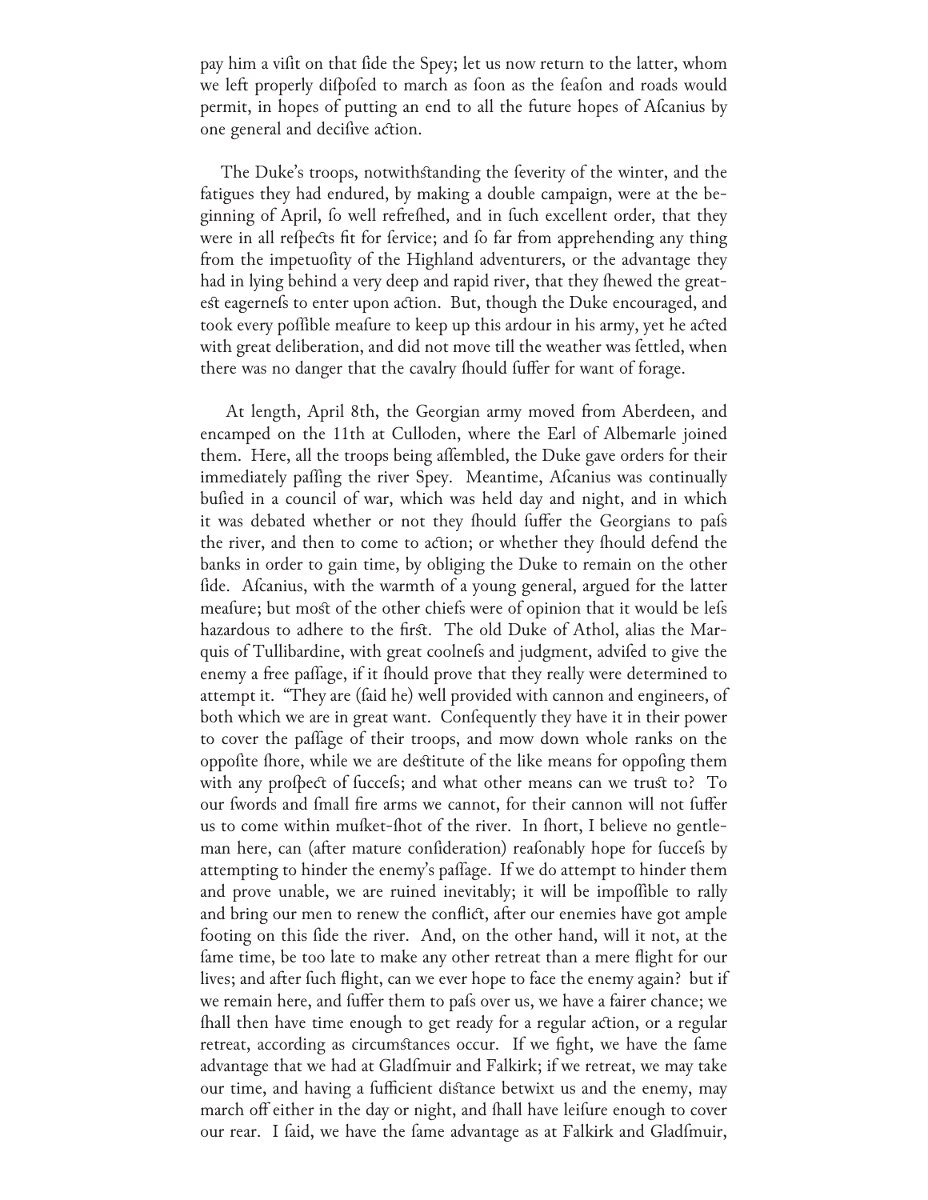pay him a viſit on that ſide the Spey; let us now return to the latter, whom we left properly diſpoſed to march as ſoon as the ſeaſon and roads would permit, in hopes of putting an end to all the future hopes of Aſcanius by one general and deciſive action.

The Duke's troops, notwithſtanding the ſeverity of the winter, and the fatigues they had endured, by making a double campaign, were at the beginning of April, ſo well refreſhed, and in ſuch excellent order, that they were in all reſpects fit for ſervice; and ſo far from apprehending any thing from the impetuoſity of the Highland adventurers, or the advantage they had in lying behind a very deep and rapid river, that they ſhewed the greateſt eagerneſs to enter upon action. But, though the Duke encouraged, and took every poſſible meaſure to keep up this ardour in his army, yet he acted with great deliberation, and did not move till the weather was ſettled, when there was no danger that the cavalry ſhould ſuffer for want of forage.

At length, April 8th, the Georgian army moved from Aberdeen, and encamped on the 11th at Culloden, where the Earl of Albemarle joined them. Here, all the troops being aſſembled, the Duke gave orders for their immediately paſſing the river Spey. Meantime, Aſcanius was continually buſied in a council of war, which was held day and night, and in which it was debated whether or not they ſhould ſuffer the Georgians to paſs the river, and then to come to action; or whether they ſhould defend the banks in order to gain time, by obliging the Duke to remain on the other ſide. Aſcanius, with the warmth of a young general, argued for the latter meaſure; but moſt of the other chiefs were of opinion that it would be leſs hazardous to adhere to the firſt. The old Duke of Athol, alias the Marquis of Tullibardine, with great coolneſs and judgment, adviſed to give the enemy a free paſſage, if it ſhould prove that they really were determined to attempt it. "They are (ſaid he) well provided with cannon and engineers, of both which we are in great want. Conſequently they have it in their power to cover the paſſage of their troops, and mow down whole ranks on the oppoſite ſhore, while we are deſtitute of the like means for oppoſing them with any proſpect of ſucceſs; and what other means can we truſt to? To our ſwords and ſmall fire arms we cannot, for their cannon will not ſuffer us to come within muſket-ſhot of the river. In ſhort, I believe no gentleman here, can (after mature conſideration) reaſonably hope for ſucceſs by attempting to hinder the enemy's paſſage. If we do attempt to hinder them and prove unable, we are ruined inevitably; it will be impoſſible to rally and bring our men to renew the conflict, after our enemies have got ample footing on this ſide the river. And, on the other hand, will it not, at the ſame time, be too late to make any other retreat than a mere flight for our lives; and after ſuch flight, can we ever hope to face the enemy again? but if we remain here, and ſuffer them to paſs over us, we have a fairer chance; we ſhall then have time enough to get ready for a regular action, or a regular retreat, according as circumſtances occur. If we fight, we have the ſame advantage that we had at Gladſmuir and Falkirk; if we retreat, we may take our time, and having a ſufficient diſtance betwixt us and the enemy, may march off either in the day or night, and ſhall have leiſure enough to cover our rear. I ſaid, we have the ſame advantage as at Falkirk and Gladſmuir,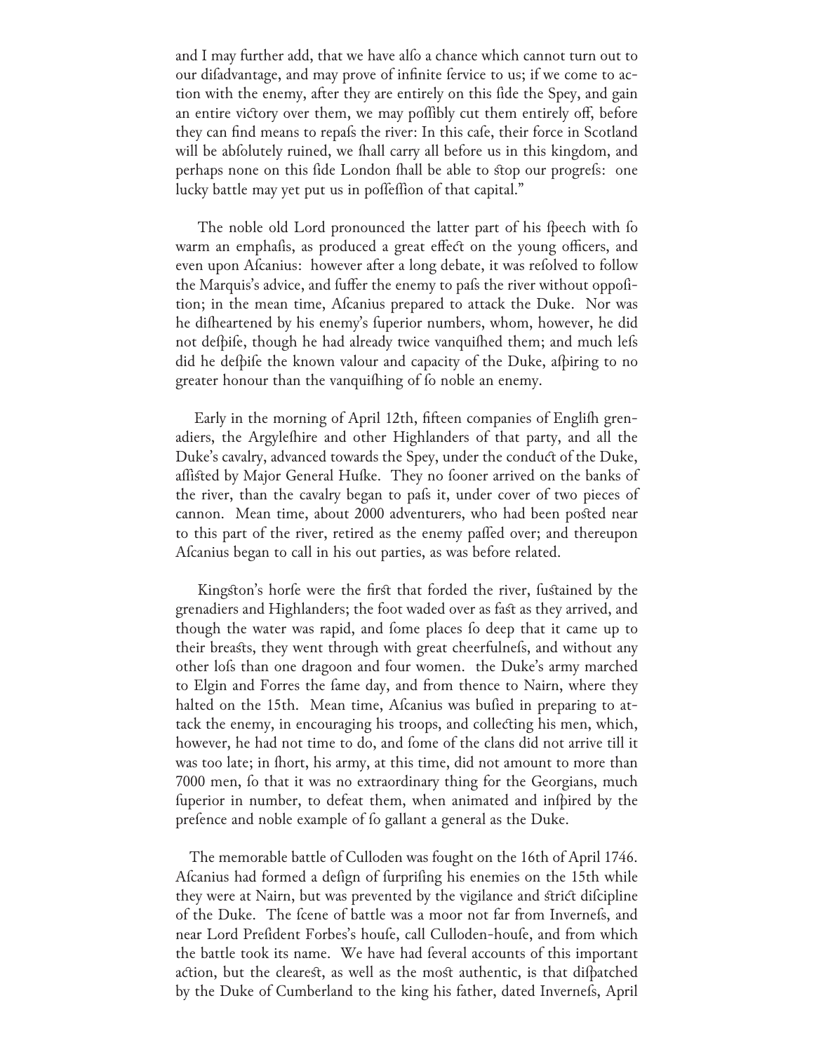and I may further add, that we have alſo a chance which cannot turn out to our diſadvantage, and may prove of infinite ſervice to us; if we come to action with the enemy, after they are entirely on this ſide the Spey, and gain an entire victory over them, we may poſſibly cut them entirely off, before they can find means to repaſs the river: In this caſe, their force in Scotland will be abſolutely ruined, we ſhall carry all before us in this kingdom, and perhaps none on this ſide London ſhall be able to ſtop our progreſs: one lucky battle may yet put us in poſſeſſion of that capital."

The noble old Lord pronounced the latter part of his ſpeech with ſo warm an emphaſis, as produced a great effect on the young officers, and even upon Aſcanius: however after a long debate, it was reſolved to follow the Marquis's advice, and ſuffer the enemy to paſs the river without oppoſition; in the mean time, Aſcanius prepared to attack the Duke. Nor was he diſheartened by his enemy's ſuperior numbers, whom, however, he did not deſpiſe, though he had already twice vanquiſhed them; and much leſs did he deſpiſe the known valour and capacity of the Duke, aſpiring to no greater honour than the vanquiſhing of ſo noble an enemy.

Early in the morning of April 12th, fifteen companies of Engliſh grenadiers, the Argyleſhire and other Highlanders of that party, and all the Duke's cavalry, advanced towards the Spey, under the conduct of the Duke, aſſiſted by Major General Huſke. They no ſooner arrived on the banks of the river, than the cavalry began to paſs it, under cover of two pieces of cannon. Mean time, about 2000 adventurers, who had been poſted near to this part of the river, retired as the enemy paſſed over; and thereupon Aſcanius began to call in his out parties, as was before related.

Kingſton's horſe were the firſt that forded the river, ſuſtained by the grenadiers and Highlanders; the foot waded over as faſt as they arrived, and though the water was rapid, and ſome places ſo deep that it came up to their breaſts, they went through with great cheerfulneſs, and without any other loſs than one dragoon and four women. the Duke's army marched to Elgin and Forres the ſame day, and from thence to Nairn, where they halted on the 15th. Mean time, Aſcanius was buſied in preparing to attack the enemy, in encouraging his troops, and collecting his men, which, however, he had not time to do, and ſome of the clans did not arrive till it was too late; in ſhort, his army, at this time, did not amount to more than 7000 men, ſo that it was no extraordinary thing for the Georgians, much ſuperior in number, to defeat them, when animated and inſpired by the preſence and noble example of ſo gallant a general as the Duke.

The memorable battle of Culloden was fought on the 16th of April 1746. Aſcanius had formed a deſign of ſurpriſing his enemies on the 15th while they were at Nairn, but was prevented by the vigilance and ſtrict diſcipline of the Duke. The ſcene of battle was a moor not far from Inverneſs, and near Lord Preſident Forbes's houſe, call Culloden-houſe, and from which the battle took its name. We have had ſeveral accounts of this important action, but the cleareſt, as well as the moſt authentic, is that diſpatched by the Duke of Cumberland to the king his father, dated Inverneſs, April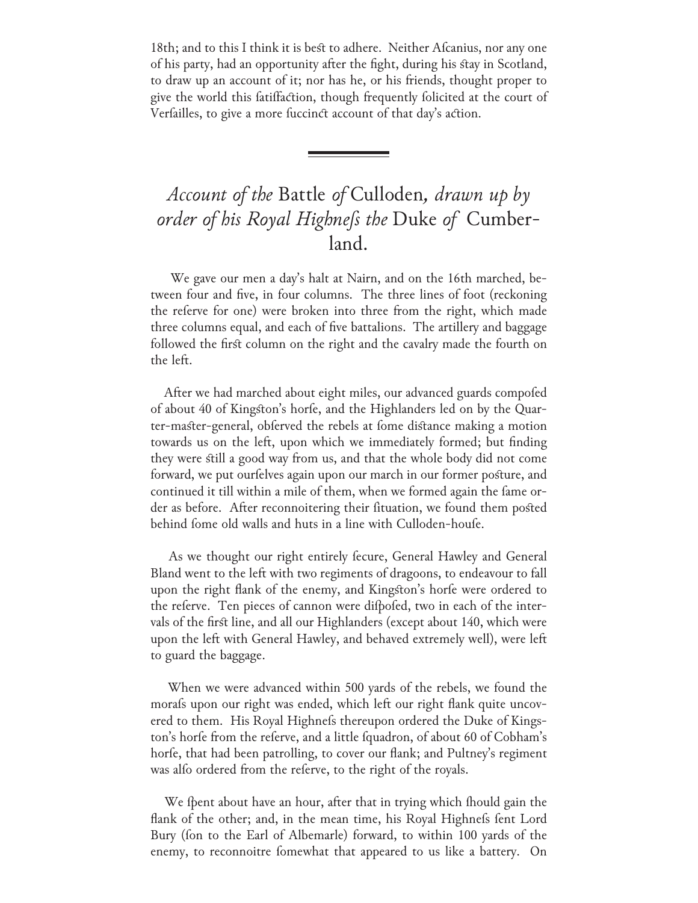18th; and to this I think it is beſt to adhere. Neither Aſcanius, nor any one of his party, had an opportunity after the fight, during his ſtay in Scotland, to draw up an account of it; nor has he, or his friends, thought proper to give the world this ſatiſfaction, though frequently ſolicited at the court of Verſailles, to give a more ſuccinct account of that day's action.

---

## *Account of the* Battle *of* Culloden*, drawn up by order of his Royal Highneſs the* Duke *of* Cumberland.

We gave our men a day's halt at Nairn, and on the 16th marched, between four and five, in four columns. The three lines of foot (reckoning the reſerve for one) were broken into three from the right, which made three columns equal, and each of five battalions. The artillery and baggage followed the firſt column on the right and the cavalry made the fourth on the left.

After we had marched about eight miles, our advanced guards compoſed of about 40 of Kingſton's horſe, and the Highlanders led on by the Quarter-maſter-general, obſerved the rebels at ſome diſtance making a motion towards us on the left, upon which we immediately formed; but finding they were ſtill a good way from us, and that the whole body did not come forward, we put ourſelves again upon our march in our former poſture, and continued it till within a mile of them, when we formed again the ſame order as before. After reconnoitering their ſituation, we found them poſted behind ſome old walls and huts in a line with Culloden-houſe.

As we thought our right entirely ſecure, General Hawley and General Bland went to the left with two regiments of dragoons, to endeavour to fall upon the right flank of the enemy, and Kingſton's horſe were ordered to the reſerve. Ten pieces of cannon were diſpoſed, two in each of the intervals of the firſt line, and all our Highlanders (except about 140, which were upon the left with General Hawley, and behaved extremely well), were left to guard the baggage.

When we were advanced within 500 yards of the rebels, we found the moraſs upon our right was ended, which left our right flank quite uncovered to them. His Royal Highneſs thereupon ordered the Duke of Kingston's horſe from the reſerve, and a little ſquadron, of about 60 of Cobham's horſe, that had been patrolling, to cover our flank; and Pultney's regiment was alſo ordered from the reſerve, to the right of the royals.

We ſpent about have an hour, after that in trying which ſhould gain the flank of the other; and, in the mean time, his Royal Highneſs ſent Lord Bury (ſon to the Earl of Albemarle) forward, to within 100 yards of the enemy, to reconnoitre ſomewhat that appeared to us like a battery. On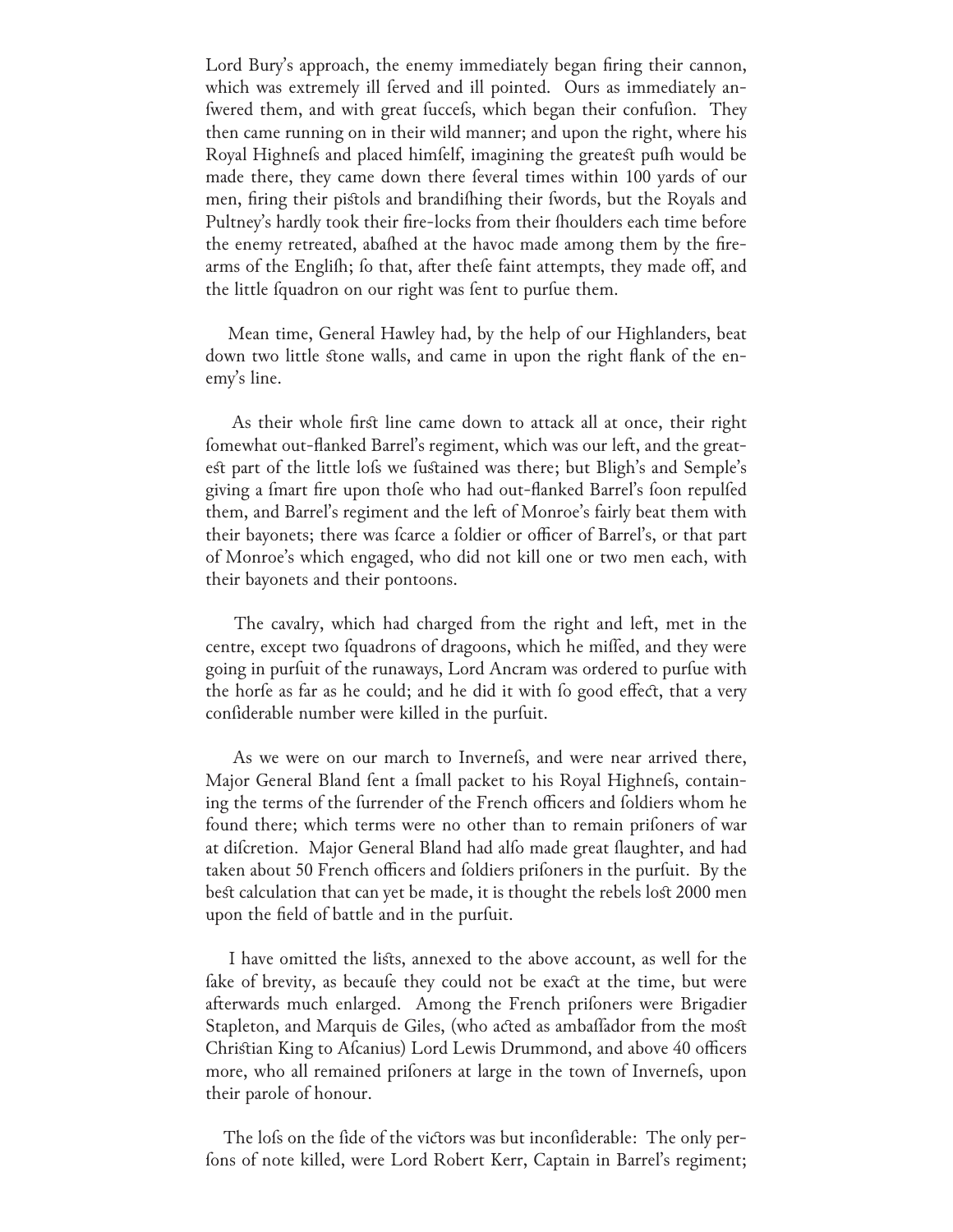Lord Bury's approach, the enemy immediately began firing their cannon, which was extremely ill ferved and ill pointed. Ours as immediately anfwered them, and with great fuccefs, which began their confufion. They then came running on in their wild manner; and upon the right, where his Royal Highnefs and placed himfelf, imagining the greateſt pufh would be made there, they came down there feveral times within 100 yards of our men, firing their piſtols and brandifhing their fwords, but the Royals and Pultney's hardly took their fire-locks from their fhoulders each time before the enemy retreated, abafhed at the havoc made among them by the fire-arms of the Englifh; fo that, after thefe faint attempts, they made off, and the little fquadron on our right was fent to purfue them.

Mean time, General Hawley had, by the help of our Highlanders, beat down two little ſtone walls, and came in upon the right flank of the enemy's line.

As their whole firſt line came down to attack all at once, their right fomewhat out-flanked Barrel's regiment, which was our left, and the greateſt part of the little lofs we fuſtained was there; but Bligh's and Semple's giving a fmart fire upon thofe who had out-flanked Barrel's foon repulfed them, and Barrel's regiment and the left of Monroe's fairly beat them with their bayonets; there was fcarce a foldier or officer of Barrel's, or that part of Monroe's which engaged, who did not kill one or two men each, with their bayonets and their pontoons.

The cavalry, which had charged from the right and left, met in the centre, except two fquadrons of dragoons, which he miffed, and they were going in purfuit of the runaways, Lord Ancram was ordered to purfue with the horfe as far as he could; and he did it with fo good effect, that a very confiderable number were killed in the purfuit.

As we were on our march to Invernefs, and were near arrived there, Major General Bland fent a fmall packet to his Royal Highnefs, containing the terms of the furrender of the French officers and foldiers whom he found there; which terms were no other than to remain prifoners of war at difcretion. Major General Bland had alfo made great flaughter, and had taken about 50 French officers and foldiers prifoners in the purfuit. By the beſt calculation that can yet be made, it is thought the rebels loſt 2000 men upon the field of battle and in the purfuit.

I have omitted the liſts, annexed to the above account, as well for the fake of brevity, as becaufe they could not be exact at the time, but were afterwards much enlarged. Among the French prifoners were Brigadier Stapleton, and Marquis de Giles, (who acted as ambaffador from the moſt Chriſtian King to Afcanius) Lord Lewis Drummond, and above 40 officers more, who all remained prifoners at large in the town of Invernefs, upon their parole of honour.

The lofs on the fide of the victors was but inconfiderable: The only perfons of note killed, were Lord Robert Kerr, Captain in Barrel's regiment;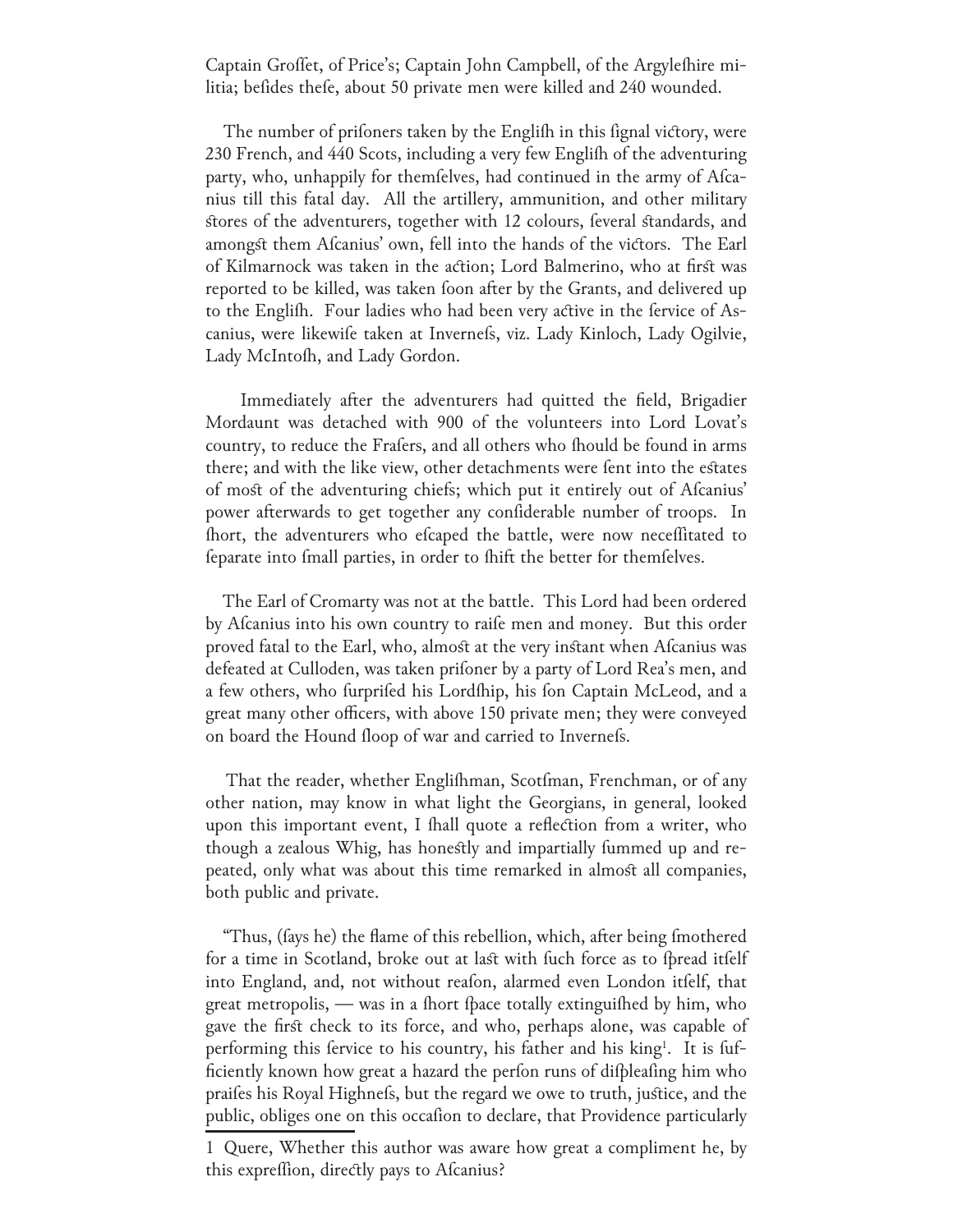Captain Groffet, of Price's; Captain John Campbell, of the Argylefhire militia; befides thefe, about 50 private men were killed and 240 wounded.

The number of prifoners taken by the Englifh in this fignal victory, were 230 French, and 440 Scots, including a very few Englifh of the adventuring party, who, unhappily for themfelves, had continued in the army of Afcanius till this fatal day. All the artillery, ammunition, and other military ftores of the adventurers, together with 12 colours, feveral ftandards, and amongft them Afcanius' own, fell into the hands of the victors. The Earl of Kilmarnock was taken in the action; Lord Balmerino, who at firft was reported to be killed, was taken foon after by the Grants, and delivered up to the Englifh. Four ladies who had been very active in the fervice of Ascanius, were likewife taken at Invernefs, viz. Lady Kinloch, Lady Ogilvie, Lady McIntofh, and Lady Gordon.

Immediately after the adventurers had quitted the field, Brigadier Mordaunt was detached with 900 of the volunteers into Lord Lovat's country, to reduce the Frafers, and all others who fhould be found in arms there; and with the like view, other detachments were fent into the eftates of moft of the adventuring chiefs; which put it entirely out of Afcanius' power afterwards to get together any confiderable number of troops. In fhort, the adventurers who efcaped the battle, were now neceffitated to feparate into fmall parties, in order to fhift the better for themfelves.

The Earl of Cromarty was not at the battle. This Lord had been ordered by Afcanius into his own country to raife men and money. But this order proved fatal to the Earl, who, almoft at the very inftant when Afcanius was defeated at Culloden, was taken prifoner by a party of Lord Rea's men, and a few others, who furprifed his Lordfhip, his fon Captain McLeod, and a great many other officers, with above 150 private men; they were conveyed on board the Hound floop of war and carried to Invernefs.

That the reader, whether Englifhman, Scotfman, Frenchman, or of any other nation, may know in what light the Georgians, in general, looked upon this important event, I fhall quote a reflection from a writer, who though a zealous Whig, has honeftly and impartially fummed up and repeated, only what was about this time remarked in almoft all companies, both public and private.

"Thus, (fays he) the flame of this rebellion, which, after being fmothered for a time in Scotland, broke out at laft with fuch force as to fpread itfelf into England, and, not without reafon, alarmed even London itfelf, that great metropolis, — was in a fhort fpace totally extinguifhed by him, who gave the firft check to its force, and who, perhaps alone, was capable of performing this fervice to his country, his father and his king[1]. It is fufficiently known how great a hazard the perfon runs of difpleafing him who praifes his Royal Highnefs, but the regard we owe to truth, juftice, and the public, obliges one on this occafion to declare, that Providence particularly

1 Quere, Whether this author was aware how great a compliment he, by this expreffion, directly pays to Afcanius?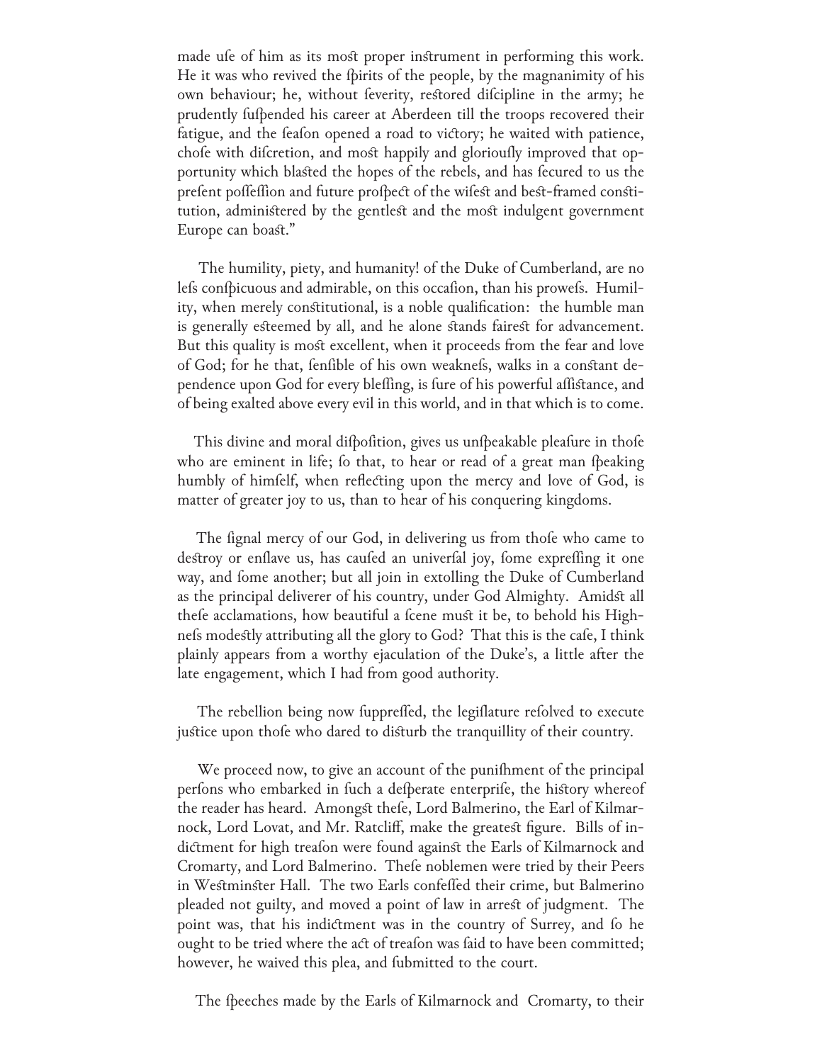made ufe of him as its moft proper inftrument in performing this work. He it was who revived the fpirits of the people, by the magnanimity of his own behaviour; he, without feverity, reftored difcipline in the army; he prudently fufpended his career at Aberdeen till the troops recovered their fatigue, and the feafon opened a road to victory; he waited with patience, chofe with difcretion, and moft happily and glorioufly improved that opportunity which blafted the hopes of the rebels, and has fecured to us the prefent poffeffion and future profpect of the wifeft and beft-framed conftitution, adminiftered by the gentleft and the moft indulgent government Europe can boaft."

The humility, piety, and humanity! of the Duke of Cumberland, are no lefs confpicuous and admirable, on this occafion, than his prowefs. Humility, when merely conftitutional, is a noble qualification: the humble man is generally efteemed by all, and he alone ftands faireft for advancement. But this quality is moft excellent, when it proceeds from the fear and love of God; for he that, fenfible of his own weaknefs, walks in a conftant dependence upon God for every bleffing, is fure of his powerful affiftance, and of being exalted above every evil in this world, and in that which is to come.

This divine and moral difpofition, gives us unfpeakable pleafure in thofe who are eminent in life; fo that, to hear or read of a great man fpeaking humbly of himfelf, when reflecting upon the mercy and love of God, is matter of greater joy to us, than to hear of his conquering kingdoms.

The fignal mercy of our God, in delivering us from thofe who came to deftroy or enflave us, has caufed an univerfal joy, fome expreffing it one way, and fome another; but all join in extolling the Duke of Cumberland as the principal deliverer of his country, under God Almighty. Amidft all thefe acclamations, how beautiful a fcene muft it be, to behold his Highnefs modeftly attributing all the glory to God? That this is the cafe, I think plainly appears from a worthy ejaculation of the Duke's, a little after the late engagement, which I had from good authority.

The rebellion being now fuppreffed, the legiflature refolved to execute juftice upon thofe who dared to difturb the tranquillity of their country.

We proceed now, to give an account of the punifhment of the principal perfons who embarked in fuch a defperate enterprife, the hiftory whereof the reader has heard. Amongft thefe, Lord Balmerino, the Earl of Kilmarnock, Lord Lovat, and Mr. Ratcliff, make the greateft figure. Bills of indictment for high treafon were found againft the Earls of Kilmarnock and Cromarty, and Lord Balmerino. Thefe noblemen were tried by their Peers in Weftminfter Hall. The two Earls confeffed their crime, but Balmerino pleaded not guilty, and moved a point of law in arreft of judgment. The point was, that his indictment was in the country of Surrey, and fo he ought to be tried where the act of treafon was faid to have been committed; however, he waived this plea, and fubmitted to the court.

The fpeeches made by the Earls of Kilmarnock and Cromarty, to their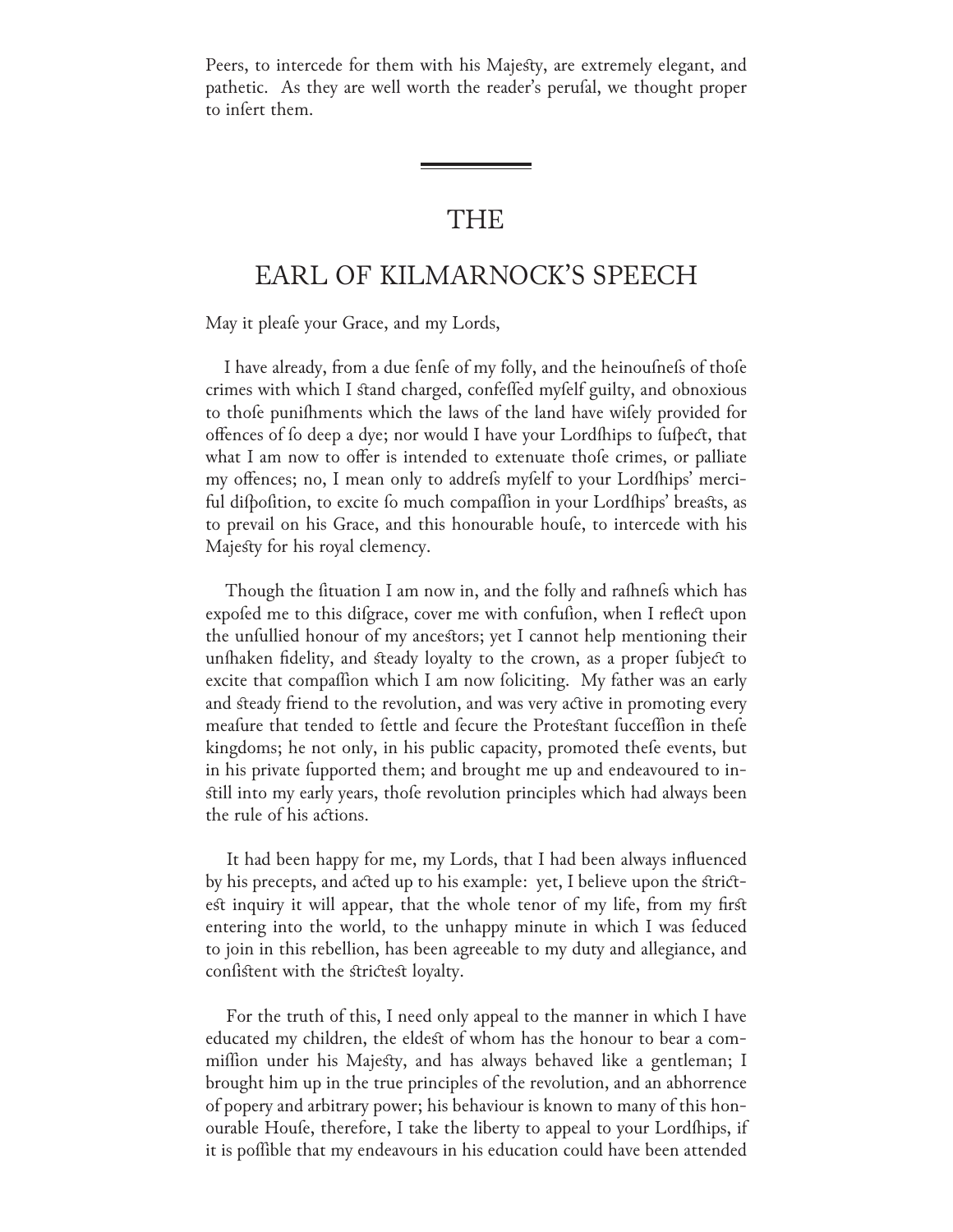Peers, to intercede for them with his Majeſty, are extremely elegant, and pathetic. As they are well worth the reader's peruſal, we thought proper to inſert them.

---

# THE

# EARL OF KILMARNOCK'S SPEECH

May it pleaſe your Grace, and my Lords,

I have already, from a due ſenſe of my folly, and the heinouſneſs of thoſe crimes with which I ſtand charged, confeſſed myſelf guilty, and obnoxious to thoſe puniſhments which the laws of the land have wiſely provided for offences of ſo deep a dye; nor would I have your Lordſhips to ſuſpect, that what I am now to offer is intended to extenuate thoſe crimes, or palliate my offences; no, I mean only to addreſs myſelf to your Lordſhips' merciful diſpoſition, to excite ſo much compaſſion in your Lordſhips' breaſts, as to prevail on his Grace, and this honourable houſe, to intercede with his Majeſty for his royal clemency.

Though the ſituation I am now in, and the folly and raſhneſs which has expoſed me to this diſgrace, cover me with confuſion, when I reflect upon the unſullied honour of my anceſtors; yet I cannot help mentioning their unſhaken fidelity, and ſteady loyalty to the crown, as a proper ſubject to excite that compaſſion which I am now ſoliciting. My father was an early and ſteady friend to the revolution, and was very active in promoting every meaſure that tended to ſettle and ſecure the Proteſtant ſucceſſion in theſe kingdoms; he not only, in his public capacity, promoted theſe events, but in his private ſupported them; and brought me up and endeavoured to inſtill into my early years, thoſe revolution principles which had always been the rule of his actions.

It had been happy for me, my Lords, that I had been always influenced by his precepts, and acted up to his example: yet, I believe upon the ſtricteſt inquiry it will appear, that the whole tenor of my life, from my firſt entering into the world, to the unhappy minute in which I was ſeduced to join in this rebellion, has been agreeable to my duty and allegiance, and conſiſtent with the ſtricteſt loyalty.

For the truth of this, I need only appeal to the manner in which I have educated my children, the eldeſt of whom has the honour to bear a commiſſion under his Majeſty, and has always behaved like a gentleman; I brought him up in the true principles of the revolution, and an abhorrence of popery and arbitrary power; his behaviour is known to many of this honourable Houſe, therefore, I take the liberty to appeal to your Lordſhips, if it is poſſible that my endeavours in his education could have been attended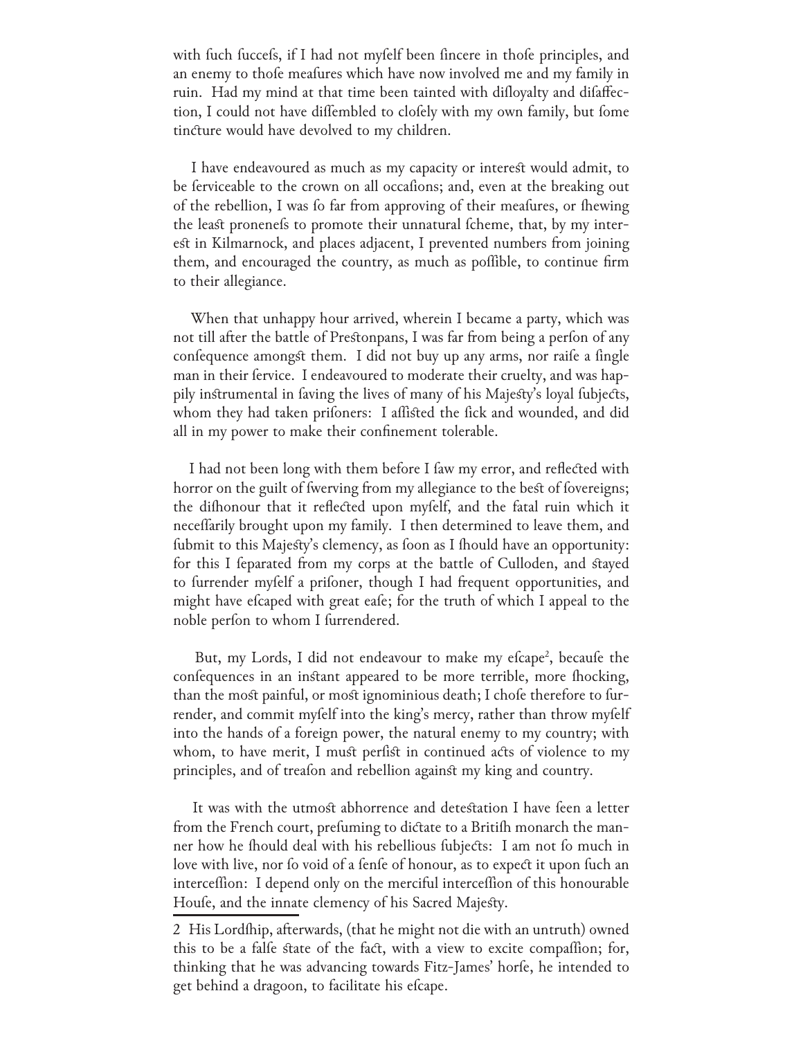with ſuch ſucceſs, if I had not myſelf been ſincere in thoſe principles, and an enemy to thoſe meaſures which have now involved me and my family in ruin. Had my mind at that time been tainted with diſloyalty and diſaffection, I could not have diſſembled to cloſely with my own family, but ſome tincture would have devolved to my children.

I have endeavoured as much as my capacity or intereſt would admit, to be ſerviceable to the crown on all occaſions; and, even at the breaking out of the rebellion, I was ſo far from approving of their meaſures, or ſhewing the leaſt proneneſs to promote their unnatural ſcheme, that, by my intereſt in Kilmarnock, and places adjacent, I prevented numbers from joining them, and encouraged the country, as much as poſſible, to continue firm to their allegiance.

When that unhappy hour arrived, wherein I became a party, which was not till after the battle of Preſtonpans, I was far from being a perſon of any conſequence amongſt them. I did not buy up any arms, nor raiſe a ſingle man in their ſervice. I endeavoured to moderate their cruelty, and was happily inſtrumental in ſaving the lives of many of his Majeſty's loyal ſubjects, whom they had taken priſoners: I aſſiſted the ſick and wounded, and did all in my power to make their confinement tolerable.

I had not been long with them before I ſaw my error, and reflected with horror on the guilt of ſwerving from my allegiance to the beſt of ſovereigns; the diſhonour that it reflected upon myſelf, and the fatal ruin which it neceſſarily brought upon my family. I then determined to leave them, and ſubmit to this Majeſty's clemency, as ſoon as I ſhould have an opportunity: for this I ſeparated from my corps at the battle of Culloden, and ſtayed to ſurrender myſelf a priſoner, though I had frequent opportunities, and might have eſcaped with great eaſe; for the truth of which I appeal to the noble perſon to whom I ſurrendered.

But, my Lords, I did not endeavour to make my eſcape[2], becauſe the conſequences in an inſtant appeared to be more terrible, more ſhocking, than the moſt painful, or moſt ignominious death; I choſe therefore to ſurrender, and commit myſelf into the king's mercy, rather than throw myſelf into the hands of a foreign power, the natural enemy to my country; with whom, to have merit, I muſt perſiſt in continued acts of violence to my principles, and of treaſon and rebellion againſt my king and country.

It was with the utmoſt abhorrence and deteſtation I have ſeen a letter from the French court, preſuming to dictate to a Britiſh monarch the manner how he ſhould deal with his rebellious ſubjects: I am not ſo much in love with live, nor ſo void of a ſenſe of honour, as to expect it upon ſuch an interceſſion: I depend only on the merciful interceſſion of this honourable Houſe, and the innate clemency of his Sacred Majeſty.

---

2 His Lordſhip, afterwards, (that he might not die with an untruth) owned this to be a falſe ſtate of the fact, with a view to excite compaſſion; for, thinking that he was advancing towards Fitz-James' horſe, he intended to get behind a dragoon, to facilitate his eſcape.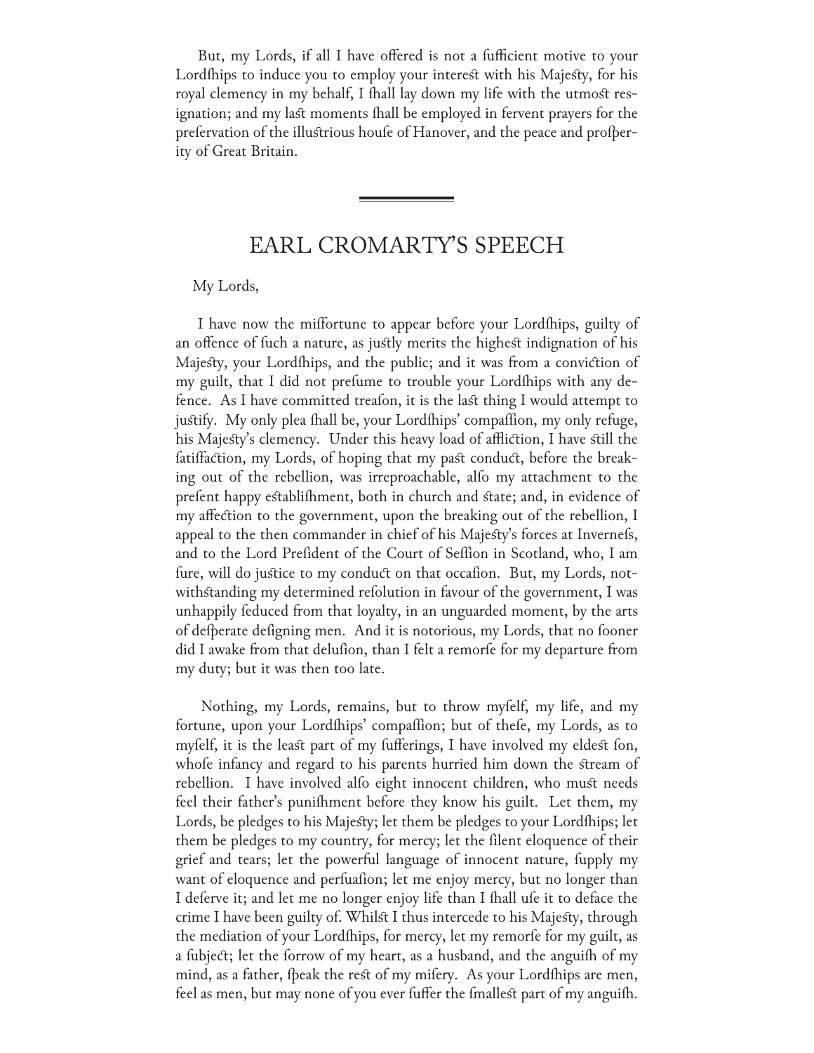But, my Lords, if all I have offered is not a fufficient motive to your Lordfhips to induce you to employ your intereft with his Majefty, for his royal clemency in my behalf, I fhall lay down my life with the utmoft refignation; and my laft moments fhall be employed in fervent prayers for the prefervation of the illuftrious houfe of Hanover, and the peace and profperity of Great Britain.

---

## EARL CROMARTY'S SPEECH

My Lords,

I have now the miffortune to appear before your Lordfhips, guilty of an offence of fuch a nature, as juftly merits the higheft indignation of his Majefty, your Lordfhips, and the public; and it was from a conviction of my guilt, that I did not prefume to trouble your Lordfhips with any defence. As I have committed treafon, it is the laft thing I would attempt to juftify. My only plea fhall be, your Lordfhips' compaffion, my only refuge, his Majefty's clemency. Under this heavy load of affliction, I have ftill the fatiffaction, my Lords, of hoping that my paft conduct, before the breaking out of the rebellion, was irreproachable, alfo my attachment to the prefent happy eftablifhment, both in church and ftate; and, in evidence of my affection to the government, upon the breaking out of the rebellion, I appeal to the then commander in chief of his Majefty's forces at Invernefs, and to the Lord Prefident of the Court of Seffion in Scotland, who, I am fure, will do juftice to my conduct on that occafion. But, my Lords, notwithftanding my determined refolution in favour of the government, I was unhappily feduced from that loyalty, in an unguarded moment, by the arts of defperate defigning men. And it is notorious, my Lords, that no fooner did I awake from that delufion, than I felt a remorfe for my departure from my duty; but it was then too late.

Nothing, my Lords, remains, but to throw myfelf, my life, and my fortune, upon your Lordfhips' compaffion; but of thefe, my Lords, as to myfelf, it is the leaft part of my fufferings, I have involved my eldeft fon, whofe infancy and regard to his parents hurried him down the ftream of rebellion. I have involved alfo eight innocent children, who muft needs feel their father's punifhment before they know his guilt. Let them, my Lords, be pledges to his Majefty; let them be pledges to your Lordfhips; let them be pledges to my country, for mercy; let the filent eloquence of their grief and tears; let the powerful language of innocent nature, fupply my want of eloquence and perfuafion; let me enjoy mercy, but no longer than I deferve it; and let me no longer enjoy life than I fhall ufe it to deface the crime I have been guilty of. Whilft I thus intercede to his Majefty, through the mediation of your Lordfhips, for mercy, let my remorfe for my guilt, as a fubject; let the forrow of my heart, as a hufband, and the anguifh of my mind, as a father, fpeak the reft of my mifery. As your Lordfhips are men, feel as men, but may none of you ever fuffer the fmalleft part of my anguifh.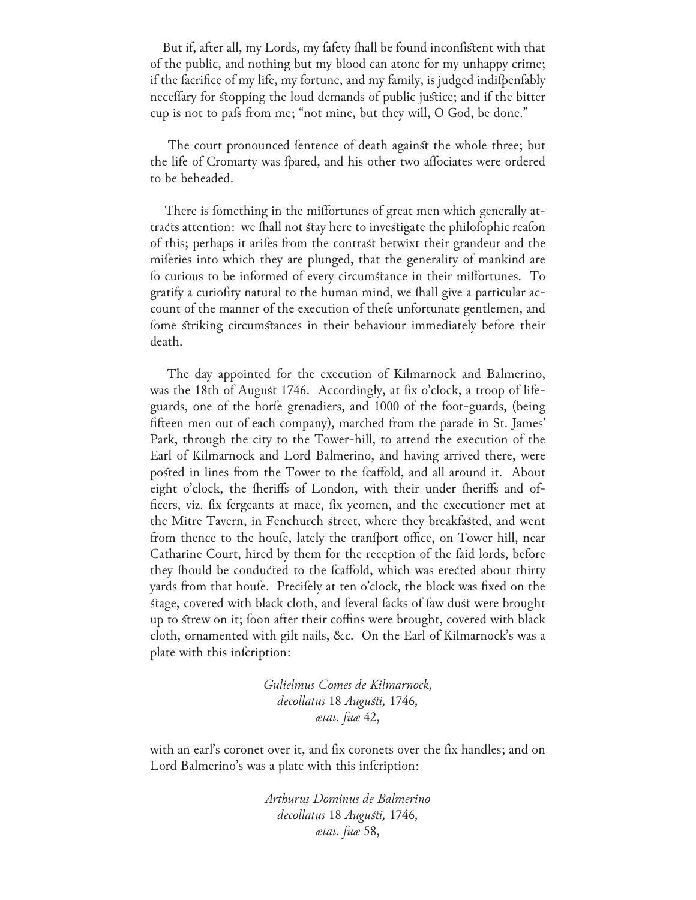But if, after all, my Lords, my ſafety ſhall be found inconſiſtent with that of the public, and nothing but my blood can atone for my unhappy crime; if the ſacrifice of my life, my fortune, and my family, is judged indiſpenſably neceſſary for ſtopping the loud demands of public juſtice; and if the bitter cup is not to paſs from me; "not mine, but they will, O God, be done."

The court pronounced ſentence of death againſt the whole three; but the life of Cromarty was ſpared, and his other two aſſociates were ordered to be beheaded.

There is ſomething in the miſfortunes of great men which generally attracts attention: we ſhall not ſtay here to inveſtigate the philoſophic reaſon of this; perhaps it ariſes from the contraſt betwixt their grandeur and the miſeries into which they are plunged, that the generality of mankind are ſo curious to be informed of every circumſtance in their miſfortunes. To gratify a curioſity natural to the human mind, we ſhall give a particular account of the manner of the execution of theſe unfortunate gentlemen, and ſome ſtriking circumſtances in their behaviour immediately before their death.

The day appointed for the execution of Kilmarnock and Balmerino, was the 18th of Auguſt 1746. Accordingly, at ſix o'clock, a troop of life-guards, one of the horſe grenadiers, and 1000 of the foot-guards, (being fifteen men out of each company), marched from the parade in St. James' Park, through the city to the Tower-hill, to attend the execution of the Earl of Kilmarnock and Lord Balmerino, and having arrived there, were poſted in lines from the Tower to the ſcaffold, and all around it. About eight o'clock, the ſheriffs of London, with their under ſheriffs and officers, viz. ſix ſergeants at mace, ſix yeomen, and the executioner met at the Mitre Tavern, in Fenchurch ſtreet, where they breakfaſted, and went from thence to the houſe, lately the tranſport office, on Tower hill, near Catharine Court, hired by them for the reception of the ſaid lords, before they ſhould be conducted to the ſcaffold, which was erected about thirty yards from that houſe. Preciſely at ten o'clock, the block was fixed on the ſtage, covered with black cloth, and ſeveral ſacks of ſaw duſt were brought up to ſtrew on it; ſoon after their coffins were brought, covered with black cloth, ornamented with gilt nails, &c. On the Earl of Kilmarnock's was a plate with this inſcription:

*Gulielmus Comes de Kilmarnock,*
*decollatus* 18 *Auguſti,* 1746*,*
*ætat. ſuæ* 42,

with an earl's coronet over it, and ſix coronets over the ſix handles; and on Lord Balmerino's was a plate with this inſcription:

*Arthurus Dominus de Balmerino*
*decollatus* 18 *Auguſti,* 1746*,*
*ætat. ſuæ* 58,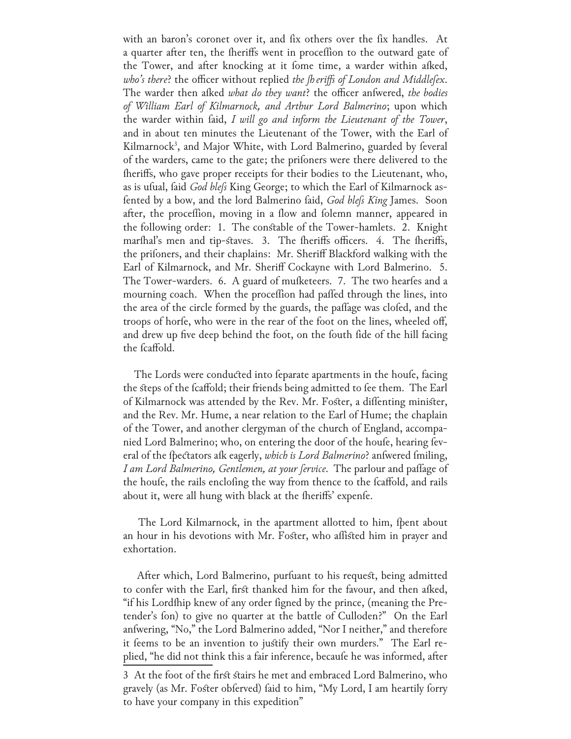with an baron's coronet over it, and fix others over the fix handles. At a quarter after ten, the fheriffs went in proceffion to the outward gate of the Tower, and after knocking at it fome time, a warder within afked, *who's there*? the officer without replied *the fh eriffs of London and Middlefex*. The warder then afked *what do they want*? the officer anfwered, *the bodies of William Earl of Kilmarnock, and Arthur Lord Balmerino*; upon which the warder within faid, *I will go and inform the Lieutenant of the Tower*, and in about ten minutes the Lieutenant of the Tower, with the Earl of Kilmarnock[3], and Major White, with Lord Balmerino, guarded by feveral of the warders, came to the gate; the prifoners were there delivered to the fheriffs, who gave proper receipts for their bodies to the Lieutenant, who, as is ufual, faid *God blefs* King George; to which the Earl of Kilmarnock affented by a bow, and the lord Balmerino faid, *God blefs King* James. Soon after, the proceffion, moving in a flow and folemn manner, appeared in the following order: 1. The conftable of the Tower-hamlets. 2. Knight marfhal's men and tip-ftaves. 3. The fheriffs officers. 4. The fheriffs, the prifoners, and their chaplains: Mr. Sheriff Blackford walking with the Earl of Kilmarnock, and Mr. Sheriff Cockayne with Lord Balmerino. 5. The Tower-warders. 6. A guard of mufketeers. 7. The two hearfes and a mourning coach. When the proceffion had paffed through the lines, into the area of the circle formed by the guards, the paffage was clofed, and the troops of horfe, who were in the rear of the foot on the lines, wheeled off, and drew up five deep behind the foot, on the fouth fide of the hill facing the fcaffold.

The Lords were conducted into feparate apartments in the houfe, facing the fteps of the fcaffold; their friends being admitted to fee them. The Earl of Kilmarnock was attended by the Rev. Mr. Fofter, a diffenting minifter, and the Rev. Mr. Hume, a near relation to the Earl of Hume; the chaplain of the Tower, and another clergyman of the church of England, accompanied Lord Balmerino; who, on entering the door of the houfe, hearing feveral of the fpectators afk eagerly, *which is Lord Balmerino*? anfwered fmiling, *I am Lord Balmerino, Gentlemen, at your fervice*. The parlour and paffage of the houfe, the rails enclofing the way from thence to the fcaffold, and rails about it, were all hung with black at the fheriffs' expenfe.

The Lord Kilmarnock, in the apartment allotted to him, fpent about an hour in his devotions with Mr. Fofter, who affifted him in prayer and exhortation.

After which, Lord Balmerino, purfuant to his requeft, being admitted to confer with the Earl, firft thanked him for the favour, and then afked, "if his Lordfhip knew of any order figned by the prince, (meaning the Pretender's fon) to give no quarter at the battle of Culloden?" On the Earl anfwering, "No," the Lord Balmerino added, "Nor I neither," and therefore it feems to be an invention to juftify their own murders." The Earl replied, "he did not think this a fair inference, becaufe he was informed, after

3 At the foot of the firft ftairs he met and embraced Lord Balmerino, who gravely (as Mr. Fofter obferved) faid to him, "My Lord, I am heartily forry to have your company in this expedition"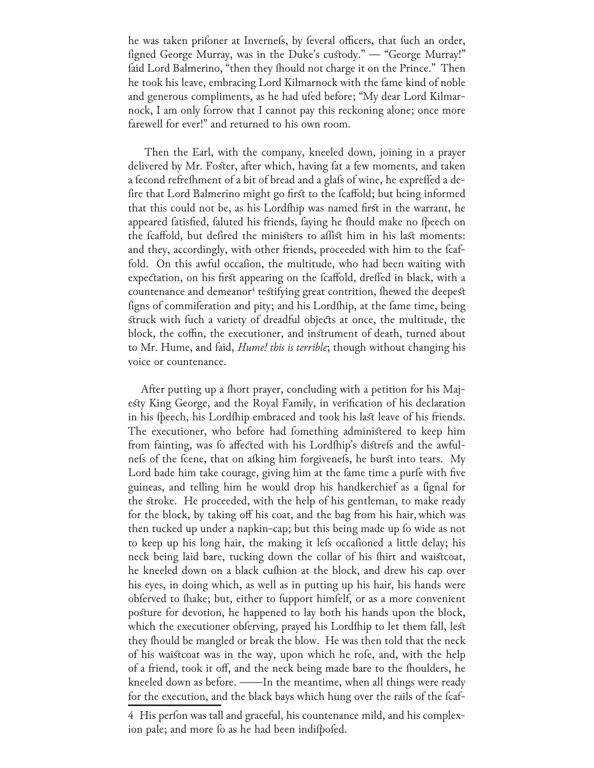he was taken prifoner at Invernefs, by feveral officers, that fuch an order, figned George Murray, was in the Duke's cuftody." — "George Murray!" faid Lord Balmerino, "then they fhould not charge it on the Prince." Then he took his leave, embracing Lord Kilmarnock with the fame kind of noble and generous compliments, as he had ufed before; "My dear Lord Kilmarnock, I am only forrow that I cannot pay this reckoning alone; once more farewell for ever!" and returned to his own room.

Then the Earl, with the company, kneeled down, joining in a prayer delivered by Mr. Fofter, after which, having fat a few moments, and taken a fecond refrefhment of a bit of bread and a glafs of wine, he expreffed a defire that Lord Balmerino might go firft to the fcaffold; but being informed that this could not be, as his Lordfhip was named firft in the warrant, he appeared fatisfied, faluted his friends, faying he fhould make no fpeech on the fcaffold, but defired the minifters to affift him in his laft moments: and they, accordingly, with other friends, proceeded with him to the fcaffold. On this awful occafion, the multitude, who had been waiting with expectation, on his firft appearing on the fcaffold, dreffed in black, with a countenance and demeanor[4] teftifying great contrition, fhewed the deepeft figns of commiferation and pity; and his Lordfhip, at the fame time, being ftruck with fuch a variety of dreadful objects at once, the multitude, the block, the coffin, the executioner, and inftrument of death, turned about to Mr. Hume, and faid, *Hume! this is terrible*; though without changing his voice or countenance.

After putting up a fhort prayer, concluding with a petition for his Majefty King George, and the Royal Family, in verification of his declaration in his fpeech, his Lordfhip embraced and took his laft leave of his friends. The executioner, who before had fomething adminiftered to keep him from fainting, was fo affected with his Lordfhip's diftrefs and the awfulnefs of the fcene, that on afking him forgivenefs, he burft into tears. My Lord bade him take courage, giving him at the fame time a purfe with five guineas, and telling him he would drop his handkerchief as a fignal for the ftroke. He proceeded, with the help of his gentleman, to make ready for the block, by taking off his coat, and the bag from his hair, which was then tucked up under a napkin-cap; but this being made up fo wide as not to keep up his long hair, the making it lefs occafioned a little delay; his neck being laid bare, tucking down the collar of his fhirt and waiftcoat, he kneeled down on a black cufhion at the block, and drew his cap over his eyes, in doing which, as well as in putting up his hair, his hands were obferved to fhake; but, either to fupport himfelf, or as a more convenient pofture for devotion, he happened to lay both his hands upon the block, which the executioner obferving, prayed his Lordfhip to let them fall, left they fhould be mangled or break the blow. He was then told that the neck of his waiftcoat was in the way, upon which he rofe, and, with the help of a friend, took it off, and the neck being made bare to the fhoulders, he kneeled down as before. ——In the meantime, when all things were ready for the execution, and the black bays which hung over the rails of the fcaf-

4 His perfon was tall and graceful, his countenance mild, and his complexion pale; and more fo as he had been indifpofed.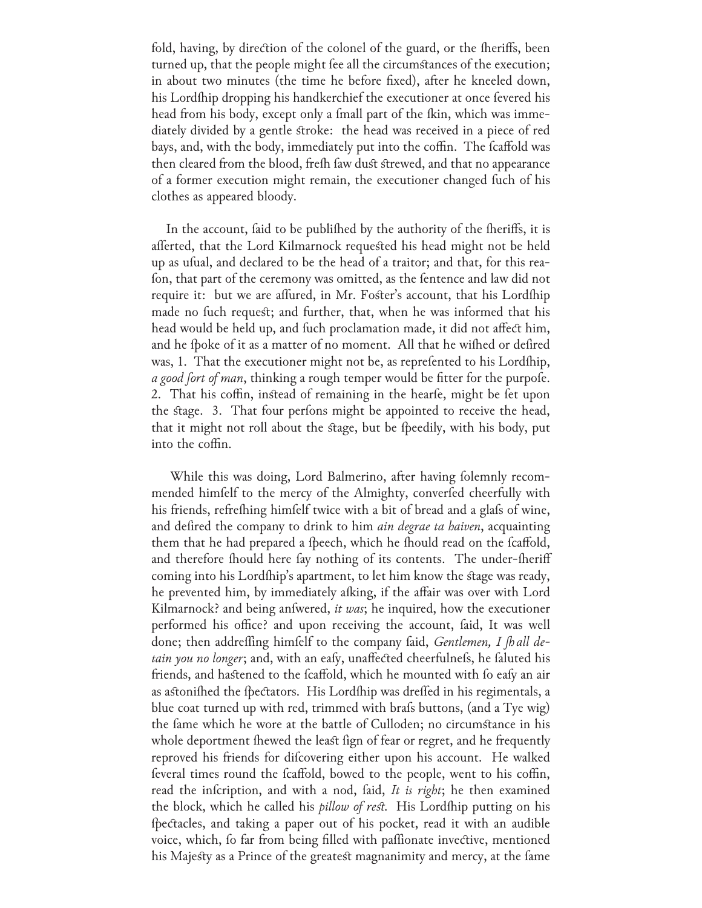fold, having, by direction of the colonel of the guard, or the ſheriffs, been turned up, that the people might ſee all the circumſtances of the execution; in about two minutes (the time he before fixed), after he kneeled down, his Lordſhip dropping his handkerchief the executioner at once ſevered his head from his body, except only a ſmall part of the ſkin, which was immediately divided by a gentle ſtroke: the head was received in a piece of red bays, and, with the body, immediately put into the coffin. The ſcaffold was then cleared from the blood, freſh ſaw duſt ſtrewed, and that no appearance of a former execution might remain, the executioner changed ſuch of his clothes as appeared bloody.

In the account, ſaid to be publiſhed by the authority of the ſheriffs, it is aſſerted, that the Lord Kilmarnock requeſted his head might not be held up as uſual, and declared to be the head of a traitor; and that, for this reaſon, that part of the ceremony was omitted, as the ſentence and law did not require it: but we are aſſured, in Mr. Foſter's account, that his Lordſhip made no ſuch requeſt; and further, that, when he was informed that his head would be held up, and ſuch proclamation made, it did not affect him, and he ſpoke of it as a matter of no moment. All that he wiſhed or deſired was, 1. That the executioner might not be, as repreſented to his Lordſhip, *a good ſort of man*, thinking a rough temper would be fitter for the purpoſe. 2. That his coffin, inſtead of remaining in the hearſe, might be ſet upon the ſtage. 3. That four perſons might be appointed to receive the head, that it might not roll about the ſtage, but be ſpeedily, with his body, put into the coffin.

While this was doing, Lord Balmerino, after having ſolemnly recommended himſelf to the mercy of the Almighty, converſed cheerfully with his friends, refreſhing himſelf twice with a bit of bread and a glaſs of wine, and deſired the company to drink to him *ain degrae ta haiven*, acquainting them that he had prepared a ſpeech, which he ſhould read on the ſcaffold, and therefore ſhould here ſay nothing of its contents. The under-ſheriff coming into his Lordſhip's apartment, to let him know the ſtage was ready, he prevented him, by immediately aſking, if the affair was over with Lord Kilmarnock? and being anſwered, *it was*; he inquired, how the executioner performed his office? and upon receiving the account, ſaid, It was well done; then addreſſing himſelf to the company ſaid, *Gentlemen, I ſhall detain you no longer*; and, with an eaſy, unaffected cheerfulneſs, he ſaluted his friends, and haſtened to the ſcaffold, which he mounted with ſo eaſy an air as aſtoniſhed the ſpectators. His Lordſhip was dreſſed in his regimentals, a blue coat turned up with red, trimmed with braſs buttons, (and a Tye wig) the ſame which he wore at the battle of Culloden; no circumſtance in his whole deportment ſhewed the leaſt ſign of fear or regret, and he frequently reproved his friends for diſcovering either upon his account. He walked ſeveral times round the ſcaffold, bowed to the people, went to his coffin, read the inſcription, and with a nod, ſaid, *It is right*; he then examined the block, which he called his *pillow of reſt*. His Lordſhip putting on his ſpectacles, and taking a paper out of his pocket, read it with an audible voice, which, ſo far from being filled with paſſionate invective, mentioned his Majeſty as a Prince of the greateſt magnanimity and mercy, at the ſame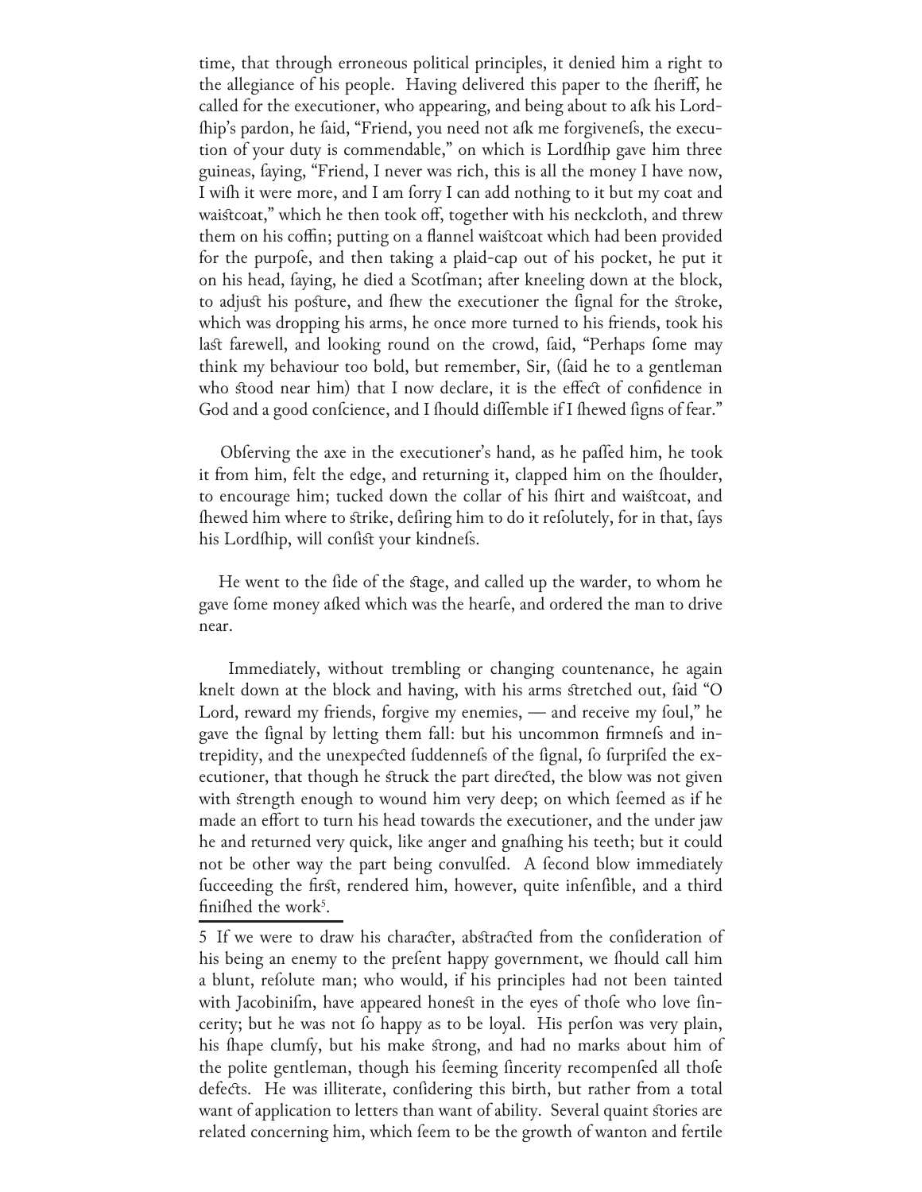time, that through erroneous political principles, it denied him a right to the allegiance of his people. Having delivered this paper to the ſheriff, he called for the executioner, who appearing, and being about to aſk his Lordſhip's pardon, he ſaid, "Friend, you need not aſk me forgiveneſs, the execution of your duty is commendable," on which is Lordſhip gave him three guineas, ſaying, "Friend, I never was rich, this is all the money I have now, I wiſh it were more, and I am ſorry I can add nothing to it but my coat and waiſtcoat," which he then took off, together with his neckcloth, and threw them on his coffin; putting on a flannel waiſtcoat which had been provided for the purpoſe, and then taking a plaid-cap out of his pocket, he put it on his head, ſaying, he died a Scotſman; after kneeling down at the block, to adjuſt his poſture, and ſhew the executioner the ſignal for the ſtroke, which was dropping his arms, he once more turned to his friends, took his laſt farewell, and looking round on the crowd, ſaid, "Perhaps ſome may think my behaviour too bold, but remember, Sir, (ſaid he to a gentleman who ſtood near him) that I now declare, it is the effect of confidence in God and a good conſcience, and I ſhould diſſemble if I ſhewed ſigns of fear."

Obſerving the axe in the executioner's hand, as he paſſed him, he took it from him, felt the edge, and returning it, clapped him on the ſhoulder, to encourage him; tucked down the collar of his ſhirt and waiſtcoat, and ſhewed him where to ſtrike, deſiring him to do it reſolutely, for in that, ſays his Lordſhip, will conſiſt your kindneſs.

He went to the ſide of the ſtage, and called up the warder, to whom he gave ſome money aſked which was the hearſe, and ordered the man to drive near.

Immediately, without trembling or changing countenance, he again knelt down at the block and having, with his arms ſtretched out, ſaid "O Lord, reward my friends, forgive my enemies, — and receive my ſoul," he gave the ſignal by letting them fall: but his uncommon firmneſs and intrepidity, and the unexpected ſuddenneſs of the ſignal, ſo ſurpriſed the executioner, that though he ſtruck the part directed, the blow was not given with ſtrength enough to wound him very deep; on which ſeemed as if he made an effort to turn his head towards the executioner, and the under jaw he and returned very quick, like anger and gnaſhing his teeth; but it could not be other way the part being convulſed. A ſecond blow immediately ſucceeding the firſt, rendered him, however, quite inſenſible, and a third finiſhed the work[5].

---

5 If we were to draw his character, abſtracted from the conſideration of his being an enemy to the preſent happy government, we ſhould call him a blunt, reſolute man; who would, if his principles had not been tainted with Jacobiniſm, have appeared honeſt in the eyes of thoſe who love ſincerity; but he was not ſo happy as to be loyal. His perſon was very plain, his ſhape clumſy, but his make ſtrong, and had no marks about him of the polite gentleman, though his ſeeming ſincerity recompenſed all thoſe defects. He was illiterate, conſidering this birth, but rather from a total want of application to letters than want of ability. Several quaint ſtories are related concerning him, which ſeem to be the growth of wanton and fertile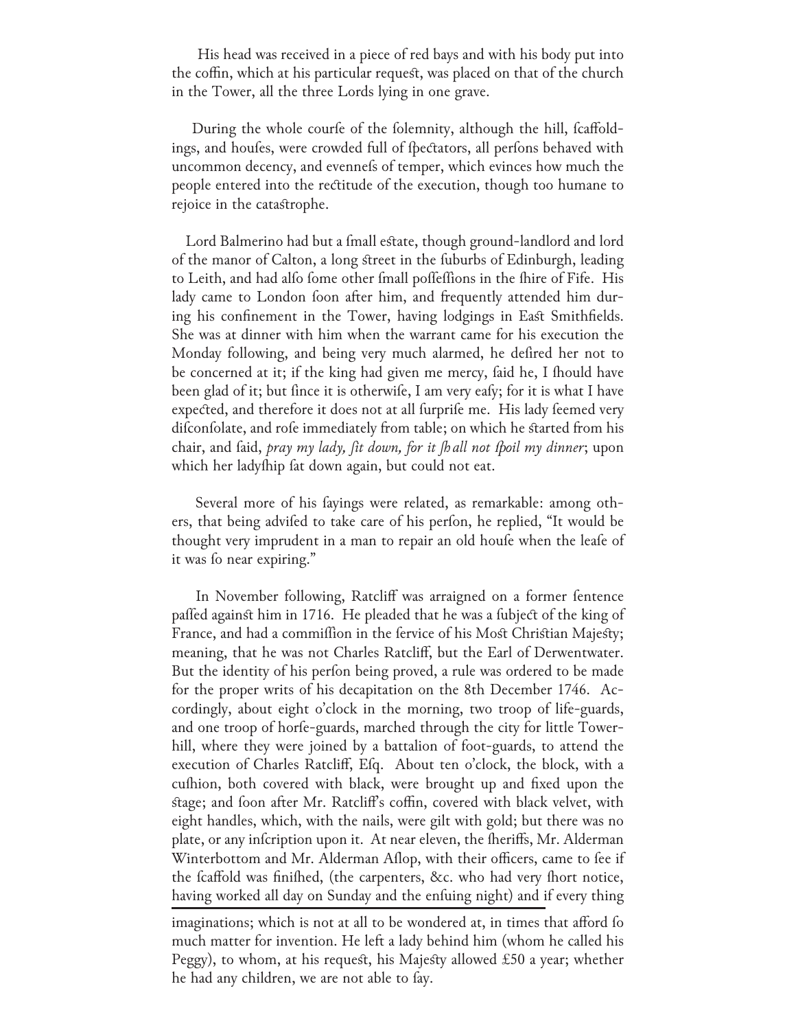His head was received in a piece of red bays and with his body put into the coffin, which at his particular requeſt, was placed on that of the church in the Tower, all the three Lords lying in one grave.

During the whole courſe of the ſolemnity, although the hill, ſcaffoldings, and houſes, were crowded full of ſpectators, all perſons behaved with uncommon decency, and evenneſs of temper, which evinces how much the people entered into the rectitude of the execution, though too humane to rejoice in the cataſtrophe.

Lord Balmerino had but a ſmall eſtate, though ground-landlord and lord of the manor of Calton, a long ſtreet in the ſuburbs of Edinburgh, leading to Leith, and had alſo ſome other ſmall poſſeſſions in the ſhire of Fife. His lady came to London ſoon after him, and frequently attended him during his confinement in the Tower, having lodgings in Eaſt Smithfields. She was at dinner with him when the warrant came for his execution the Monday following, and being very much alarmed, he deſired her not to be concerned at it; if the king had given me mercy, ſaid he, I ſhould have been glad of it; but ſince it is otherwiſe, I am very eaſy; for it is what I have expected, and therefore it does not at all ſurpriſe me. His lady ſeemed very diſconſolate, and roſe immediately from table; on which he ſtarted from his chair, and ſaid, *pray my lady, ſit down, for it ſhall not ſpoil my dinner*; upon which her ladyſhip ſat down again, but could not eat.

Several more of his ſayings were related, as remarkable: among others, that being adviſed to take care of his perſon, he replied, "It would be thought very imprudent in a man to repair an old houſe when the leaſe of it was ſo near expiring."

In November following, Ratcliff was arraigned on a former ſentence paſſed againſt him in 1716. He pleaded that he was a ſubject of the king of France, and had a commiſſion in the ſervice of his Moſt Chriſtian Majeſty; meaning, that he was not Charles Ratcliff, but the Earl of Derwentwater. But the identity of his perſon being proved, a rule was ordered to be made for the proper writs of his decapitation on the 8th December 1746. Accordingly, about eight o'clock in the morning, two troop of life-guards, and one troop of horſe-guards, marched through the city for little Tower-hill, where they were joined by a battalion of foot-guards, to attend the execution of Charles Ratcliff, Eſq. About ten o'clock, the block, with a cuſhion, both covered with black, were brought up and fixed upon the ſtage; and ſoon after Mr. Ratcliff's coffin, covered with black velvet, with eight handles, which, with the nails, were gilt with gold; but there was no plate, or any inſcription upon it. At near eleven, the ſheriffs, Mr. Alderman Winterbottom and Mr. Alderman Aſlop, with their officers, came to ſee if the ſcaffold was finiſhed, (the carpenters, &c. who had very ſhort notice, having worked all day on Sunday and the enſuing night) and if every thing

---

imaginations; which is not at all to be wondered at, in times that afford ſo much matter for invention. He left a lady behind him (whom he called his Peggy), to whom, at his requeſt, his Majeſty allowed £50 a year; whether he had any children, we are not able to ſay.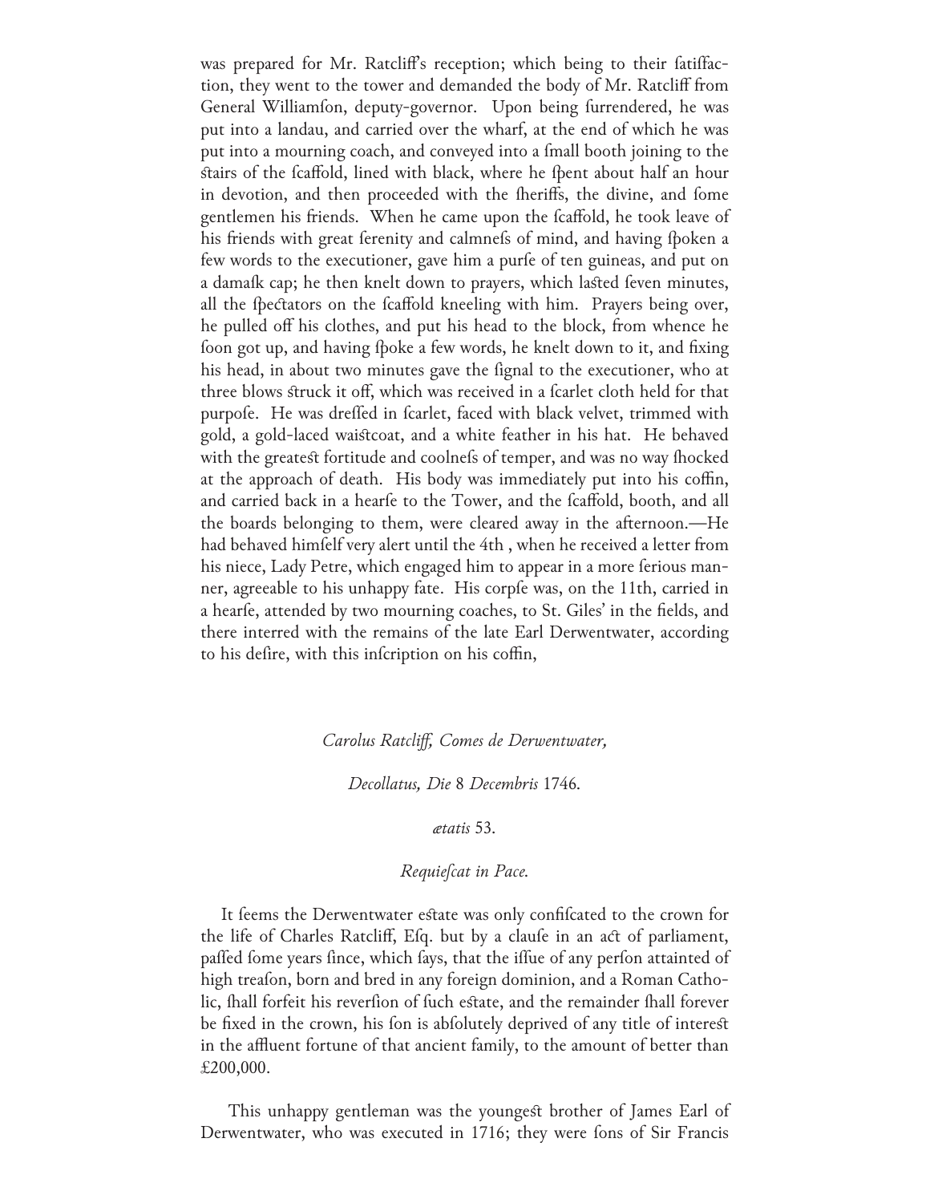was prepared for Mr. Ratcliff's reception; which being to their fatiffaction, they went to the tower and demanded the body of Mr. Ratcliff from General Williamfon, deputy-governor. Upon being furrendered, he was put into a landau, and carried over the wharf, at the end of which he was put into a mourning coach, and conveyed into a fmall booth joining to the ftairs of the fcaffold, lined with black, where he fpent about half an hour in devotion, and then proceeded with the fheriffs, the divine, and fome gentlemen his friends. When he came upon the fcaffold, he took leave of his friends with great ferenity and calmnefs of mind, and having fpoken a few words to the executioner, gave him a purfe of ten guineas, and put on a damafk cap; he then knelt down to prayers, which lafted feven minutes, all the fpectators on the fcaffold kneeling with him. Prayers being over, he pulled off his clothes, and put his head to the block, from whence he foon got up, and having fpoke a few words, he knelt down to it, and fixing his head, in about two minutes gave the fignal to the executioner, who at three blows ftruck it off, which was received in a fcarlet cloth held for that purpofe. He was dreffed in fcarlet, faced with black velvet, trimmed with gold, a gold-laced waiftcoat, and a white feather in his hat. He behaved with the greateft fortitude and coolnefs of temper, and was no way fhocked at the approach of death. His body was immediately put into his coffin, and carried back in a hearfe to the Tower, and the fcaffold, booth, and all the boards belonging to them, were cleared away in the afternoon.—He had behaved himfelf very alert until the 4th , when he received a letter from his niece, Lady Petre, which engaged him to appear in a more ferious manner, agreeable to his unhappy fate. His corpfe was, on the 11th, carried in a hearfe, attended by two mourning coaches, to St. Giles' in the fields, and there interred with the remains of the late Earl Derwentwater, according to his defire, with this infcription on his coffin,

*Carolus Ratcliff, Comes de Derwentwater,*

*Decollatus, Die* 8 *Decembris* 1746.

*ætatis* 53.

*Requiefcat in Pace.*

It feems the Derwentwater eftate was only confifcated to the crown for the life of Charles Ratcliff, Efq. but by a claufe in an act of parliament, paffed fome years fince, which fays, that the iffue of any perfon attainted of high treafon, born and bred in any foreign dominion, and a Roman Catholic, fhall forfeit his reverfion of fuch eftate, and the remainder fhall forever be fixed in the crown, his fon is abfolutely deprived of any title of intereft in the affluent fortune of that ancient family, to the amount of better than £200,000.

This unhappy gentleman was the youngeft brother of James Earl of Derwentwater, who was executed in 1716; they were fons of Sir Francis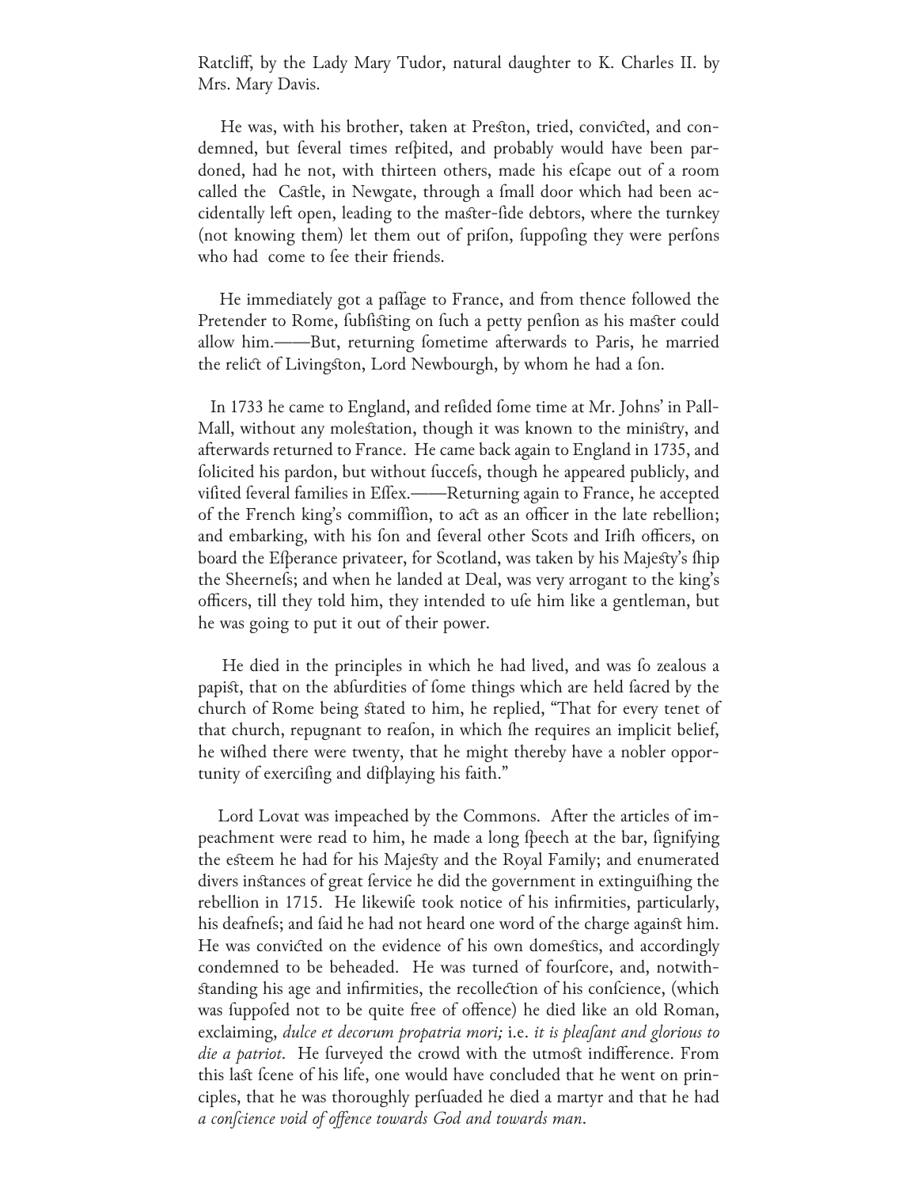Ratcliff, by the Lady Mary Tudor, natural daughter to K. Charles II. by Mrs. Mary Davis.

He was, with his brother, taken at Preſton, tried, convicted, and condemned, but ſeveral times reſpited, and probably would have been pardoned, had he not, with thirteen others, made his eſcape out of a room called the Caſtle, in Newgate, through a ſmall door which had been accidentally left open, leading to the maſter-ſide debtors, where the turnkey (not knowing them) let them out of priſon, ſuppoſing they were perſons who had come to ſee their friends.

He immediately got a paſſage to France, and from thence followed the Pretender to Rome, ſubſiſting on ſuch a petty penſion as his maſter could allow him.——But, returning ſometime afterwards to Paris, he married the relict of Livingſton, Lord Newbourgh, by whom he had a ſon.

In 1733 he came to England, and reſided ſome time at Mr. Johns' in Pall-Mall, without any moleſtation, though it was known to the miniſtry, and afterwards returned to France. He came back again to England in 1735, and ſolicited his pardon, but without ſucceſs, though he appeared publicly, and viſited ſeveral families in Eſſex.——Returning again to France, he accepted of the French king's commiſſion, to act as an officer in the late rebellion; and embarking, with his ſon and ſeveral other Scots and Iriſh officers, on board the Eſperance privateer, for Scotland, was taken by his Majeſty's ſhip the Sheerneſs; and when he landed at Deal, was very arrogant to the king's officers, till they told him, they intended to uſe him like a gentleman, but he was going to put it out of their power.

He died in the principles in which he had lived, and was ſo zealous a papiſt, that on the abſurdities of ſome things which are held ſacred by the church of Rome being ſtated to him, he replied, "That for every tenet of that church, repugnant to reaſon, in which ſhe requires an implicit belief, he wiſhed there were twenty, that he might thereby have a nobler opportunity of exerciſing and diſplaying his faith."

Lord Lovat was impeached by the Commons. After the articles of impeachment were read to him, he made a long ſpeech at the bar, ſignifying the eſteem he had for his Majeſty and the Royal Family; and enumerated divers inſtances of great ſervice he did the government in extinguiſhing the rebellion in 1715. He likewiſe took notice of his infirmities, particularly, his deafneſs; and ſaid he had not heard one word of the charge againſt him. He was convicted on the evidence of his own domeſtics, and accordingly condemned to be beheaded. He was turned of fourſcore, and, notwithſtanding his age and infirmities, the recollection of his conſcience, (which was ſuppoſed not to be quite free of offence) he died like an old Roman, exclaiming, *dulce et decorum propatria mori;* i.e. *it is pleaſant and glorious to die a patriot*. He ſurveyed the crowd with the utmoſt indifference. From this laſt ſcene of his life, one would have concluded that he went on principles, that he was thoroughly perſuaded he died a martyr and that he had *a conſcience void of offence towards God and towards man*.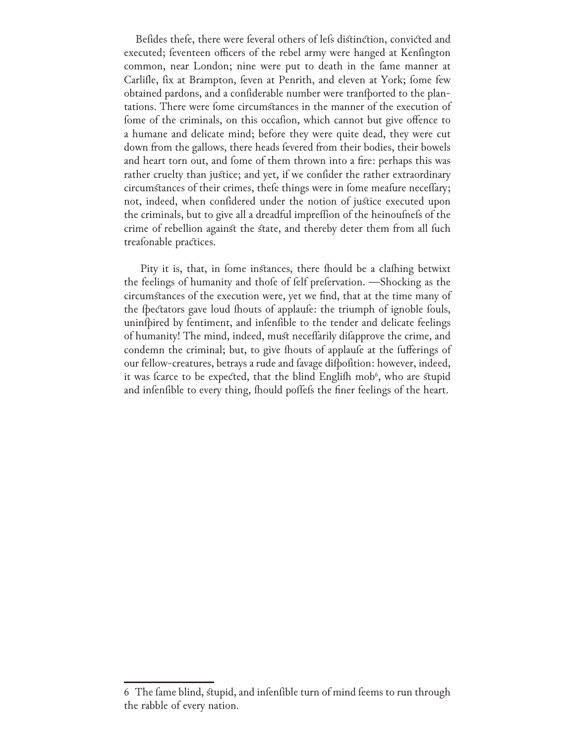Befides thefe, there were feveral others of lefs diſtinction, convicted and executed; feventeen officers of the rebel army were hanged at Kenfington common, near London; nine were put to death in the fame manner at Carlifle, fix at Brampton, feven at Penrith, and eleven at York; fome few obtained pardons, and a confiderable number were tranfported to the plantations. There were fome circumſtances in the manner of the execution of fome of the criminals, on this occafion, which cannot but give offence to a humane and delicate mind; before they were quite dead, they were cut down from the gallows, there heads fevered from their bodies, their bowels and heart torn out, and fome of them thrown into a fire: perhaps this was rather cruelty than juſtice; and yet, if we confider the rather extraordinary circumſtances of their crimes, thefe things were in fome meafure neceffary; not, indeed, when confidered under the notion of juſtice executed upon the criminals, but to give all a dreadful impreffion of the heinoufnefs of the crime of rebellion againſt the ſtate, and thereby deter them from all fuch treafonable practices.

Pity it is, that, in fome inſtances, there fhould be a clafhing betwixt the feelings of humanity and thofe of felf prefervation. —Shocking as the circumſtances of the execution were, yet we find, that at the time many of the fpectators gave loud fhouts of applaufe: the triumph of ignoble fouls, uninfpired by fentiment, and infenfible to the tender and delicate feelings of humanity! The mind, indeed, muſt neceffarily difapprove the crime, and condemn the criminal; but, to give fhouts of applaufe at the fufferings of our fellow-creatures, betrays a rude and favage difpofition: however, indeed, it was fcarce to be expected, that the blind Englifh mob[6], who are ſtupid and infenfible to every thing, fhould poffefs the finer feelings of the heart.

6 The fame blind, ſtupid, and infenfible turn of mind feems to run through the rabble of every nation.